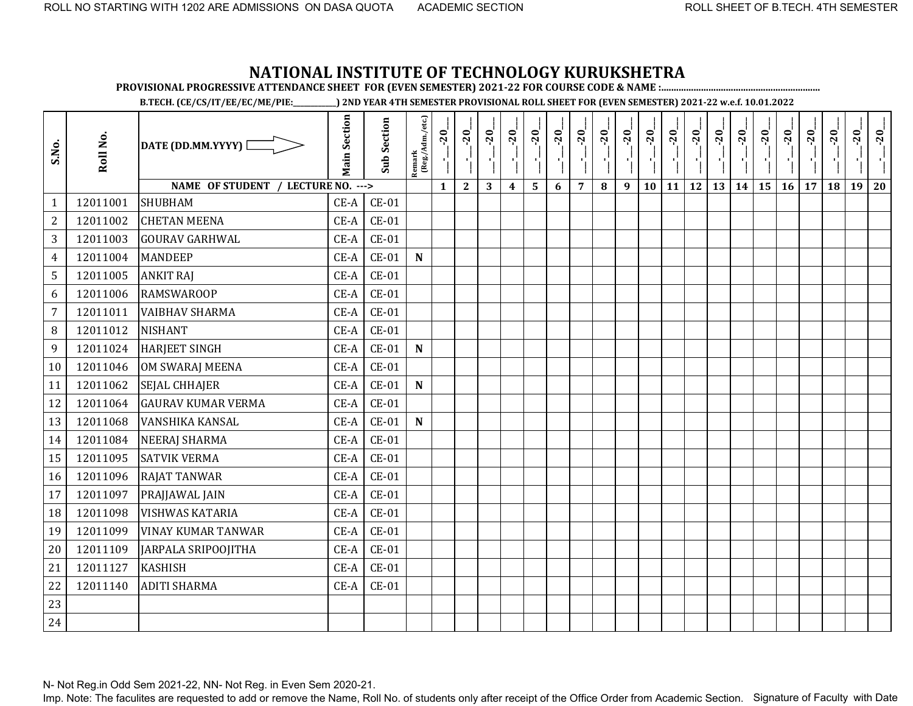ROLL NO STARTING WITH 1202 ARE ADMISSIONS ON DASA QUOTA ACADEMIC SECTION ROLL SHEET OF B.TECH. 4TH SEMESTER

# NATIONAL INSTITUTE OF TECHNOLOGY KURUKSHETRA

**PROVISIONAL PROGRESSIVE ATTENDANCE SHEET FOR (EVEN SEMESTER) 2021-22 FOR COURSE CODE & NAME :..............................................................**

**B.TECH. (CE/CS/IT/EE/EC/ME/PIE:___________) 2ND YEAR 4TH SEMESTER PROVISIONAL ROLL SHEET FOR (EVEN SEMESTER) 2021-22 w.e.f. 10.01.2022**

| S.No. | Roll No. | DATE (DD.MM.YYYY) ⇨ | Main Section | Sub Section | Remark (Reg./Adm./etc.) | __-__-20__ | __-__-20__ | __-__-20__ | __-__-20__ | __-__-20__ | __-__-20__ | __-__-20__ | __-__-20__ | __-__-20__ | __-__-20__ | __-__-20__ | __-__-20__ | __-__-20__ | __-__-20__ | __-__-20__ | __-__-20__ | __-__-20__ | __-__-20__ | __-__-20__ | __-__-20__ |
|---|---|---|---|---|---|---|---|---|---|---|---|---|---|---|---|---|---|---|---|---|---|---|---|---|---|
| | | NAME OF STUDENT / LECTURE NO. ---> | | | | 1 | 2 | 3 | 4 | 5 | 6 | 7 | 8 | 9 | 10 | 11 | 12 | 13 | 14 | 15 | 16 | 17 | 18 | 19 | 20 |
| 1 | 12011001 | SHUBHAM | CE-A | CE-01 | | | | | | | | | | | | | | | | | | | | | |
| 2 | 12011002 | CHETAN MEENA | CE-A | CE-01 | | | | | | | | | | | | | | | | | | | | | |
| 3 | 12011003 | GOURAV GARHWAL | CE-A | CE-01 | | | | | | | | | | | | | | | | | | | | | |
| 4 | 12011004 | MANDEEP | CE-A | CE-01 | **N** | | | | | | | | | | | | | | | | | | | | |
| 5 | 12011005 | ANKIT RAJ | CE-A | CE-01 | | | | | | | | | | | | | | | | | | | | | |
| 6 | 12011006 | RAMSWAROOP | CE-A | CE-01 | | | | | | | | | | | | | | | | | | | | | |
| 7 | 12011011 | VAIBHAV SHARMA | CE-A | CE-01 | | | | | | | | | | | | | | | | | | | | | |
| 8 | 12011012 | NISHANT | CE-A | CE-01 | | | | | | | | | | | | | | | | | | | | | |
| 9 | 12011024 | HARJEET SINGH | CE-A | CE-01 | **N** | | | | | | | | | | | | | | | | | | | | |
| 10 | 12011046 | OM SWARAJ MEENA | CE-A | CE-01 | | | | | | | | | | | | | | | | | | | | | |
| 11 | 12011062 | SEJAL CHHAJER | CE-A | CE-01 | **N** | | | | | | | | | | | | | | | | | | | | |
| 12 | 12011064 | GAURAV KUMAR VERMA | CE-A | CE-01 | | | | | | | | | | | | | | | | | | | | | |
| 13 | 12011068 | VANSHIKA KANSAL | CE-A | CE-01 | **N** | | | | | | | | | | | | | | | | | | | | |
| 14 | 12011084 | NEERAJ SHARMA | CE-A | CE-01 | | | | | | | | | | | | | | | | | | | | | |
| 15 | 12011095 | SATVIK VERMA | CE-A | CE-01 | | | | | | | | | | | | | | | | | | | | | |
| 16 | 12011096 | RAJAT TANWAR | CE-A | CE-01 | | | | | | | | | | | | | | | | | | | | | |
| 17 | 12011097 | PRAJJAWAL JAIN | CE-A | CE-01 | | | | | | | | | | | | | | | | | | | | | |
| 18 | 12011098 | VISHWAS KATARIA | CE-A | CE-01 | | | | | | | | | | | | | | | | | | | | | |
| 19 | 12011099 | VINAY KUMAR TANWAR | CE-A | CE-01 | | | | | | | | | | | | | | | | | | | | | |
| 20 | 12011109 | JARPALA SRIPOOJITHA | CE-A | CE-01 | | | | | | | | | | | | | | | | | | | | | |
| 21 | 12011127 | KASHISH | CE-A | CE-01 | | | | | | | | | | | | | | | | | | | | | |
| 22 | 12011140 | ADITI SHARMA | CE-A | CE-01 | | | | | | | | | | | | | | | | | | | | | |
| 23 | | | | | | | | | | | | | | | | | | | | | | | | | |
| 24 | | | | | | | | | | | | | | | | | | | | | | | | | |

N- Not Reg.in Odd Sem 2021-22, NN- Not Reg. in Even Sem 2020-21.

Imp. Note: The faculites are requested to add or remove the Name, Roll No. of students only after receipt of the Office Order from Academic Section. Signature of Faculty with Date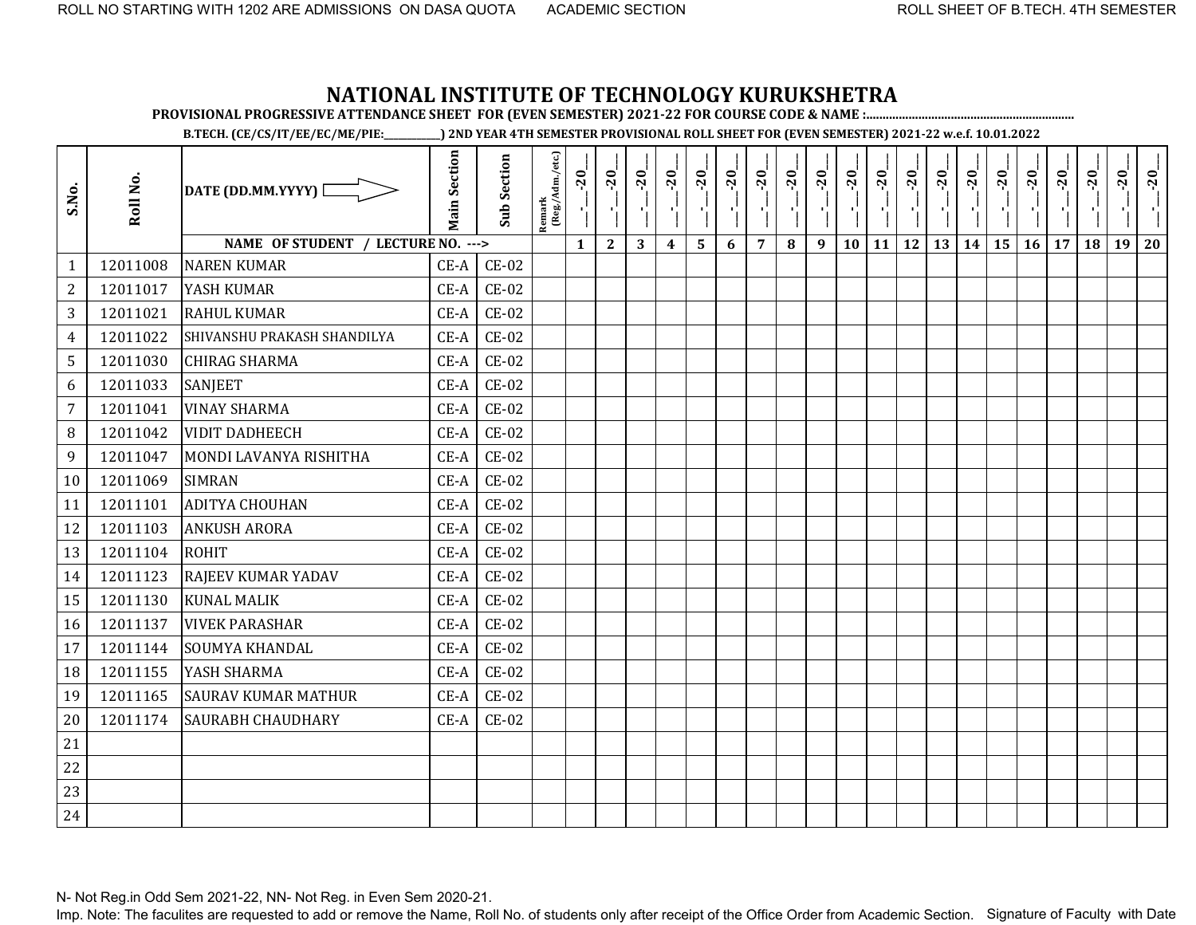ROLL NO STARTING WITH 1202 ARE ADMISSIONS ON DASA QUOTA     ACADEMIC SECTION     ROLL SHEET OF B.TECH. 4TH SEMESTER

# NATIONAL INSTITUTE OF TECHNOLOGY KURUKSHETRA

**PROVISIONAL PROGRESSIVE ATTENDANCE SHEET FOR (EVEN SEMESTER) 2021-22 FOR COURSE CODE & NAME :...............................................................**

**B.TECH. (CE/CS/IT/EE/EC/ME/PIE:___________) 2ND YEAR 4TH SEMESTER PROVISIONAL ROLL SHEET FOR (EVEN SEMESTER) 2021-22 w.e.f. 10.01.2022**

| S.No. | Roll No. | DATE (DD.MM.YYYY) ⇨ | Main Section | Sub Section | Remark (Reg./Adm./etc.) | __-__-20__ | __-__-20__ | __-__-20__ | __-__-20__ | __-__-20__ | __-__-20__ | __-__-20__ | __-__-20__ | __-__-20__ | __-__-20__ | __-__-20__ | __-__-20__ | __-__-20__ | __-__-20__ | __-__-20__ | __-__-20__ | __-__-20__ | __-__-20__ | __-__-20__ | __-__-20__ |
|---|---|---|---|---|---|---|---|---|---|---|---|---|---|---|---|---|---|---|---|---|---|---|---|---|---|
| | | NAME OF STUDENT / LECTURE NO. ---> | | | | 1 | 2 | 3 | 4 | 5 | 6 | 7 | 8 | 9 | 10 | 11 | 12 | 13 | 14 | 15 | 16 | 17 | 18 | 19 | 20 |
| 1 | 12011008 | NAREN KUMAR | CE-A | CE-02 | | | | | | | | | | | | | | | | | | | | | |
| 2 | 12011017 | YASH KUMAR | CE-A | CE-02 | | | | | | | | | | | | | | | | | | | | | |
| 3 | 12011021 | RAHUL KUMAR | CE-A | CE-02 | | | | | | | | | | | | | | | | | | | | | |
| 4 | 12011022 | SHIVANSHU PRAKASH SHANDILYA | CE-A | CE-02 | | | | | | | | | | | | | | | | | | | | | |
| 5 | 12011030 | CHIRAG SHARMA | CE-A | CE-02 | | | | | | | | | | | | | | | | | | | | | |
| 6 | 12011033 | SANJEET | CE-A | CE-02 | | | | | | | | | | | | | | | | | | | | | |
| 7 | 12011041 | VINAY SHARMA | CE-A | CE-02 | | | | | | | | | | | | | | | | | | | | | |
| 8 | 12011042 | VIDIT DADHEECH | CE-A | CE-02 | | | | | | | | | | | | | | | | | | | | | |
| 9 | 12011047 | MONDI LAVANYA RISHITHA | CE-A | CE-02 | | | | | | | | | | | | | | | | | | | | | |
| 10 | 12011069 | SIMRAN | CE-A | CE-02 | | | | | | | | | | | | | | | | | | | | | |
| 11 | 12011101 | ADITYA CHOUHAN | CE-A | CE-02 | | | | | | | | | | | | | | | | | | | | | |
| 12 | 12011103 | ANKUSH ARORA | CE-A | CE-02 | | | | | | | | | | | | | | | | | | | | | |
| 13 | 12011104 | ROHIT | CE-A | CE-02 | | | | | | | | | | | | | | | | | | | | | |
| 14 | 12011123 | RAJEEV KUMAR YADAV | CE-A | CE-02 | | | | | | | | | | | | | | | | | | | | | |
| 15 | 12011130 | KUNAL MALIK | CE-A | CE-02 | | | | | | | | | | | | | | | | | | | | | |
| 16 | 12011137 | VIVEK PARASHAR | CE-A | CE-02 | | | | | | | | | | | | | | | | | | | | | |
| 17 | 12011144 | SOUMYA KHANDAL | CE-A | CE-02 | | | | | | | | | | | | | | | | | | | | | |
| 18 | 12011155 | YASH SHARMA | CE-A | CE-02 | | | | | | | | | | | | | | | | | | | | | |
| 19 | 12011165 | SAURAV KUMAR MATHUR | CE-A | CE-02 | | | | | | | | | | | | | | | | | | | | | |
| 20 | 12011174 | SAURABH CHAUDHARY | CE-A | CE-02 | | | | | | | | | | | | | | | | | | | | | |
| 21 | | | | | | | | | | | | | | | | | | | | | | | | | |
| 22 | | | | | | | | | | | | | | | | | | | | | | | | | |
| 23 | | | | | | | | | | | | | | | | | | | | | | | | | |
| 24 | | | | | | | | | | | | | | | | | | | | | | | | | |

N- Not Reg.in Odd Sem 2021-22, NN- Not Reg. in Even Sem 2020-21.

Imp. Note: The faculites are requested to add or remove the Name, Roll No. of students only after receipt of the Office Order from Academic Section.     Signature of Faculty with Date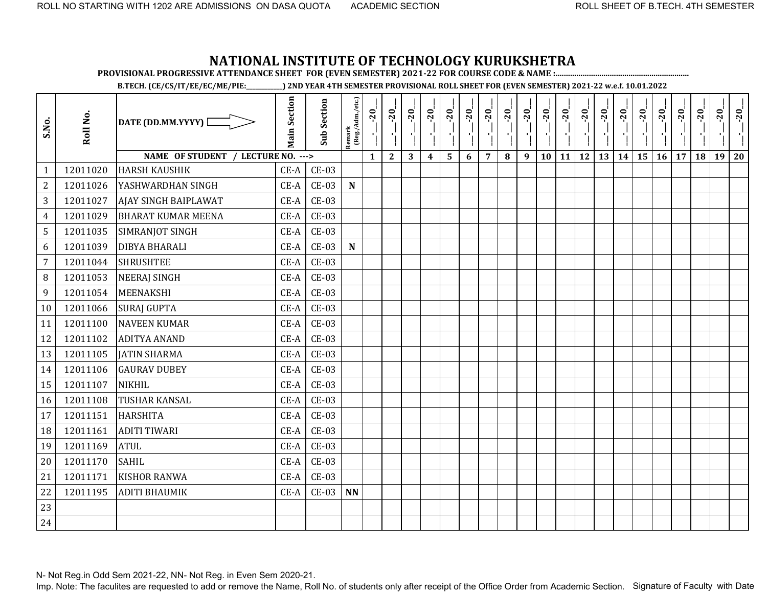ROLL NO STARTING WITH 1202 ARE ADMISSIONS ON DASA QUOTA ACADEMIC SECTION ROLL SHEET OF B.TECH. 4TH SEMESTER

# NATIONAL INSTITUTE OF TECHNOLOGY KURUKSHETRA

**PROVISIONAL PROGRESSIVE ATTENDANCE SHEET FOR (EVEN SEMESTER) 2021-22 FOR COURSE CODE & NAME :..............................................................**

**B.TECH. (CE/CS/IT/EE/EC/ME/PIE:___________) 2ND YEAR 4TH SEMESTER PROVISIONAL ROLL SHEET FOR (EVEN SEMESTER) 2021-22 w.e.f. 10.01.2022**

| S.No. | Roll No. | DATE (DD.MM.YYYY) | Main Section | Sub Section | Remark (Reg./Adm./etc.) | __-__-20__ | __-__-20__ | __-__-20__ | __-__-20__ | __-__-20__ | __-__-20__ | __-__-20__ | __-__-20__ | __-__-20__ | __-__-20__ | __-__-20__ | __-__-20__ | __-__-20__ | __-__-20__ | __-__-20__ | __-__-20__ | __-__-20__ | __-__-20__ | __-__-20__ | __-__-20__ |
|---|---|---|---|---|---|---|---|---|---|---|---|---|---|---|---|---|---|---|---|---|---|---|---|---|---|
| | | NAME OF STUDENT / LECTURE NO. ---> | | | | 1 | 2 | 3 | 4 | 5 | 6 | 7 | 8 | 9 | 10 | 11 | 12 | 13 | 14 | 15 | 16 | 17 | 18 | 19 | 20 |
| 1 | 12011020 | HARSH KAUSHIK | CE-A | CE-03 | | | | | | | | | | | | | | | | | | | | | |
| 2 | 12011026 | YASHWARDHAN SINGH | CE-A | CE-03 | N | | | | | | | | | | | | | | | | | | | | |
| 3 | 12011027 | AJAY SINGH BAIPLAWAT | CE-A | CE-03 | | | | | | | | | | | | | | | | | | | | | |
| 4 | 12011029 | BHARAT KUMAR MEENA | CE-A | CE-03 | | | | | | | | | | | | | | | | | | | | | |
| 5 | 12011035 | SIMRANJOT SINGH | CE-A | CE-03 | | | | | | | | | | | | | | | | | | | | | |
| 6 | 12011039 | DIBYA BHARALI | CE-A | CE-03 | N | | | | | | | | | | | | | | | | | | | | |
| 7 | 12011044 | SHRUSHTEE | CE-A | CE-03 | | | | | | | | | | | | | | | | | | | | | |
| 8 | 12011053 | NEERAJ SINGH | CE-A | CE-03 | | | | | | | | | | | | | | | | | | | | | |
| 9 | 12011054 | MEENAKSHI | CE-A | CE-03 | | | | | | | | | | | | | | | | | | | | | |
| 10 | 12011066 | SURAJ GUPTA | CE-A | CE-03 | | | | | | | | | | | | | | | | | | | | | |
| 11 | 12011100 | NAVEEN KUMAR | CE-A | CE-03 | | | | | | | | | | | | | | | | | | | | | |
| 12 | 12011102 | ADITYA ANAND | CE-A | CE-03 | | | | | | | | | | | | | | | | | | | | | |
| 13 | 12011105 | JATIN SHARMA | CE-A | CE-03 | | | | | | | | | | | | | | | | | | | | | |
| 14 | 12011106 | GAURAV DUBEY | CE-A | CE-03 | | | | | | | | | | | | | | | | | | | | | |
| 15 | 12011107 | NIKHIL | CE-A | CE-03 | | | | | | | | | | | | | | | | | | | | | |
| 16 | 12011108 | TUSHAR KANSAL | CE-A | CE-03 | | | | | | | | | | | | | | | | | | | | | |
| 17 | 12011151 | HARSHITA | CE-A | CE-03 | | | | | | | | | | | | | | | | | | | | | |
| 18 | 12011161 | ADITI TIWARI | CE-A | CE-03 | | | | | | | | | | | | | | | | | | | | | |
| 19 | 12011169 | ATUL | CE-A | CE-03 | | | | | | | | | | | | | | | | | | | | | |
| 20 | 12011170 | SAHIL | CE-A | CE-03 | | | | | | | | | | | | | | | | | | | | | |
| 21 | 12011171 | KISHOR RANWA | CE-A | CE-03 | | | | | | | | | | | | | | | | | | | | | |
| 22 | 12011195 | ADITI BHAUMIK | CE-A | CE-03 | NN | | | | | | | | | | | | | | | | | | | | |
| 23 | | | | | | | | | | | | | | | | | | | | | | | | | |
| 24 | | | | | | | | | | | | | | | | | | | | | | | | | |

N- Not Reg.in Odd Sem 2021-22, NN- Not Reg. in Even Sem 2020-21.

Imp. Note: The faculites are requested to add or remove the Name, Roll No. of students only after receipt of the Office Order from Academic Section. Signature of Faculty with Date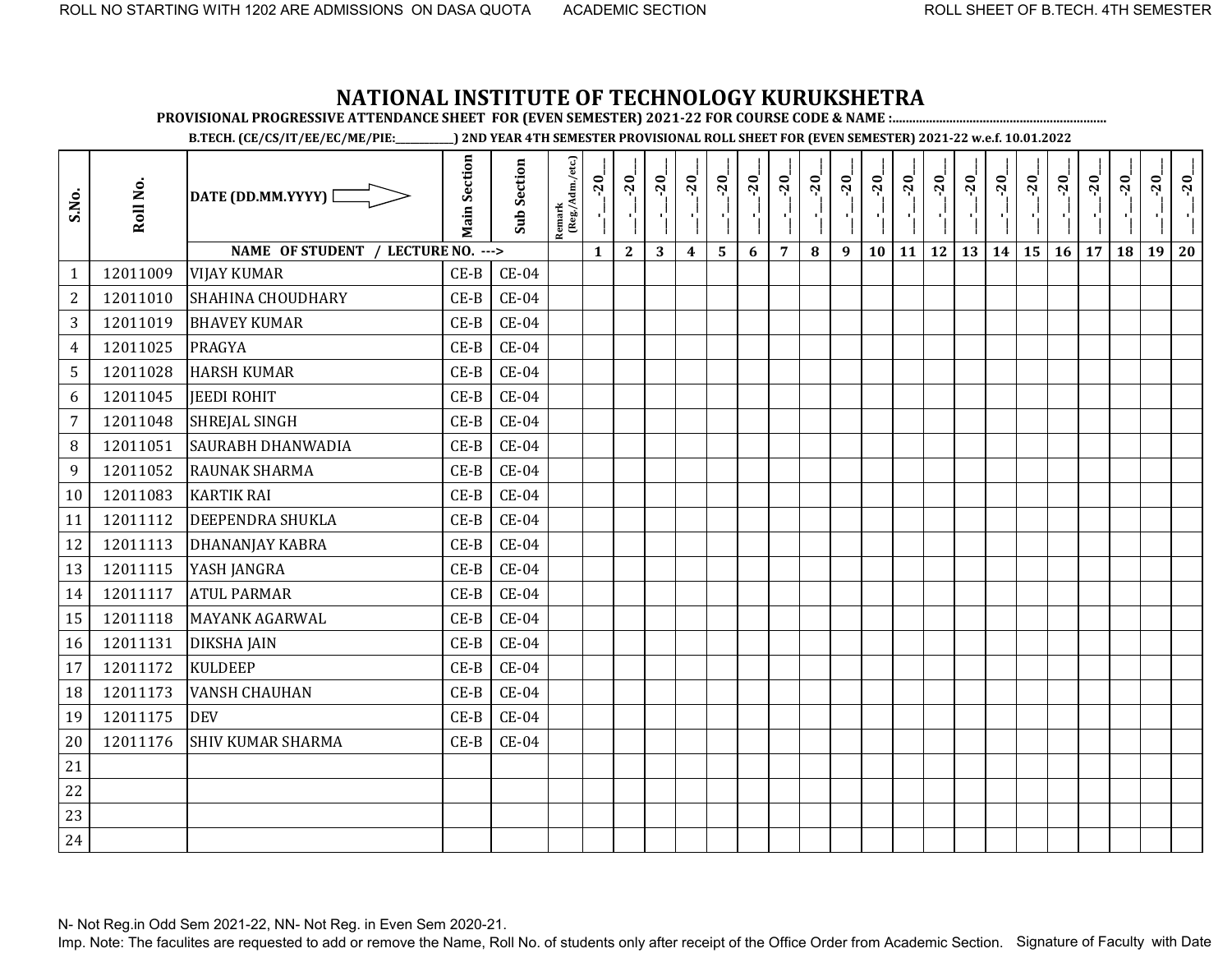# NATIONAL INSTITUTE OF TECHNOLOGY KURUKSHETRA

**PROVISIONAL PROGRESSIVE ATTENDANCE SHEET FOR (EVEN SEMESTER) 2021-22 FOR COURSE CODE & NAME :...............................................................**

**B.TECH. (CE/CS/IT/EE/EC/ME/PIE:___________) 2ND YEAR 4TH SEMESTER PROVISIONAL ROLL SHEET FOR (EVEN SEMESTER) 2021-22 w.e.f. 10.01.2022**

| S.No. | Roll No. | DATE (DD.MM.YYYY) ⇨ | Main Section | Sub Section | Remark (Reg./Adm./etc.) | __-__-20__ | __-__-20__ | __-__-20__ | __-__-20__ | __-__-20__ | __-__-20__ | __-__-20__ | __-__-20__ | __-__-20__ | __-__-20__ | __-__-20__ | __-__-20__ | __-__-20__ | __-__-20__ | __-__-20__ | __-__-20__ | __-__-20__ | __-__-20__ | __-__-20__ | __-__-20__ |
|---|---|---|---|---|---|---|---|---|---|---|---|---|---|---|---|---|---|---|---|---|---|---|---|---|---|
| | | **NAME OF STUDENT / LECTURE NO. --->** | | | | 1 | 2 | 3 | 4 | 5 | 6 | 7 | 8 | 9 | 10 | 11 | 12 | 13 | 14 | 15 | 16 | 17 | 18 | 19 | 20 |
| 1 | 12011009 | VIJAY KUMAR | CE-B | CE-04 | | | | | | | | | | | | | | | | | | | | | |
| 2 | 12011010 | SHAHINA CHOUDHARY | CE-B | CE-04 | | | | | | | | | | | | | | | | | | | | | |
| 3 | 12011019 | BHAVEY KUMAR | CE-B | CE-04 | | | | | | | | | | | | | | | | | | | | | |
| 4 | 12011025 | PRAGYA | CE-B | CE-04 | | | | | | | | | | | | | | | | | | | | | |
| 5 | 12011028 | HARSH KUMAR | CE-B | CE-04 | | | | | | | | | | | | | | | | | | | | | |
| 6 | 12011045 | JEEDI ROHIT | CE-B | CE-04 | | | | | | | | | | | | | | | | | | | | | |
| 7 | 12011048 | SHREJAL SINGH | CE-B | CE-04 | | | | | | | | | | | | | | | | | | | | | |
| 8 | 12011051 | SAURABH DHANWADIA | CE-B | CE-04 | | | | | | | | | | | | | | | | | | | | | |
| 9 | 12011052 | RAUNAK SHARMA | CE-B | CE-04 | | | | | | | | | | | | | | | | | | | | | |
| 10 | 12011083 | KARTIK RAI | CE-B | CE-04 | | | | | | | | | | | | | | | | | | | | | |
| 11 | 12011112 | DEEPENDRA SHUKLA | CE-B | CE-04 | | | | | | | | | | | | | | | | | | | | | |
| 12 | 12011113 | DHANANJAY KABRA | CE-B | CE-04 | | | | | | | | | | | | | | | | | | | | | |
| 13 | 12011115 | YASH JANGRA | CE-B | CE-04 | | | | | | | | | | | | | | | | | | | | | |
| 14 | 12011117 | ATUL PARMAR | CE-B | CE-04 | | | | | | | | | | | | | | | | | | | | | |
| 15 | 12011118 | MAYANK AGARWAL | CE-B | CE-04 | | | | | | | | | | | | | | | | | | | | | |
| 16 | 12011131 | DIKSHA JAIN | CE-B | CE-04 | | | | | | | | | | | | | | | | | | | | | |
| 17 | 12011172 | KULDEEP | CE-B | CE-04 | | | | | | | | | | | | | | | | | | | | | |
| 18 | 12011173 | VANSH CHAUHAN | CE-B | CE-04 | | | | | | | | | | | | | | | | | | | | | |
| 19 | 12011175 | DEV | CE-B | CE-04 | | | | | | | | | | | | | | | | | | | | | |
| 20 | 12011176 | SHIV KUMAR SHARMA | CE-B | CE-04 | | | | | | | | | | | | | | | | | | | | | |
| 21 | | | | | | | | | | | | | | | | | | | | | | | | | |
| 22 | | | | | | | | | | | | | | | | | | | | | | | | | |
| 23 | | | | | | | | | | | | | | | | | | | | | | | | | |
| 24 | | | | | | | | | | | | | | | | | | | | | | | | | |

N- Not Reg.in Odd Sem 2021-22, NN- Not Reg. in Even Sem 2020-21.

Imp. Note: The faculites are requested to add or remove the Name, Roll No. of students only after receipt of the Office Order from Academic Section.

Signature of Faculty with Date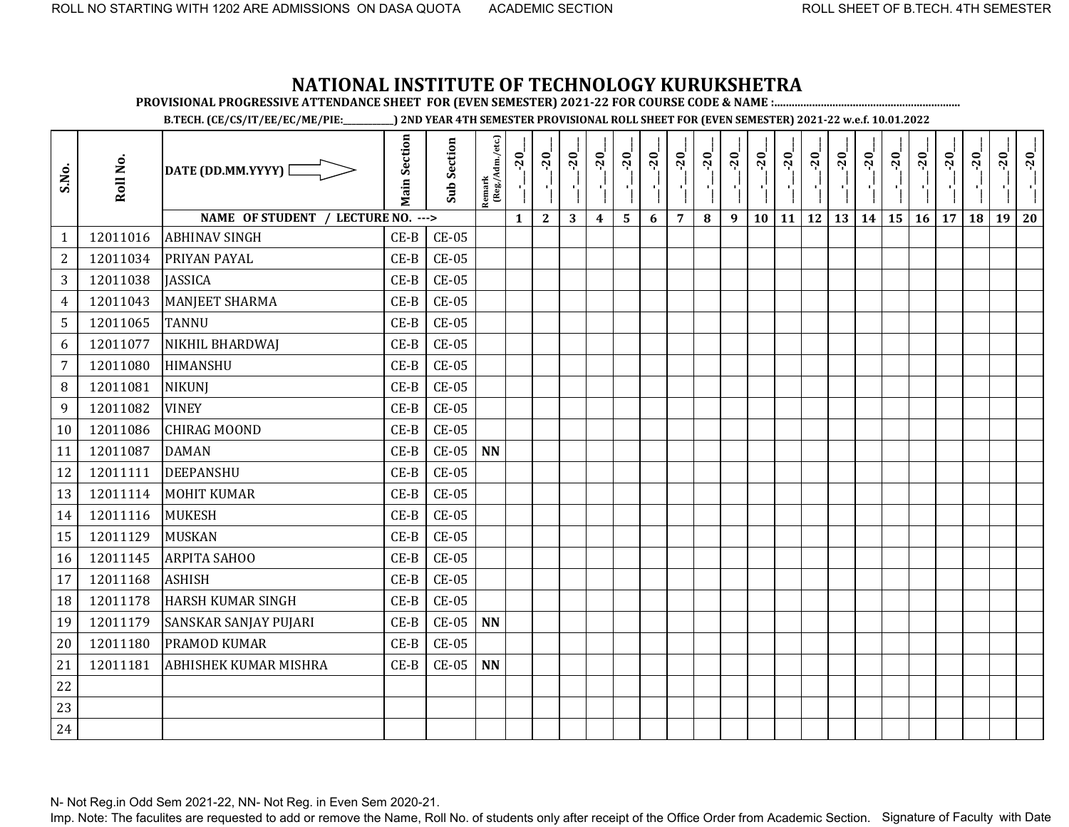# NATIONAL INSTITUTE OF TECHNOLOGY KURUKSHETRA

**PROVISIONAL PROGRESSIVE ATTENDANCE SHEET FOR (EVEN SEMESTER) 2021-22 FOR COURSE CODE & NAME :..............................................................**

**B.TECH. (CE/CS/IT/EE/EC/ME/PIE:__________) 2ND YEAR 4TH SEMESTER PROVISIONAL ROLL SHEET FOR (EVEN SEMESTER) 2021-22 w.e.f. 10.01.2022**

| S.No. | Roll No. | DATE (DD.MM.YYYY) ⇨ | Main Section | Sub Section | Remark (Reg./Adm./etc.) | __-__-20__ | __-__-20__ | __-__-20__ | __-__-20__ | __-__-20__ | __-__-20__ | __-__-20__ | __-__-20__ | __-__-20__ | __-__-20__ | __-__-20__ | __-__-20__ | __-__-20__ | __-__-20__ | __-__-20__ | __-__-20__ | __-__-20__ | __-__-20__ | __-__-20__ | __-__-20__ |
|---|---|---|---|---|---|---|---|---|---|---|---|---|---|---|---|---|---|---|---|---|---|---|---|---|---|
| | | **NAME OF STUDENT / LECTURE NO. --->** | | | | **1** | **2** | **3** | **4** | **5** | **6** | **7** | **8** | **9** | **10** | **11** | **12** | **13** | **14** | **15** | **16** | **17** | **18** | **19** | **20** |
| 1 | 12011016 | ABHINAV SINGH | CE-B | CE-05 | | | | | | | | | | | | | | | | | | | | | |
| 2 | 12011034 | PRIYAN PAYAL | CE-B | CE-05 | | | | | | | | | | | | | | | | | | | | | |
| 3 | 12011038 | JASSICA | CE-B | CE-05 | | | | | | | | | | | | | | | | | | | | | |
| 4 | 12011043 | MANJEET SHARMA | CE-B | CE-05 | | | | | | | | | | | | | | | | | | | | | |
| 5 | 12011065 | TANNU | CE-B | CE-05 | | | | | | | | | | | | | | | | | | | | | |
| 6 | 12011077 | NIKHIL BHARDWAJ | CE-B | CE-05 | | | | | | | | | | | | | | | | | | | | | |
| 7 | 12011080 | HIMANSHU | CE-B | CE-05 | | | | | | | | | | | | | | | | | | | | | |
| 8 | 12011081 | NIKUNJ | CE-B | CE-05 | | | | | | | | | | | | | | | | | | | | | |
| 9 | 12011082 | VINEY | CE-B | CE-05 | | | | | | | | | | | | | | | | | | | | | |
| 10 | 12011086 | CHIRAG MOOND | CE-B | CE-05 | | | | | | | | | | | | | | | | | | | | | |
| 11 | 12011087 | DAMAN | CE-B | CE-05 | **NN** | | | | | | | | | | | | | | | | | | | | |
| 12 | 12011111 | DEEPANSHU | CE-B | CE-05 | | | | | | | | | | | | | | | | | | | | | |
| 13 | 12011114 | MOHIT KUMAR | CE-B | CE-05 | | | | | | | | | | | | | | | | | | | | | |
| 14 | 12011116 | MUKESH | CE-B | CE-05 | | | | | | | | | | | | | | | | | | | | | |
| 15 | 12011129 | MUSKAN | CE-B | CE-05 | | | | | | | | | | | | | | | | | | | | | |
| 16 | 12011145 | ARPITA SAHOO | CE-B | CE-05 | | | | | | | | | | | | | | | | | | | | | |
| 17 | 12011168 | ASHISH | CE-B | CE-05 | | | | | | | | | | | | | | | | | | | | | |
| 18 | 12011178 | HARSH KUMAR SINGH | CE-B | CE-05 | | | | | | | | | | | | | | | | | | | | | |
| 19 | 12011179 | SANSKAR SANJAY PUJARI | CE-B | CE-05 | **NN** | | | | | | | | | | | | | | | | | | | | |
| 20 | 12011180 | PRAMOD KUMAR | CE-B | CE-05 | | | | | | | | | | | | | | | | | | | | | |
| 21 | 12011181 | ABHISHEK KUMAR MISHRA | CE-B | CE-05 | **NN** | | | | | | | | | | | | | | | | | | | | |
| 22 | | | | | | | | | | | | | | | | | | | | | | | | | |
| 23 | | | | | | | | | | | | | | | | | | | | | | | | | |
| 24 | | | | | | | | | | | | | | | | | | | | | | | | | |

N- Not Reg.in Odd Sem 2021-22, NN- Not Reg. in Even Sem 2020-21.

Imp. Note: The faculites are requested to add or remove the Name, Roll No. of students only after receipt of the Office Order from Academic Section. Signature of Faculty with Date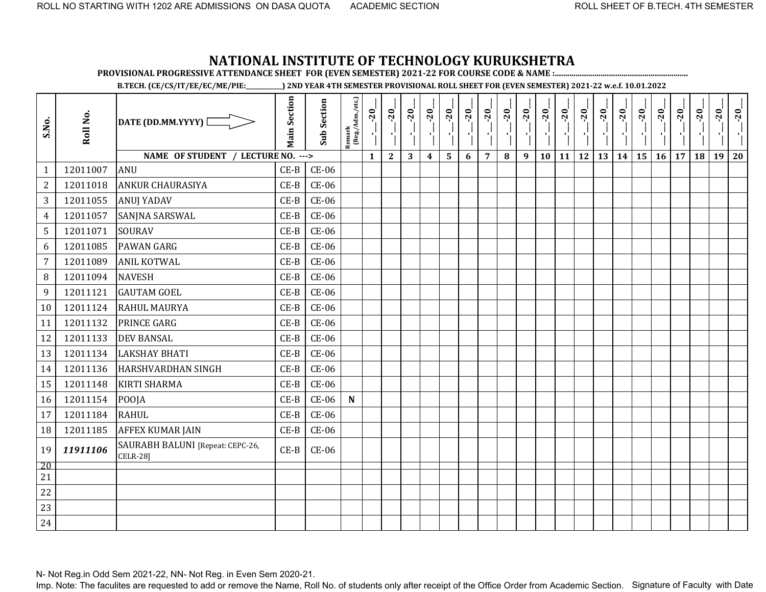ROLL NO STARTING WITH 1202 ARE ADMISSIONS ON DASA QUOTA ACADEMIC SECTION ROLL SHEET OF B.TECH. 4TH SEMESTER

# NATIONAL INSTITUTE OF TECHNOLOGY KURUKSHETRA

**PROVISIONAL PROGRESSIVE ATTENDANCE SHEET FOR (EVEN SEMESTER) 2021-22 FOR COURSE CODE & NAME :..............................................................**

**B.TECH. (CE/CS/IT/EE/EC/ME/PIE:__________) 2ND YEAR 4TH SEMESTER PROVISIONAL ROLL SHEET FOR (EVEN SEMESTER) 2021-22 w.e.f. 10.01.2022**

| S.No. | Roll No. | DATE (DD.MM.YYYY) ⇨ | Main Section | Sub Section | Remark (Reg./Adm./etc.) | __-__-20__ | __-__-20__ | __-__-20__ | __-__-20__ | __-__-20__ | __-__-20__ | __-__-20__ | __-__-20__ | __-__-20__ | __-__-20__ | __-__-20__ | __-__-20__ | __-__-20__ | __-__-20__ | __-__-20__ | __-__-20__ | __-__-20__ | __-__-20__ | __-__-20__ | __-__-20__ |
|---|---|---|---|---|---|---|---|---|---|---|---|---|---|---|---|---|---|---|---|---|---|---|---|---|---|
| | | **NAME OF STUDENT / LECTURE NO. --->** | | | | **1** | **2** | **3** | **4** | **5** | **6** | **7** | **8** | **9** | **10** | **11** | **12** | **13** | **14** | **15** | **16** | **17** | **18** | **19** | **20** |
| 1 | 12011007 | ANU | CE-B | CE-06 | | | | | | | | | | | | | | | | | | | | | |
| 2 | 12011018 | ANKUR CHAURASIYA | CE-B | CE-06 | | | | | | | | | | | | | | | | | | | | | |
| 3 | 12011055 | ANUJ YADAV | CE-B | CE-06 | | | | | | | | | | | | | | | | | | | | | |
| 4 | 12011057 | SANJNA SARSWAL | CE-B | CE-06 | | | | | | | | | | | | | | | | | | | | | |
| 5 | 12011071 | SOURAV | CE-B | CE-06 | | | | | | | | | | | | | | | | | | | | | |
| 6 | 12011085 | PAWAN GARG | CE-B | CE-06 | | | | | | | | | | | | | | | | | | | | | |
| 7 | 12011089 | ANIL KOTWAL | CE-B | CE-06 | | | | | | | | | | | | | | | | | | | | | |
| 8 | 12011094 | NAVESH | CE-B | CE-06 | | | | | | | | | | | | | | | | | | | | | |
| 9 | 12011121 | GAUTAM GOEL | CE-B | CE-06 | | | | | | | | | | | | | | | | | | | | | |
| 10 | 12011124 | RAHUL MAURYA | CE-B | CE-06 | | | | | | | | | | | | | | | | | | | | | |
| 11 | 12011132 | PRINCE GARG | CE-B | CE-06 | | | | | | | | | | | | | | | | | | | | | |
| 12 | 12011133 | DEV BANSAL | CE-B | CE-06 | | | | | | | | | | | | | | | | | | | | | |
| 13 | 12011134 | LAKSHAY BHATI | CE-B | CE-06 | | | | | | | | | | | | | | | | | | | | | |
| 14 | 12011136 | HARSHVARDHAN SINGH | CE-B | CE-06 | | | | | | | | | | | | | | | | | | | | | |
| 15 | 12011148 | KIRTI SHARMA | CE-B | CE-06 | | | | | | | | | | | | | | | | | | | | | |
| 16 | 12011154 | POOJA | CE-B | CE-06 | **N** | | | | | | | | | | | | | | | | | | | | |
| 17 | 12011184 | RAHUL | CE-B | CE-06 | | | | | | | | | | | | | | | | | | | | | |
| 18 | 12011185 | AFFEX KUMAR JAIN | CE-B | CE-06 | | | | | | | | | | | | | | | | | | | | | |
| 19 | ***11911106*** | SAURABH BALUNI [Repeat: CEPC-26, CELR-28] | CE-B | CE-06 | | | | | | | | | | | | | | | | | | | | | |
| 20 | | | | | | | | | | | | | | | | | | | | | | | | | |
| 21 | | | | | | | | | | | | | | | | | | | | | | | | | |
| 22 | | | | | | | | | | | | | | | | | | | | | | | | | |
| 23 | | | | | | | | | | | | | | | | | | | | | | | | | |
| 24 | | | | | | | | | | | | | | | | | | | | | | | | | |

N- Not Reg.in Odd Sem 2021-22, NN- Not Reg. in Even Sem 2020-21.

Imp. Note: The faculites are requested to add or remove the Name, Roll No. of students only after receipt of the Office Order from Academic Section. Signature of Faculty with Date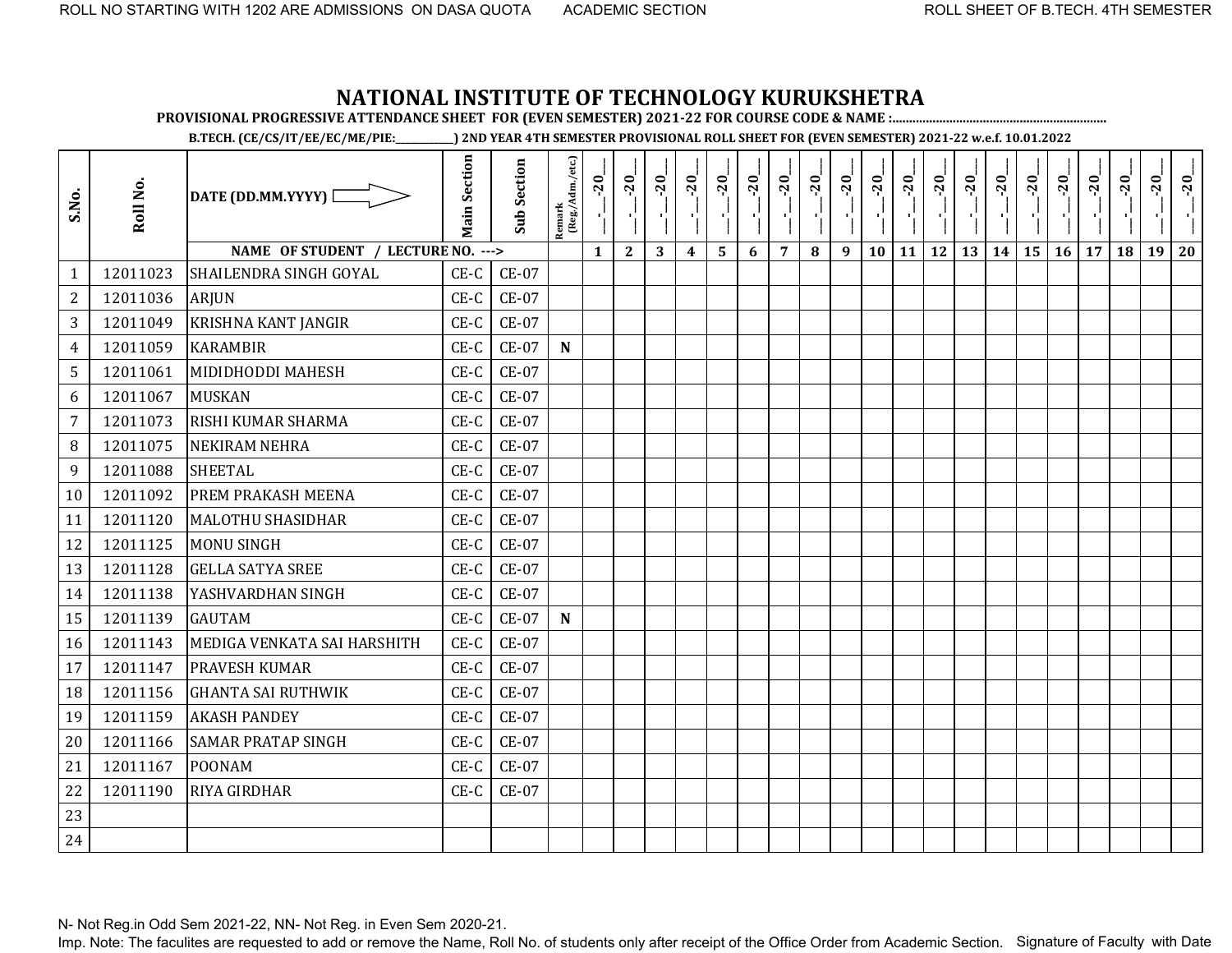ROLL NO STARTING WITH 1202 ARE ADMISSIONS ON DASA QUOTA ACADEMIC SECTION ROLL SHEET OF B.TECH. 4TH SEMESTER

# NATIONAL INSTITUTE OF TECHNOLOGY KURUKSHETRA

**PROVISIONAL PROGRESSIVE ATTENDANCE SHEET FOR (EVEN SEMESTER) 2021-22 FOR COURSE CODE & NAME :...............................................................**

**B.TECH. (CE/CS/IT/EE/EC/ME/PIE:___________) 2ND YEAR 4TH SEMESTER PROVISIONAL ROLL SHEET FOR (EVEN SEMESTER) 2021-22 w.e.f. 10.01.2022**

| S.No. | Roll No. | DATE (DD.MM.YYYY) | Main Section | Sub Section | Remark (Reg./Adm./etc.) | __-__-20__ | __-__-20__ | __-__-20__ | __-__-20__ | __-__-20__ | __-__-20__ | __-__-20__ | __-__-20__ | __-__-20__ | __-__-20__ | __-__-20__ | __-__-20__ | __-__-20__ | __-__-20__ | __-__-20__ | __-__-20__ | __-__-20__ | __-__-20__ | __-__-20__ | __-__-20__ |
|---|---|---|---|---|---|---|---|---|---|---|---|---|---|---|---|---|---|---|---|---|---|---|---|---|---|
| | | NAME OF STUDENT / LECTURE NO. ---> | | | | 1 | 2 | 3 | 4 | 5 | 6 | 7 | 8 | 9 | 10 | 11 | 12 | 13 | 14 | 15 | 16 | 17 | 18 | 19 | 20 |
| 1 | 12011023 | SHAILENDRA SINGH GOYAL | CE-C | CE-07 | | | | | | | | | | | | | | | | | | | | | |
| 2 | 12011036 | ARJUN | CE-C | CE-07 | | | | | | | | | | | | | | | | | | | | | |
| 3 | 12011049 | KRISHNA KANT JANGIR | CE-C | CE-07 | | | | | | | | | | | | | | | | | | | | | |
| 4 | 12011059 | KARAMBIR | CE-C | CE-07 | N | | | | | | | | | | | | | | | | | | | | |
| 5 | 12011061 | MIDIDHODDI MAHESH | CE-C | CE-07 | | | | | | | | | | | | | | | | | | | | | |
| 6 | 12011067 | MUSKAN | CE-C | CE-07 | | | | | | | | | | | | | | | | | | | | | |
| 7 | 12011073 | RISHI KUMAR SHARMA | CE-C | CE-07 | | | | | | | | | | | | | | | | | | | | | |
| 8 | 12011075 | NEKIRAM NEHRA | CE-C | CE-07 | | | | | | | | | | | | | | | | | | | | | |
| 9 | 12011088 | SHEETAL | CE-C | CE-07 | | | | | | | | | | | | | | | | | | | | | |
| 10 | 12011092 | PREM PRAKASH MEENA | CE-C | CE-07 | | | | | | | | | | | | | | | | | | | | | |
| 11 | 12011120 | MALOTHU SHASIDHAR | CE-C | CE-07 | | | | | | | | | | | | | | | | | | | | | |
| 12 | 12011125 | MONU SINGH | CE-C | CE-07 | | | | | | | | | | | | | | | | | | | | | |
| 13 | 12011128 | GELLA SATYA SREE | CE-C | CE-07 | | | | | | | | | | | | | | | | | | | | | |
| 14 | 12011138 | YASHVARDHAN SINGH | CE-C | CE-07 | | | | | | | | | | | | | | | | | | | | | |
| 15 | 12011139 | GAUTAM | CE-C | CE-07 | N | | | | | | | | | | | | | | | | | | | | |
| 16 | 12011143 | MEDIGA VENKATA SAI HARSHITH | CE-C | CE-07 | | | | | | | | | | | | | | | | | | | | | |
| 17 | 12011147 | PRAVESH KUMAR | CE-C | CE-07 | | | | | | | | | | | | | | | | | | | | | |
| 18 | 12011156 | GHANTA SAI RUTHWIK | CE-C | CE-07 | | | | | | | | | | | | | | | | | | | | | |
| 19 | 12011159 | AKASH PANDEY | CE-C | CE-07 | | | | | | | | | | | | | | | | | | | | | |
| 20 | 12011166 | SAMAR PRATAP SINGH | CE-C | CE-07 | | | | | | | | | | | | | | | | | | | | | |
| 21 | 12011167 | POONAM | CE-C | CE-07 | | | | | | | | | | | | | | | | | | | | | |
| 22 | 12011190 | RIYA GIRDHAR | CE-C | CE-07 | | | | | | | | | | | | | | | | | | | | | |
| 23 | | | | | | | | | | | | | | | | | | | | | | | | | |
| 24 | | | | | | | | | | | | | | | | | | | | | | | | | |

N- Not Reg.in Odd Sem 2021-22, NN- Not Reg. in Even Sem 2020-21.

Imp. Note: The faculites are requested to add or remove the Name, Roll No. of students only after receipt of the Office Order from Academic Section. Signature of Faculty with Date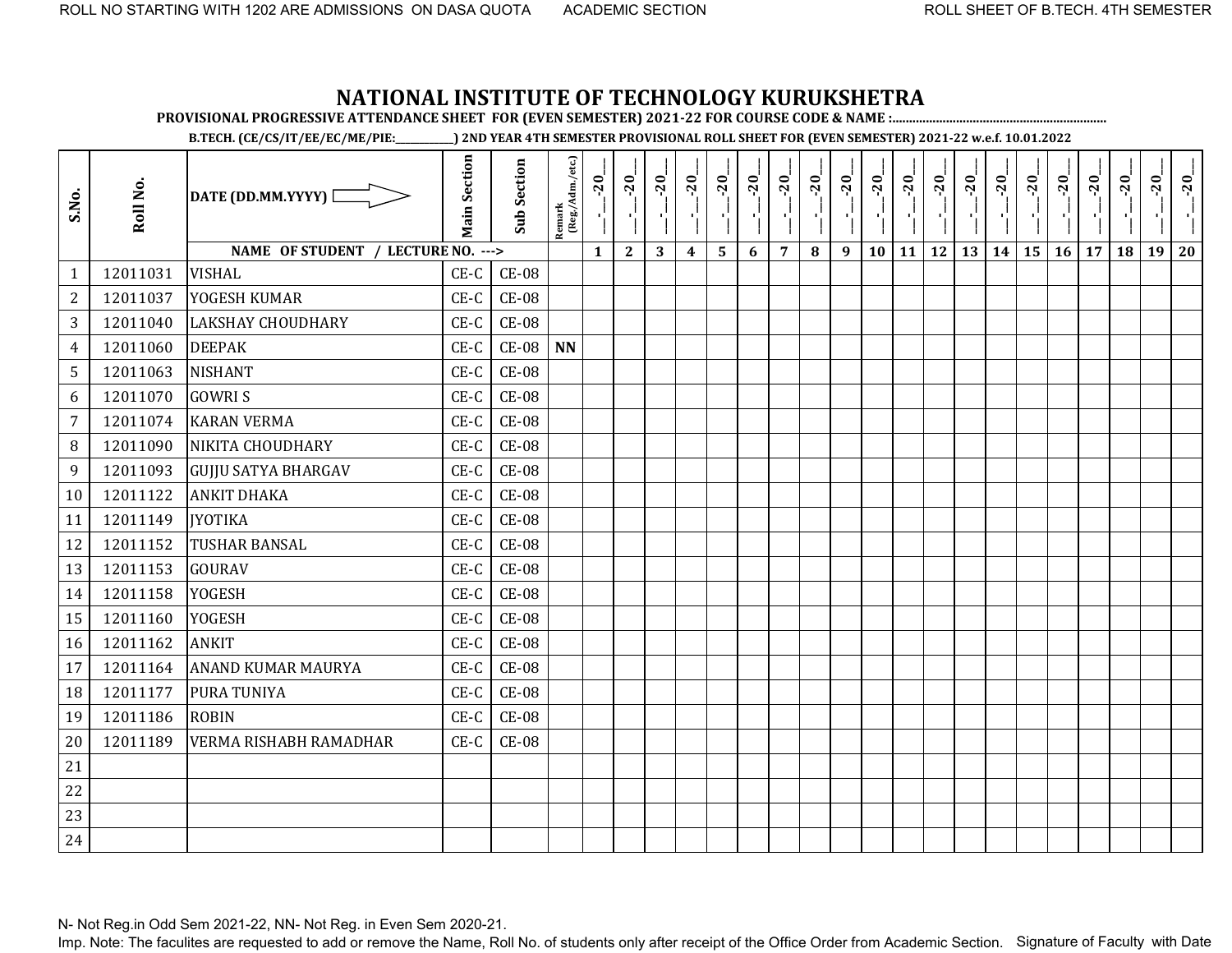# NATIONAL INSTITUTE OF TECHNOLOGY KURUKSHETRA

**PROVISIONAL PROGRESSIVE ATTENDANCE SHEET FOR (EVEN SEMESTER) 2021-22 FOR COURSE CODE & NAME :..............................................................**

**B.TECH. (CE/CS/IT/EE/EC/ME/PIE:___________) 2ND YEAR 4TH SEMESTER PROVISIONAL ROLL SHEET FOR (EVEN SEMESTER) 2021-22 w.e.f. 10.01.2022**

| S.No. | Roll No. | DATE (DD.MM.YYYY) ⇨ | Main Section | Sub Section | Remark (Reg./Adm./etc.) | __-__-20__ | __-__-20__ | __-__-20__ | __-__-20__ | __-__-20__ | __-__-20__ | __-__-20__ | __-__-20__ | __-__-20__ | __-__-20__ | __-__-20__ | __-__-20__ | __-__-20__ | __-__-20__ | __-__-20__ | __-__-20__ | __-__-20__ | __-__-20__ | __-__-20__ | __-__-20__ |
|---|---|---|---|---|---|---|---|---|---|---|---|---|---|---|---|---|---|---|---|---|---|---|---|---|---|
| | | NAME OF STUDENT / LECTURE NO. ---> | | | | 1 | 2 | 3 | 4 | 5 | 6 | 7 | 8 | 9 | 10 | 11 | 12 | 13 | 14 | 15 | 16 | 17 | 18 | 19 | 20 |
| 1 | 12011031 | VISHAL | CE-C | CE-08 | | | | | | | | | | | | | | | | | | | | | |
| 2 | 12011037 | YOGESH KUMAR | CE-C | CE-08 | | | | | | | | | | | | | | | | | | | | | |
| 3 | 12011040 | LAKSHAY CHOUDHARY | CE-C | CE-08 | | | | | | | | | | | | | | | | | | | | | |
| 4 | 12011060 | DEEPAK | CE-C | CE-08 | NN | | | | | | | | | | | | | | | | | | | | |
| 5 | 12011063 | NISHANT | CE-C | CE-08 | | | | | | | | | | | | | | | | | | | | | |
| 6 | 12011070 | GOWRI S | CE-C | CE-08 | | | | | | | | | | | | | | | | | | | | | |
| 7 | 12011074 | KARAN VERMA | CE-C | CE-08 | | | | | | | | | | | | | | | | | | | | | |
| 8 | 12011090 | NIKITA CHOUDHARY | CE-C | CE-08 | | | | | | | | | | | | | | | | | | | | | |
| 9 | 12011093 | GUJJU SATYA BHARGAV | CE-C | CE-08 | | | | | | | | | | | | | | | | | | | | | |
| 10 | 12011122 | ANKIT DHAKA | CE-C | CE-08 | | | | | | | | | | | | | | | | | | | | | |
| 11 | 12011149 | JYOTIKA | CE-C | CE-08 | | | | | | | | | | | | | | | | | | | | | |
| 12 | 12011152 | TUSHAR BANSAL | CE-C | CE-08 | | | | | | | | | | | | | | | | | | | | | |
| 13 | 12011153 | GOURAV | CE-C | CE-08 | | | | | | | | | | | | | | | | | | | | | |
| 14 | 12011158 | YOGESH | CE-C | CE-08 | | | | | | | | | | | | | | | | | | | | | |
| 15 | 12011160 | YOGESH | CE-C | CE-08 | | | | | | | | | | | | | | | | | | | | | |
| 16 | 12011162 | ANKIT | CE-C | CE-08 | | | | | | | | | | | | | | | | | | | | | |
| 17 | 12011164 | ANAND KUMAR MAURYA | CE-C | CE-08 | | | | | | | | | | | | | | | | | | | | | |
| 18 | 12011177 | PURA TUNIYA | CE-C | CE-08 | | | | | | | | | | | | | | | | | | | | | |
| 19 | 12011186 | ROBIN | CE-C | CE-08 | | | | | | | | | | | | | | | | | | | | | |
| 20 | 12011189 | VERMA RISHABH RAMADHAR | CE-C | CE-08 | | | | | | | | | | | | | | | | | | | | | |
| 21 | | | | | | | | | | | | | | | | | | | | | | | | | |
| 22 | | | | | | | | | | | | | | | | | | | | | | | | | |
| 23 | | | | | | | | | | | | | | | | | | | | | | | | | |
| 24 | | | | | | | | | | | | | | | | | | | | | | | | | |

N- Not Reg.in Odd Sem 2021-22, NN- Not Reg. in Even Sem 2020-21.

Imp. Note: The faculites are requested to add or remove the Name, Roll No. of students only after receipt of the Office Order from Academic Section. Signature of Faculty with Date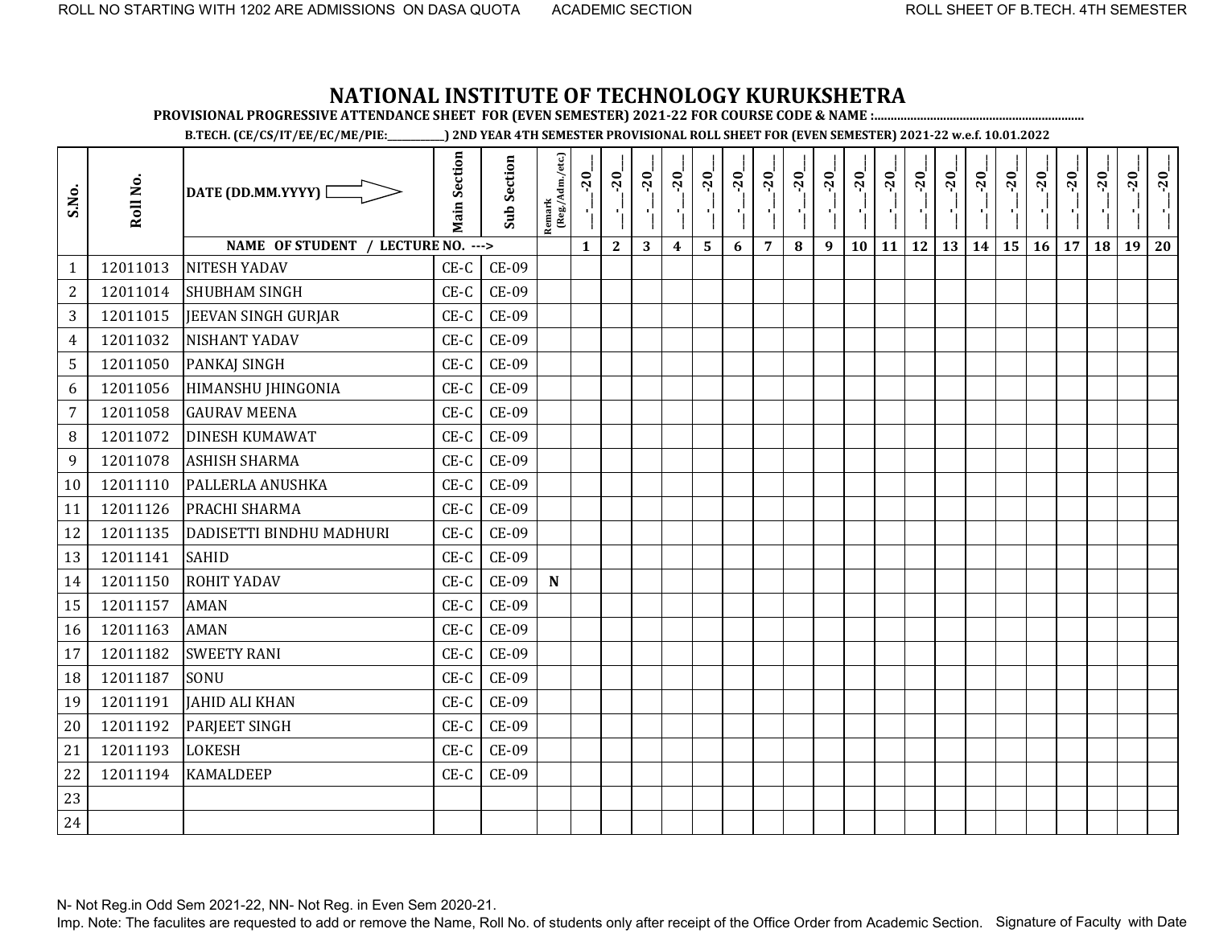ROLL NO STARTING WITH 1202 ARE ADMISSIONS ON DASA QUOTA ACADEMIC SECTION ROLL SHEET OF B.TECH. 4TH SEMESTER

# NATIONAL INSTITUTE OF TECHNOLOGY KURUKSHETRA

**PROVISIONAL PROGRESSIVE ATTENDANCE SHEET FOR (EVEN SEMESTER) 2021-22 FOR COURSE CODE & NAME :..............................................................**

**B.TECH. (CE/CS/IT/EE/EC/ME/PIE:___________) 2ND YEAR 4TH SEMESTER PROVISIONAL ROLL SHEET FOR (EVEN SEMESTER) 2021-22 w.e.f. 10.01.2022**

| S.No. | Roll No. | DATE (DD.MM.YYYY) ⟹ | Main Section | Sub Section | Remark (Reg./Adm./etc.) | __-__-20__ | __-__-20__ | __-__-20__ | __-__-20__ | __-__-20__ | __-__-20__ | __-__-20__ | __-__-20__ | __-__-20__ | __-__-20__ | __-__-20__ | __-__-20__ | __-__-20__ | __-__-20__ | __-__-20__ | __-__-20__ | __-__-20__ | __-__-20__ | __-__-20__ | __-__-20__ |
|---|---|---|---|---|---|---|---|---|---|---|---|---|---|---|---|---|---|---|---|---|---|---|---|---|---|
| | | NAME OF STUDENT / LECTURE NO. ---> | | | | 1 | 2 | 3 | 4 | 5 | 6 | 7 | 8 | 9 | 10 | 11 | 12 | 13 | 14 | 15 | 16 | 17 | 18 | 19 | 20 |
| 1 | 12011013 | NITESH YADAV | CE-C | CE-09 | | | | | | | | | | | | | | | | | | | | | |
| 2 | 12011014 | SHUBHAM SINGH | CE-C | CE-09 | | | | | | | | | | | | | | | | | | | | | |
| 3 | 12011015 | JEEVAN SINGH GURJAR | CE-C | CE-09 | | | | | | | | | | | | | | | | | | | | | |
| 4 | 12011032 | NISHANT YADAV | CE-C | CE-09 | | | | | | | | | | | | | | | | | | | | | |
| 5 | 12011050 | PANKAJ SINGH | CE-C | CE-09 | | | | | | | | | | | | | | | | | | | | | |
| 6 | 12011056 | HIMANSHU JHINGONIA | CE-C | CE-09 | | | | | | | | | | | | | | | | | | | | | |
| 7 | 12011058 | GAURAV MEENA | CE-C | CE-09 | | | | | | | | | | | | | | | | | | | | | |
| 8 | 12011072 | DINESH KUMAWAT | CE-C | CE-09 | | | | | | | | | | | | | | | | | | | | | |
| 9 | 12011078 | ASHISH SHARMA | CE-C | CE-09 | | | | | | | | | | | | | | | | | | | | | |
| 10 | 12011110 | PALLERLA ANUSHKA | CE-C | CE-09 | | | | | | | | | | | | | | | | | | | | | |
| 11 | 12011126 | PRACHI SHARMA | CE-C | CE-09 | | | | | | | | | | | | | | | | | | | | | |
| 12 | 12011135 | DADISETTI BINDHU MADHURI | CE-C | CE-09 | | | | | | | | | | | | | | | | | | | | | |
| 13 | 12011141 | SAHID | CE-C | CE-09 | | | | | | | | | | | | | | | | | | | | | |
| 14 | 12011150 | ROHIT YADAV | CE-C | CE-09 | N | | | | | | | | | | | | | | | | | | | | |
| 15 | 12011157 | AMAN | CE-C | CE-09 | | | | | | | | | | | | | | | | | | | | | |
| 16 | 12011163 | AMAN | CE-C | CE-09 | | | | | | | | | | | | | | | | | | | | | |
| 17 | 12011182 | SWEETY RANI | CE-C | CE-09 | | | | | | | | | | | | | | | | | | | | | |
| 18 | 12011187 | SONU | CE-C | CE-09 | | | | | | | | | | | | | | | | | | | | | |
| 19 | 12011191 | JAHID ALI KHAN | CE-C | CE-09 | | | | | | | | | | | | | | | | | | | | | |
| 20 | 12011192 | PARJEET SINGH | CE-C | CE-09 | | | | | | | | | | | | | | | | | | | | | |
| 21 | 12011193 | LOKESH | CE-C | CE-09 | | | | | | | | | | | | | | | | | | | | | |
| 22 | 12011194 | KAMALDEEP | CE-C | CE-09 | | | | | | | | | | | | | | | | | | | | | |
| 23 | | | | | | | | | | | | | | | | | | | | | | | | | |
| 24 | | | | | | | | | | | | | | | | | | | | | | | | | |

N- Not Reg.in Odd Sem 2021-22, NN- Not Reg. in Even Sem 2020-21.

Imp. Note: The faculites are requested to add or remove the Name, Roll No. of students only after receipt of the Office Order from Academic Section. Signature of Faculty with Date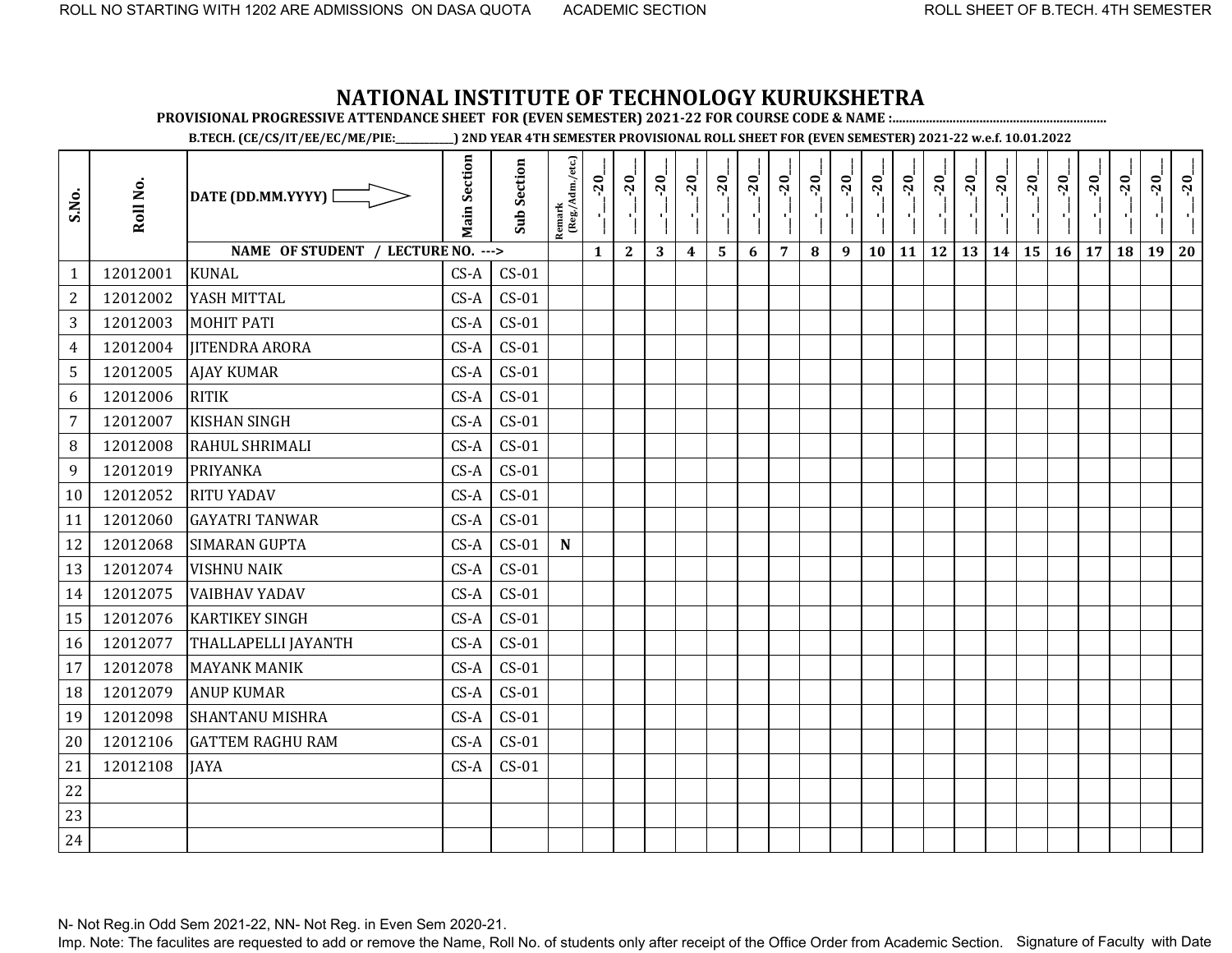ROLL NO STARTING WITH 1202 ARE ADMISSIONS ON DASA QUOTA ACADEMIC SECTION ROLL SHEET OF B.TECH. 4TH SEMESTER

# NATIONAL INSTITUTE OF TECHNOLOGY KURUKSHETRA

**PROVISIONAL PROGRESSIVE ATTENDANCE SHEET FOR (EVEN SEMESTER) 2021-22 FOR COURSE CODE & NAME :..............................................................**

**B.TECH. (CE/CS/IT/EE/EC/ME/PIE:___________) 2ND YEAR 4TH SEMESTER PROVISIONAL ROLL SHEET FOR (EVEN SEMESTER) 2021-22 w.e.f. 10.01.2022**

| S.No. | Roll No. | DATE (DD.MM.YYYY) ⇨ | Main Section | Sub Section | Remark (Reg./Adm./etc.) | __-__-20__ | __-__-20__ | __-__-20__ | __-__-20__ | __-__-20__ | __-__-20__ | __-__-20__ | __-__-20__ | __-__-20__ | __-__-20__ | __-__-20__ | __-__-20__ | __-__-20__ | __-__-20__ | __-__-20__ | __-__-20__ | __-__-20__ | __-__-20__ | __-__-20__ | __-__-20__ |
|---|---|---|---|---|---|---|---|---|---|---|---|---|---|---|---|---|---|---|---|---|---|---|---|---|---|
| | | NAME OF STUDENT / LECTURE NO. ---> | | | | 1 | 2 | 3 | 4 | 5 | 6 | 7 | 8 | 9 | 10 | 11 | 12 | 13 | 14 | 15 | 16 | 17 | 18 | 19 | 20 |
| 1 | 12012001 | KUNAL | CS-A | CS-01 | | | | | | | | | | | | | | | | | | | | | |
| 2 | 12012002 | YASH MITTAL | CS-A | CS-01 | | | | | | | | | | | | | | | | | | | | | |
| 3 | 12012003 | MOHIT PATI | CS-A | CS-01 | | | | | | | | | | | | | | | | | | | | | |
| 4 | 12012004 | JITENDRA ARORA | CS-A | CS-01 | | | | | | | | | | | | | | | | | | | | | |
| 5 | 12012005 | AJAY KUMAR | CS-A | CS-01 | | | | | | | | | | | | | | | | | | | | | |
| 6 | 12012006 | RITIK | CS-A | CS-01 | | | | | | | | | | | | | | | | | | | | | |
| 7 | 12012007 | KISHAN SINGH | CS-A | CS-01 | | | | | | | | | | | | | | | | | | | | | |
| 8 | 12012008 | RAHUL SHRIMALI | CS-A | CS-01 | | | | | | | | | | | | | | | | | | | | | |
| 9 | 12012019 | PRIYANKA | CS-A | CS-01 | | | | | | | | | | | | | | | | | | | | | |
| 10 | 12012052 | RITU YADAV | CS-A | CS-01 | | | | | | | | | | | | | | | | | | | | | |
| 11 | 12012060 | GAYATRI TANWAR | CS-A | CS-01 | | | | | | | | | | | | | | | | | | | | | |
| 12 | 12012068 | SIMARAN GUPTA | CS-A | CS-01 | **N** | | | | | | | | | | | | | | | | | | | | |
| 13 | 12012074 | VISHNU NAIK | CS-A | CS-01 | | | | | | | | | | | | | | | | | | | | | |
| 14 | 12012075 | VAIBHAV YADAV | CS-A | CS-01 | | | | | | | | | | | | | | | | | | | | | |
| 15 | 12012076 | KARTIKEY SINGH | CS-A | CS-01 | | | | | | | | | | | | | | | | | | | | | |
| 16 | 12012077 | THALLAPELLI JAYANTH | CS-A | CS-01 | | | | | | | | | | | | | | | | | | | | | |
| 17 | 12012078 | MAYANK MANIK | CS-A | CS-01 | | | | | | | | | | | | | | | | | | | | | |
| 18 | 12012079 | ANUP KUMAR | CS-A | CS-01 | | | | | | | | | | | | | | | | | | | | | |
| 19 | 12012098 | SHANTANU MISHRA | CS-A | CS-01 | | | | | | | | | | | | | | | | | | | | | |
| 20 | 12012106 | GATTEM RAGHU RAM | CS-A | CS-01 | | | | | | | | | | | | | | | | | | | | | |
| 21 | 12012108 | JAYA | CS-A | CS-01 | | | | | | | | | | | | | | | | | | | | | |
| 22 | | | | | | | | | | | | | | | | | | | | | | | | | |
| 23 | | | | | | | | | | | | | | | | | | | | | | | | | |
| 24 | | | | | | | | | | | | | | | | | | | | | | | | | |

N- Not Reg.in Odd Sem 2021-22, NN- Not Reg. in Even Sem 2020-21.

Imp. Note: The faculites are requested to add or remove the Name, Roll No. of students only after receipt of the Office Order from Academic Section. Signature of Faculty with Date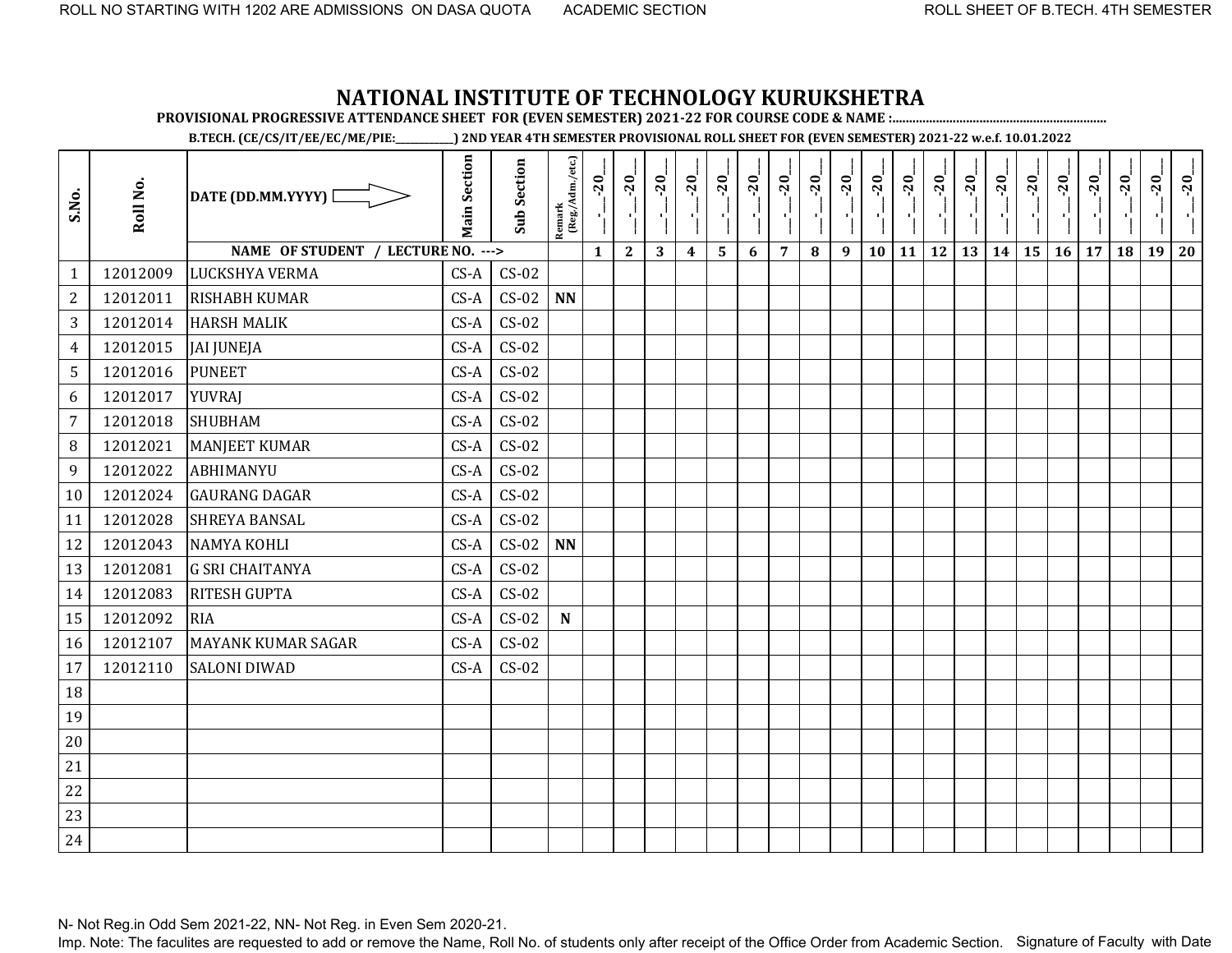# NATIONAL INSTITUTE OF TECHNOLOGY KURUKSHETRA

**PROVISIONAL PROGRESSIVE ATTENDANCE SHEET FOR (EVEN SEMESTER) 2021-22 FOR COURSE CODE & NAME :...............................................................**

**B.TECH. (CE/CS/IT/EE/EC/ME/PIE:___________) 2ND YEAR 4TH SEMESTER PROVISIONAL ROLL SHEET FOR (EVEN SEMESTER) 2021-22 w.e.f. 10.01.2022**

| S.No. | Roll No. | DATE (DD.MM.YYYY) ⇨ | Main Section | Sub Section | Remark (Reg./Adm./etc.) | __-__-20__ | __-__-20__ | __-__-20__ | __-__-20__ | __-__-20__ | __-__-20__ | __-__-20__ | __-__-20__ | __-__-20__ | __-__-20__ | __-__-20__ | __-__-20__ | __-__-20__ | __-__-20__ | __-__-20__ | __-__-20__ | __-__-20__ | __-__-20__ | __-__-20__ | __-__-20__ |
|---|---|---|---|---|---|---|---|---|---|---|---|---|---|---|---|---|---|---|---|---|---|---|---|---|---|
| | | NAME OF STUDENT / LECTURE NO. ---> | | | | 1 | 2 | 3 | 4 | 5 | 6 | 7 | 8 | 9 | 10 | 11 | 12 | 13 | 14 | 15 | 16 | 17 | 18 | 19 | 20 |
| 1 | 12012009 | LUCKSHYA VERMA | CS-A | CS-02 | | | | | | | | | | | | | | | | | | | | | |
| 2 | 12012011 | RISHABH KUMAR | CS-A | CS-02 | NN | | | | | | | | | | | | | | | | | | | | |
| 3 | 12012014 | HARSH MALIK | CS-A | CS-02 | | | | | | | | | | | | | | | | | | | | | |
| 4 | 12012015 | JAI JUNEJA | CS-A | CS-02 | | | | | | | | | | | | | | | | | | | | | |
| 5 | 12012016 | PUNEET | CS-A | CS-02 | | | | | | | | | | | | | | | | | | | | | |
| 6 | 12012017 | YUVRAJ | CS-A | CS-02 | | | | | | | | | | | | | | | | | | | | | |
| 7 | 12012018 | SHUBHAM | CS-A | CS-02 | | | | | | | | | | | | | | | | | | | | | |
| 8 | 12012021 | MANJEET KUMAR | CS-A | CS-02 | | | | | | | | | | | | | | | | | | | | | |
| 9 | 12012022 | ABHIMANYU | CS-A | CS-02 | | | | | | | | | | | | | | | | | | | | | |
| 10 | 12012024 | GAURANG DAGAR | CS-A | CS-02 | | | | | | | | | | | | | | | | | | | | | |
| 11 | 12012028 | SHREYA BANSAL | CS-A | CS-02 | | | | | | | | | | | | | | | | | | | | | |
| 12 | 12012043 | NAMYA KOHLI | CS-A | CS-02 | NN | | | | | | | | | | | | | | | | | | | | |
| 13 | 12012081 | G SRI CHAITANYA | CS-A | CS-02 | | | | | | | | | | | | | | | | | | | | | |
| 14 | 12012083 | RITESH GUPTA | CS-A | CS-02 | | | | | | | | | | | | | | | | | | | | | |
| 15 | 12012092 | RIA | CS-A | CS-02 | N | | | | | | | | | | | | | | | | | | | | |
| 16 | 12012107 | MAYANK KUMAR SAGAR | CS-A | CS-02 | | | | | | | | | | | | | | | | | | | | | |
| 17 | 12012110 | SALONI DIWAD | CS-A | CS-02 | | | | | | | | | | | | | | | | | | | | | |
| 18 | | | | | | | | | | | | | | | | | | | | | | | | | |
| 19 | | | | | | | | | | | | | | | | | | | | | | | | | |
| 20 | | | | | | | | | | | | | | | | | | | | | | | | | |
| 21 | | | | | | | | | | | | | | | | | | | | | | | | | |
| 22 | | | | | | | | | | | | | | | | | | | | | | | | | |
| 23 | | | | | | | | | | | | | | | | | | | | | | | | | |
| 24 | | | | | | | | | | | | | | | | | | | | | | | | | |

N- Not Reg.in Odd Sem 2021-22, NN- Not Reg. in Even Sem 2020-21.

Imp. Note: The faculites are requested to add or remove the Name, Roll No. of students only after receipt of the Office Order from Academic Section. Signature of Faculty with Date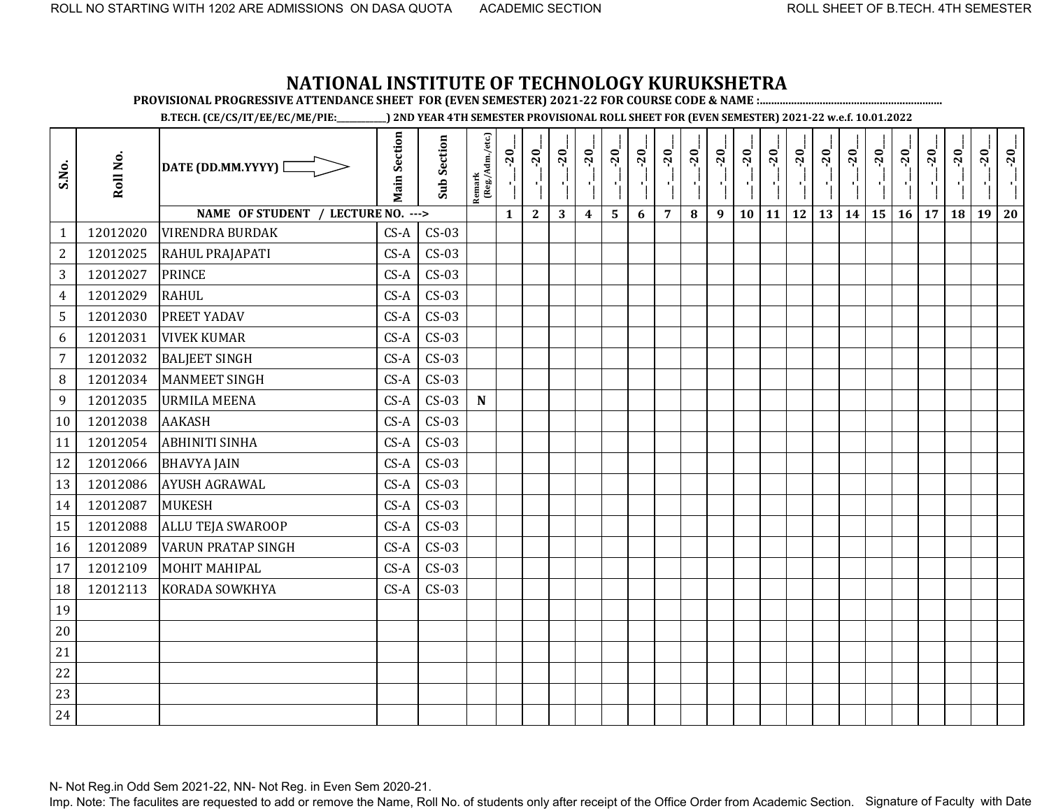# NATIONAL INSTITUTE OF TECHNOLOGY KURUKSHETRA

**PROVISIONAL PROGRESSIVE ATTENDANCE SHEET FOR (EVEN SEMESTER) 2021-22 FOR COURSE CODE & NAME :..............................................................**

**B.TECH. (CE/CS/IT/EE/EC/ME/PIE:__________) 2ND YEAR 4TH SEMESTER PROVISIONAL ROLL SHEET FOR (EVEN SEMESTER) 2021-22 w.e.f. 10.01.2022**

| S.No. | Roll No. | DATE (DD.MM.YYYY) ⇨ | Main Section | Sub Section | Remark (Reg./Adm./etc.) | __-__-20__ | __-__-20__ | __-__-20__ | __-__-20__ | __-__-20__ | __-__-20__ | __-__-20__ | __-__-20__ | __-__-20__ | __-__-20__ | __-__-20__ | __-__-20__ | __-__-20__ | __-__-20__ | __-__-20__ | __-__-20__ | __-__-20__ | __-__-20__ | __-__-20__ | __-__-20__ |
|---|---|---|---|---|---|---|---|---|---|---|---|---|---|---|---|---|---|---|---|---|---|---|---|---|---|
| | | NAME OF STUDENT / LECTURE NO. ---> | | | | 1 | 2 | 3 | 4 | 5 | 6 | 7 | 8 | 9 | 10 | 11 | 12 | 13 | 14 | 15 | 16 | 17 | 18 | 19 | 20 |
| 1 | 12012020 | VIRENDRA BURDAK | CS-A | CS-03 | | | | | | | | | | | | | | | | | | | | | |
| 2 | 12012025 | RAHUL PRAJAPATI | CS-A | CS-03 | | | | | | | | | | | | | | | | | | | | | |
| 3 | 12012027 | PRINCE | CS-A | CS-03 | | | | | | | | | | | | | | | | | | | | | |
| 4 | 12012029 | RAHUL | CS-A | CS-03 | | | | | | | | | | | | | | | | | | | | | |
| 5 | 12012030 | PREET YADAV | CS-A | CS-03 | | | | | | | | | | | | | | | | | | | | | |
| 6 | 12012031 | VIVEK KUMAR | CS-A | CS-03 | | | | | | | | | | | | | | | | | | | | | |
| 7 | 12012032 | BALJEET SINGH | CS-A | CS-03 | | | | | | | | | | | | | | | | | | | | | |
| 8 | 12012034 | MANMEET SINGH | CS-A | CS-03 | | | | | | | | | | | | | | | | | | | | | |
| 9 | 12012035 | URMILA MEENA | CS-A | CS-03 | **N** | | | | | | | | | | | | | | | | | | | | |
| 10 | 12012038 | AAKASH | CS-A | CS-03 | | | | | | | | | | | | | | | | | | | | | |
| 11 | 12012054 | ABHINITI SINHA | CS-A | CS-03 | | | | | | | | | | | | | | | | | | | | | |
| 12 | 12012066 | BHAVYA JAIN | CS-A | CS-03 | | | | | | | | | | | | | | | | | | | | | |
| 13 | 12012086 | AYUSH AGRAWAL | CS-A | CS-03 | | | | | | | | | | | | | | | | | | | | | |
| 14 | 12012087 | MUKESH | CS-A | CS-03 | | | | | | | | | | | | | | | | | | | | | |
| 15 | 12012088 | ALLU TEJA SWAROOP | CS-A | CS-03 | | | | | | | | | | | | | | | | | | | | | |
| 16 | 12012089 | VARUN PRATAP SINGH | CS-A | CS-03 | | | | | | | | | | | | | | | | | | | | | |
| 17 | 12012109 | MOHIT MAHIPAL | CS-A | CS-03 | | | | | | | | | | | | | | | | | | | | | |
| 18 | 12012113 | KORADA SOWKHYA | CS-A | CS-03 | | | | | | | | | | | | | | | | | | | | | |
| 19 | | | | | | | | | | | | | | | | | | | | | | | | | |
| 20 | | | | | | | | | | | | | | | | | | | | | | | | | |
| 21 | | | | | | | | | | | | | | | | | | | | | | | | | |
| 22 | | | | | | | | | | | | | | | | | | | | | | | | | |
| 23 | | | | | | | | | | | | | | | | | | | | | | | | | |
| 24 | | | | | | | | | | | | | | | | | | | | | | | | | |

N- Not Reg.in Odd Sem 2021-22, NN- Not Reg. in Even Sem 2020-21.

Imp. Note: The faculites are requested to add or remove the Name, Roll No. of students only after receipt of the Office Order from Academic Section. Signature of Faculty with Date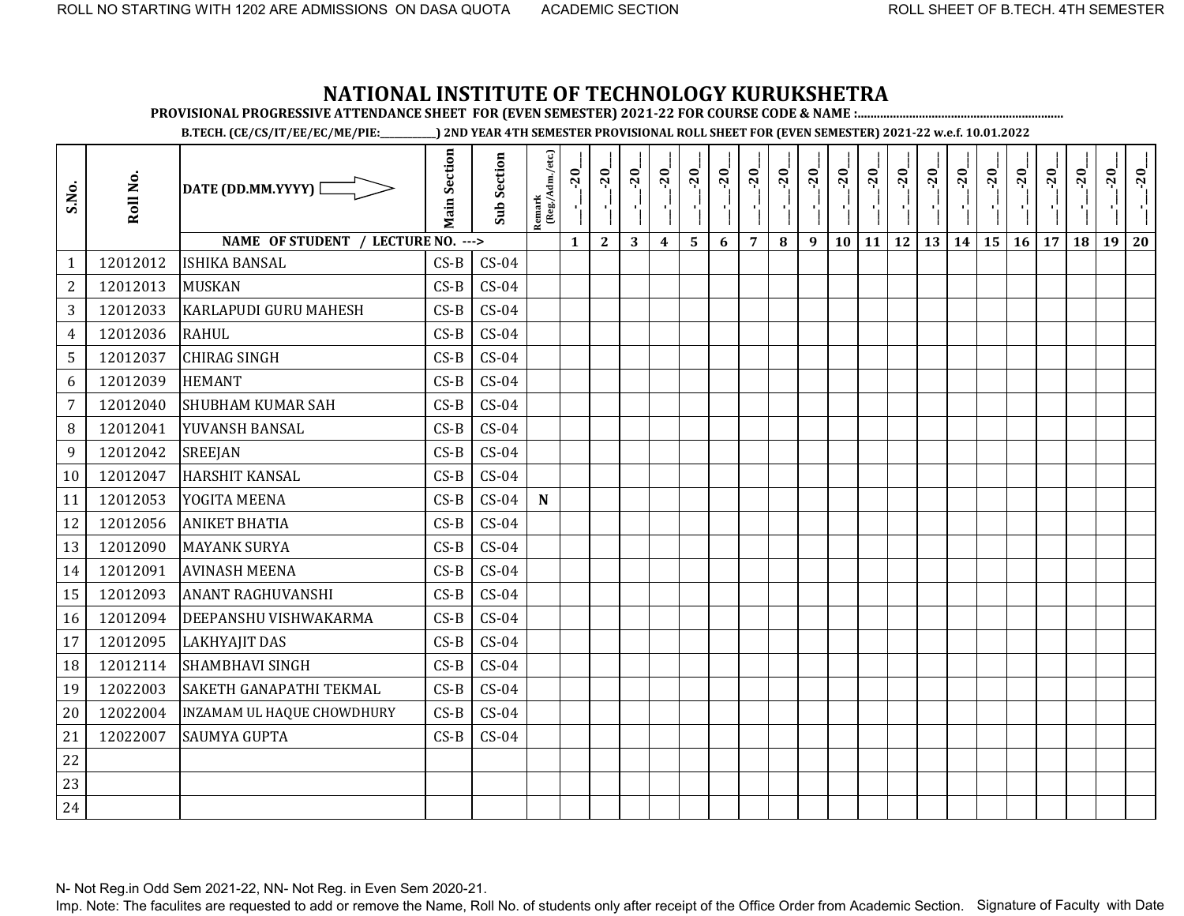# NATIONAL INSTITUTE OF TECHNOLOGY KURUKSHETRA

**PROVISIONAL PROGRESSIVE ATTENDANCE SHEET FOR (EVEN SEMESTER) 2021-22 FOR COURSE CODE & NAME :................................................................**

**B.TECH. (CE/CS/IT/EE/EC/ME/PIE:___________) 2ND YEAR 4TH SEMESTER PROVISIONAL ROLL SHEET FOR (EVEN SEMESTER) 2021-22 w.e.f. 10.01.2022**

| S.No. | Roll No. | DATE (DD.MM.YYYY) ⟹ | Main Section | Sub Section | Remark (Reg./Adm./etc.) | __-__-20__ | __-__-20__ | __-__-20__ | __-__-20__ | __-__-20__ | __-__-20__ | __-__-20__ | __-__-20__ | __-__-20__ | __-__-20__ | __-__-20__ | __-__-20__ | __-__-20__ | __-__-20__ | __-__-20__ | __-__-20__ | __-__-20__ | __-__-20__ | __-__-20__ | __-__-20__ |
|---|---|---|---|---|---|---|---|---|---|---|---|---|---|---|---|---|---|---|---|---|---|---|---|---|---|
| | | NAME OF STUDENT / LECTURE NO. ---> | | | | 1 | 2 | 3 | 4 | 5 | 6 | 7 | 8 | 9 | 10 | 11 | 12 | 13 | 14 | 15 | 16 | 17 | 18 | 19 | 20 |
| 1 | 12012012 | ISHIKA BANSAL | CS-B | CS-04 | | | | | | | | | | | | | | | | | | | | | |
| 2 | 12012013 | MUSKAN | CS-B | CS-04 | | | | | | | | | | | | | | | | | | | | | |
| 3 | 12012033 | KARLAPUDI GURU MAHESH | CS-B | CS-04 | | | | | | | | | | | | | | | | | | | | | |
| 4 | 12012036 | RAHUL | CS-B | CS-04 | | | | | | | | | | | | | | | | | | | | | |
| 5 | 12012037 | CHIRAG SINGH | CS-B | CS-04 | | | | | | | | | | | | | | | | | | | | | |
| 6 | 12012039 | HEMANT | CS-B | CS-04 | | | | | | | | | | | | | | | | | | | | | |
| 7 | 12012040 | SHUBHAM KUMAR SAH | CS-B | CS-04 | | | | | | | | | | | | | | | | | | | | | |
| 8 | 12012041 | YUVANSH BANSAL | CS-B | CS-04 | | | | | | | | | | | | | | | | | | | | | |
| 9 | 12012042 | SREEJAN | CS-B | CS-04 | | | | | | | | | | | | | | | | | | | | | |
| 10 | 12012047 | HARSHIT KANSAL | CS-B | CS-04 | | | | | | | | | | | | | | | | | | | | | |
| 11 | 12012053 | YOGITA MEENA | CS-B | CS-04 | **N** | | | | | | | | | | | | | | | | | | | | |
| 12 | 12012056 | ANIKET BHATIA | CS-B | CS-04 | | | | | | | | | | | | | | | | | | | | | |
| 13 | 12012090 | MAYANK SURYA | CS-B | CS-04 | | | | | | | | | | | | | | | | | | | | | |
| 14 | 12012091 | AVINASH MEENA | CS-B | CS-04 | | | | | | | | | | | | | | | | | | | | | |
| 15 | 12012093 | ANANT RAGHUVANSHI | CS-B | CS-04 | | | | | | | | | | | | | | | | | | | | | |
| 16 | 12012094 | DEEPANSHU VISHWAKARMA | CS-B | CS-04 | | | | | | | | | | | | | | | | | | | | | |
| 17 | 12012095 | LAKHYAJIT DAS | CS-B | CS-04 | | | | | | | | | | | | | | | | | | | | | |
| 18 | 12012114 | SHAMBHAVI SINGH | CS-B | CS-04 | | | | | | | | | | | | | | | | | | | | | |
| 19 | 12022003 | SAKETH GANAPATHI TEKMAL | CS-B | CS-04 | | | | | | | | | | | | | | | | | | | | | |
| 20 | 12022004 | INZAMAM UL HAQUE CHOWDHURY | CS-B | CS-04 | | | | | | | | | | | | | | | | | | | | | |
| 21 | 12022007 | SAUMYA GUPTA | CS-B | CS-04 | | | | | | | | | | | | | | | | | | | | | |
| 22 | | | | | | | | | | | | | | | | | | | | | | | | | |
| 23 | | | | | | | | | | | | | | | | | | | | | | | | | |
| 24 | | | | | | | | | | | | | | | | | | | | | | | | | |

N- Not Reg.in Odd Sem 2021-22, NN- Not Reg. in Even Sem 2020-21.

Imp. Note: The faculites are requested to add or remove the Name, Roll No. of students only after receipt of the Office Order from Academic Section. Signature of Faculty with Date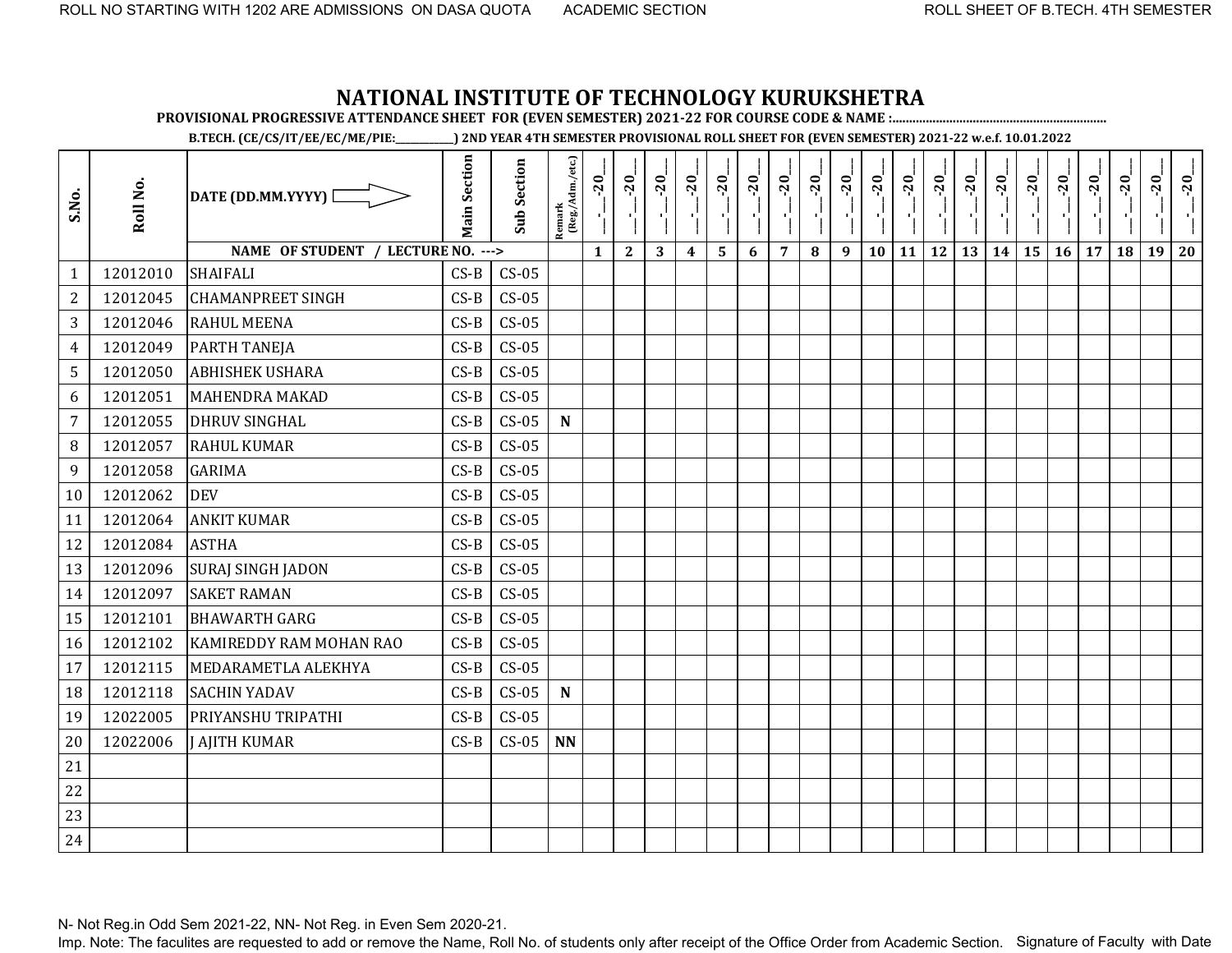# NATIONAL INSTITUTE OF TECHNOLOGY KURUKSHETRA

**PROVISIONAL PROGRESSIVE ATTENDANCE SHEET FOR (EVEN SEMESTER) 2021-22 FOR COURSE CODE & NAME :...............................................................**

**B.TECH. (CE/CS/IT/EE/EC/ME/PIE:___________) 2ND YEAR 4TH SEMESTER PROVISIONAL ROLL SHEET FOR (EVEN SEMESTER) 2021-22 w.e.f. 10.01.2022**

| S.No. | Roll No. | DATE (DD.MM.YYYY) ⇨ | Main Section | Sub Section | Remark (Reg./Adm./etc.) | __-__-20__ | __-__-20__ | __-__-20__ | __-__-20__ | __-__-20__ | __-__-20__ | __-__-20__ | __-__-20__ | __-__-20__ | __-__-20__ | __-__-20__ | __-__-20__ | __-__-20__ | __-__-20__ | __-__-20__ | __-__-20__ | __-__-20__ | __-__-20__ | __-__-20__ | __-__-20__ |
|---|---|---|---|---|---|---|---|---|---|---|---|---|---|---|---|---|---|---|---|---|---|---|---|---|---|
| | | NAME OF STUDENT / LECTURE NO. ---> | | | | 1 | 2 | 3 | 4 | 5 | 6 | 7 | 8 | 9 | 10 | 11 | 12 | 13 | 14 | 15 | 16 | 17 | 18 | 19 | 20 |
| 1 | 12012010 | SHAIFALI | CS-B | CS-05 | | | | | | | | | | | | | | | | | | | | | |
| 2 | 12012045 | CHAMANPREET SINGH | CS-B | CS-05 | | | | | | | | | | | | | | | | | | | | | |
| 3 | 12012046 | RAHUL MEENA | CS-B | CS-05 | | | | | | | | | | | | | | | | | | | | | |
| 4 | 12012049 | PARTH TANEJA | CS-B | CS-05 | | | | | | | | | | | | | | | | | | | | | |
| 5 | 12012050 | ABHISHEK USHARA | CS-B | CS-05 | | | | | | | | | | | | | | | | | | | | | |
| 6 | 12012051 | MAHENDRA MAKAD | CS-B | CS-05 | | | | | | | | | | | | | | | | | | | | | |
| 7 | 12012055 | DHRUV SINGHAL | CS-B | CS-05 | **N** | | | | | | | | | | | | | | | | | | | | |
| 8 | 12012057 | RAHUL KUMAR | CS-B | CS-05 | | | | | | | | | | | | | | | | | | | | | |
| 9 | 12012058 | GARIMA | CS-B | CS-05 | | | | | | | | | | | | | | | | | | | | | |
| 10 | 12012062 | DEV | CS-B | CS-05 | | | | | | | | | | | | | | | | | | | | | |
| 11 | 12012064 | ANKIT KUMAR | CS-B | CS-05 | | | | | | | | | | | | | | | | | | | | | |
| 12 | 12012084 | ASTHA | CS-B | CS-05 | | | | | | | | | | | | | | | | | | | | | |
| 13 | 12012096 | SURAJ SINGH JADON | CS-B | CS-05 | | | | | | | | | | | | | | | | | | | | | |
| 14 | 12012097 | SAKET RAMAN | CS-B | CS-05 | | | | | | | | | | | | | | | | | | | | | |
| 15 | 12012101 | BHAWARTH GARG | CS-B | CS-05 | | | | | | | | | | | | | | | | | | | | | |
| 16 | 12012102 | KAMIREDDY RAM MOHAN RAO | CS-B | CS-05 | | | | | | | | | | | | | | | | | | | | | |
| 17 | 12012115 | MEDARAMETLA ALEKHYA | CS-B | CS-05 | | | | | | | | | | | | | | | | | | | | | |
| 18 | 12012118 | SACHIN YADAV | CS-B | CS-05 | **N** | | | | | | | | | | | | | | | | | | | | |
| 19 | 12022005 | PRIYANSHU TRIPATHI | CS-B | CS-05 | | | | | | | | | | | | | | | | | | | | | |
| 20 | 12022006 | J AJITH KUMAR | CS-B | CS-05 | **NN** | | | | | | | | | | | | | | | | | | | | |
| 21 | | | | | | | | | | | | | | | | | | | | | | | | | |
| 22 | | | | | | | | | | | | | | | | | | | | | | | | | |
| 23 | | | | | | | | | | | | | | | | | | | | | | | | | |
| 24 | | | | | | | | | | | | | | | | | | | | | | | | | |

N- Not Reg.in Odd Sem 2021-22, NN- Not Reg. in Even Sem 2020-21.

Imp. Note: The faculites are requested to add or remove the Name, Roll No. of students only after receipt of the Office Order from Academic Section. Signature of Faculty with Date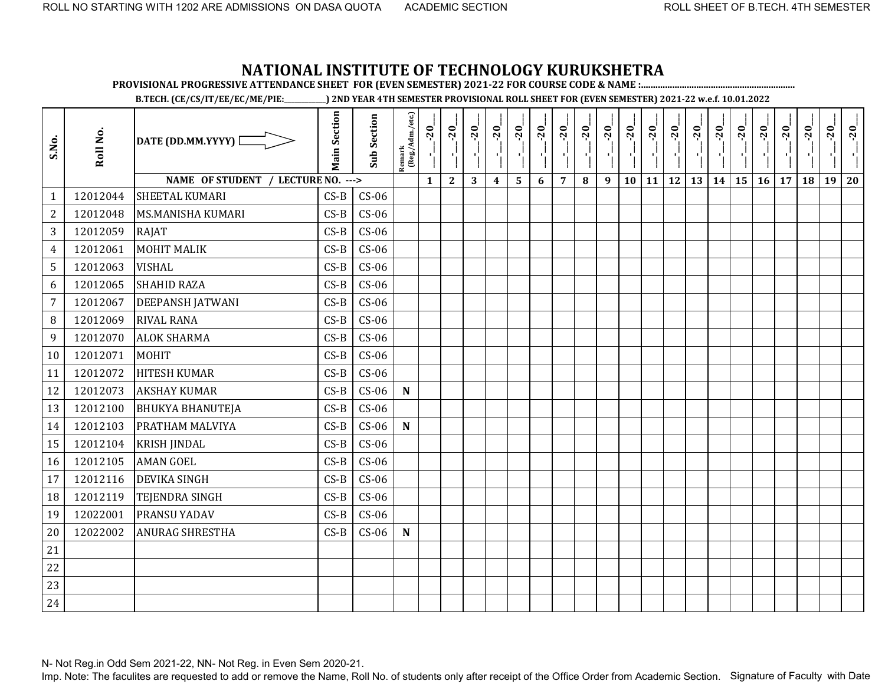ROLL NO STARTING WITH 1202 ARE ADMISSIONS ON DASA QUOTA ACADEMIC SECTION ROLL SHEET OF B.TECH. 4TH SEMESTER

# NATIONAL INSTITUTE OF TECHNOLOGY KURUKSHETRA

**PROVISIONAL PROGRESSIVE ATTENDANCE SHEET FOR (EVEN SEMESTER) 2021-22 FOR COURSE CODE & NAME :..............................................................**

**B.TECH. (CE/CS/IT/EE/EC/ME/PIE:__________) 2ND YEAR 4TH SEMESTER PROVISIONAL ROLL SHEET FOR (EVEN SEMESTER) 2021-22 w.e.f. 10.01.2022**

| S.No. | Roll No. | DATE (DD.MM.YYYY) ⇨ | Main Section | Sub Section | Remark (Reg./Adm./etc.) | __-__-20__ | __-__-20__ | __-__-20__ | __-__-20__ | __-__-20__ | __-__-20__ | __-__-20__ | __-__-20__ | __-__-20__ | __-__-20__ | __-__-20__ | __-__-20__ | __-__-20__ | __-__-20__ | __-__-20__ | __-__-20__ | __-__-20__ | __-__-20__ | __-__-20__ | __-__-20__ |
|---|---|---|---|---|---|---|---|---|---|---|---|---|---|---|---|---|---|---|---|---|---|---|---|---|---|
| | | NAME OF STUDENT / LECTURE NO. ---> | | | | 1 | 2 | 3 | 4 | 5 | 6 | 7 | 8 | 9 | 10 | 11 | 12 | 13 | 14 | 15 | 16 | 17 | 18 | 19 | 20 |
| 1 | 12012044 | SHEETAL KUMARI | CS-B | CS-06 | | | | | | | | | | | | | | | | | | | | | |
| 2 | 12012048 | MS.MANISHA KUMARI | CS-B | CS-06 | | | | | | | | | | | | | | | | | | | | | |
| 3 | 12012059 | RAJAT | CS-B | CS-06 | | | | | | | | | | | | | | | | | | | | | |
| 4 | 12012061 | MOHIT MALIK | CS-B | CS-06 | | | | | | | | | | | | | | | | | | | | | |
| 5 | 12012063 | VISHAL | CS-B | CS-06 | | | | | | | | | | | | | | | | | | | | | |
| 6 | 12012065 | SHAHID RAZA | CS-B | CS-06 | | | | | | | | | | | | | | | | | | | | | |
| 7 | 12012067 | DEEPANSH JATWANI | CS-B | CS-06 | | | | | | | | | | | | | | | | | | | | | |
| 8 | 12012069 | RIVAL RANA | CS-B | CS-06 | | | | | | | | | | | | | | | | | | | | | |
| 9 | 12012070 | ALOK SHARMA | CS-B | CS-06 | | | | | | | | | | | | | | | | | | | | | |
| 10 | 12012071 | MOHIT | CS-B | CS-06 | | | | | | | | | | | | | | | | | | | | | |
| 11 | 12012072 | HITESH KUMAR | CS-B | CS-06 | | | | | | | | | | | | | | | | | | | | | |
| 12 | 12012073 | AKSHAY KUMAR | CS-B | CS-06 | N | | | | | | | | | | | | | | | | | | | | |
| 13 | 12012100 | BHUKYA BHANUTEJA | CS-B | CS-06 | | | | | | | | | | | | | | | | | | | | | |
| 14 | 12012103 | PRATHAM MALVIYA | CS-B | CS-06 | N | | | | | | | | | | | | | | | | | | | | |
| 15 | 12012104 | KRISH JINDAL | CS-B | CS-06 | | | | | | | | | | | | | | | | | | | | | |
| 16 | 12012105 | AMAN GOEL | CS-B | CS-06 | | | | | | | | | | | | | | | | | | | | | |
| 17 | 12012116 | DEVIKA SINGH | CS-B | CS-06 | | | | | | | | | | | | | | | | | | | | | |
| 18 | 12012119 | TEJENDRA SINGH | CS-B | CS-06 | | | | | | | | | | | | | | | | | | | | | |
| 19 | 12022001 | PRANSU YADAV | CS-B | CS-06 | | | | | | | | | | | | | | | | | | | | | |
| 20 | 12022002 | ANURAG SHRESTHA | CS-B | CS-06 | N | | | | | | | | | | | | | | | | | | | | |
| 21 | | | | | | | | | | | | | | | | | | | | | | | | | |
| 22 | | | | | | | | | | | | | | | | | | | | | | | | | |
| 23 | | | | | | | | | | | | | | | | | | | | | | | | | |
| 24 | | | | | | | | | | | | | | | | | | | | | | | | | |

N- Not Reg.in Odd Sem 2021-22, NN- Not Reg. in Even Sem 2020-21.

Imp. Note: The faculites are requested to add or remove the Name, Roll No. of students only after receipt of the Office Order from Academic Section. Signature of Faculty with Date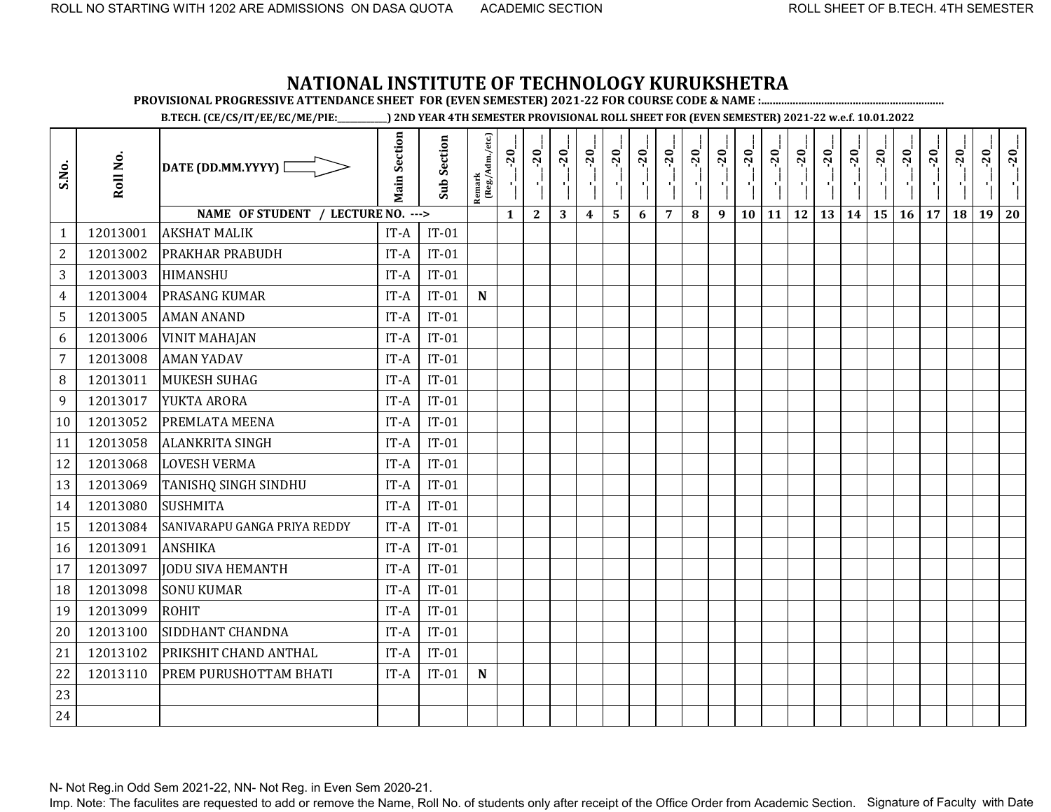ROLL NO STARTING WITH 1202 ARE ADMISSIONS ON DASA QUOTA ACADEMIC SECTION ROLL SHEET OF B.TECH. 4TH SEMESTER

# NATIONAL INSTITUTE OF TECHNOLOGY KURUKSHETRA

**PROVISIONAL PROGRESSIVE ATTENDANCE SHEET FOR (EVEN SEMESTER) 2021-22 FOR COURSE CODE & NAME :.............................................................**

**B.TECH. (CE/CS/IT/EE/EC/ME/PIE:__________) 2ND YEAR 4TH SEMESTER PROVISIONAL ROLL SHEET FOR (EVEN SEMESTER) 2021-22 w.e.f. 10.01.2022**

| S.No. | Roll No. | DATE (DD.MM.YYYY) ⇨ | Main Section | Sub Section | Remark (Reg./Adm./etc.) | __-__-20__ | __-__-20__ | __-__-20__ | __-__-20__ | __-__-20__ | __-__-20__ | __-__-20__ | __-__-20__ | __-__-20__ | __-__-20__ | __-__-20__ | __-__-20__ | __-__-20__ | __-__-20__ | __-__-20__ | __-__-20__ | __-__-20__ | __-__-20__ | __-__-20__ | __-__-20__ |
|---|---|---|---|---|---|---|---|---|---|---|---|---|---|---|---|---|---|---|---|---|---|---|---|---|---|
| | | **NAME OF STUDENT / LECTURE NO. --->** | | | | **1** | **2** | **3** | **4** | **5** | **6** | **7** | **8** | **9** | **10** | **11** | **12** | **13** | **14** | **15** | **16** | **17** | **18** | **19** | **20** |
| 1 | 12013001 | AKSHAT MALIK | IT-A | IT-01 | | | | | | | | | | | | | | | | | | | | | |
| 2 | 12013002 | PRAKHAR PRABUDH | IT-A | IT-01 | | | | | | | | | | | | | | | | | | | | | |
| 3 | 12013003 | HIMANSHU | IT-A | IT-01 | | | | | | | | | | | | | | | | | | | | | |
| 4 | 12013004 | PRASANG KUMAR | IT-A | IT-01 | **N** | | | | | | | | | | | | | | | | | | | | |
| 5 | 12013005 | AMAN ANAND | IT-A | IT-01 | | | | | | | | | | | | | | | | | | | | | |
| 6 | 12013006 | VINIT MAHAJAN | IT-A | IT-01 | | | | | | | | | | | | | | | | | | | | | |
| 7 | 12013008 | AMAN YADAV | IT-A | IT-01 | | | | | | | | | | | | | | | | | | | | | |
| 8 | 12013011 | MUKESH SUHAG | IT-A | IT-01 | | | | | | | | | | | | | | | | | | | | | |
| 9 | 12013017 | YUKTA ARORA | IT-A | IT-01 | | | | | | | | | | | | | | | | | | | | | |
| 10 | 12013052 | PREMLATA MEENA | IT-A | IT-01 | | | | | | | | | | | | | | | | | | | | | |
| 11 | 12013058 | ALANKRITA SINGH | IT-A | IT-01 | | | | | | | | | | | | | | | | | | | | | |
| 12 | 12013068 | LOVESH VERMA | IT-A | IT-01 | | | | | | | | | | | | | | | | | | | | | |
| 13 | 12013069 | TANISHQ SINGH SINDHU | IT-A | IT-01 | | | | | | | | | | | | | | | | | | | | | |
| 14 | 12013080 | SUSHMITA | IT-A | IT-01 | | | | | | | | | | | | | | | | | | | | | |
| 15 | 12013084 | SANIVARAPU GANGA PRIYA REDDY | IT-A | IT-01 | | | | | | | | | | | | | | | | | | | | | |
| 16 | 12013091 | ANSHIKA | IT-A | IT-01 | | | | | | | | | | | | | | | | | | | | | |
| 17 | 12013097 | JODU SIVA HEMANTH | IT-A | IT-01 | | | | | | | | | | | | | | | | | | | | | |
| 18 | 12013098 | SONU KUMAR | IT-A | IT-01 | | | | | | | | | | | | | | | | | | | | | |
| 19 | 12013099 | ROHIT | IT-A | IT-01 | | | | | | | | | | | | | | | | | | | | | |
| 20 | 12013100 | SIDDHANT CHANDNA | IT-A | IT-01 | | | | | | | | | | | | | | | | | | | | | |
| 21 | 12013102 | PRIKSHIT CHAND ANTHAL | IT-A | IT-01 | | | | | | | | | | | | | | | | | | | | | |
| 22 | 12013110 | PREM PURUSHOTTAM BHATI | IT-A | IT-01 | **N** | | | | | | | | | | | | | | | | | | | | |
| 23 | | | | | | | | | | | | | | | | | | | | | | | | | |
| 24 | | | | | | | | | | | | | | | | | | | | | | | | | |

N- Not Reg.in Odd Sem 2021-22, NN- Not Reg. in Even Sem 2020-21.

Imp. Note: The faculites are requested to add or remove the Name, Roll No. of students only after receipt of the Office Order from Academic Section. Signature of Faculty with Date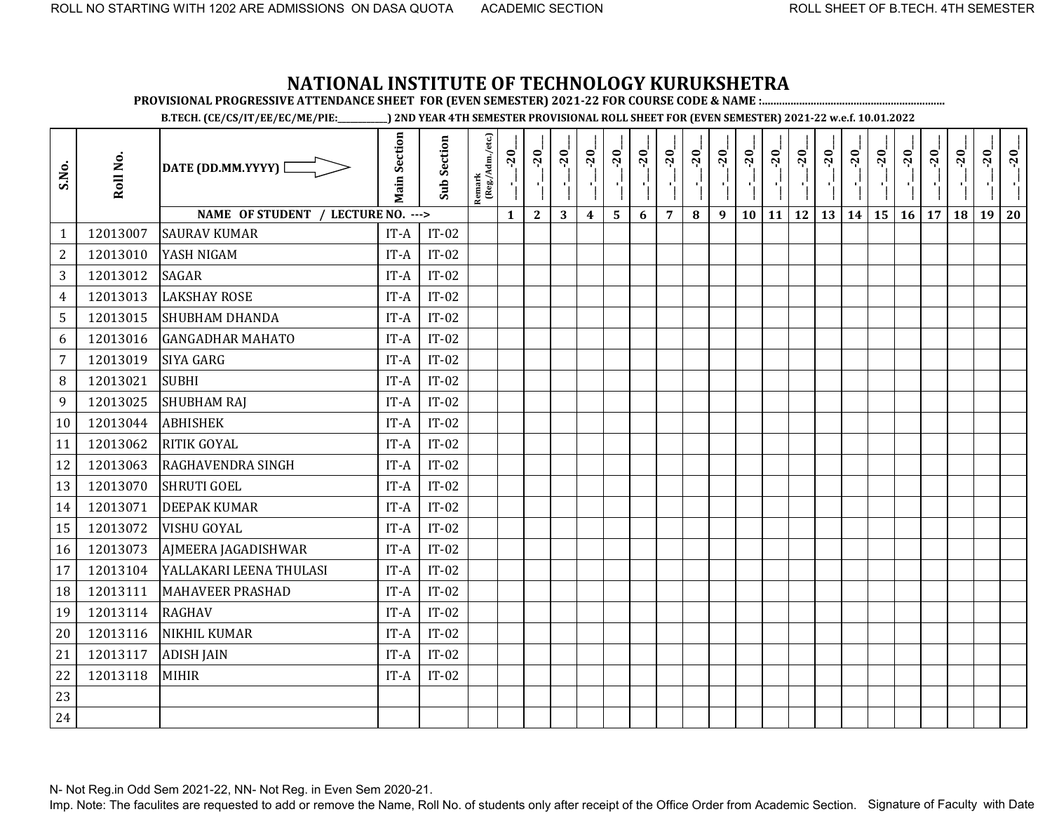ROLL NO STARTING WITH 1202 ARE ADMISSIONS ON DASA QUOTA ACADEMIC SECTION ROLL SHEET OF B.TECH. 4TH SEMESTER

# NATIONAL INSTITUTE OF TECHNOLOGY KURUKSHETRA

**PROVISIONAL PROGRESSIVE ATTENDANCE SHEET FOR (EVEN SEMESTER) 2021-22 FOR COURSE CODE & NAME :...............................................................**

**B.TECH. (CE/CS/IT/EE/EC/ME/PIE:___________) 2ND YEAR 4TH SEMESTER PROVISIONAL ROLL SHEET FOR (EVEN SEMESTER) 2021-22 w.e.f. 10.01.2022**

| S.No. | Roll No. | DATE (DD.MM.YYYY) ⇨ | Main Section | Sub Section | Remark (Reg./Adm./etc.) | __-__-20__ | __-__-20__ | __-__-20__ | __-__-20__ | __-__-20__ | __-__-20__ | __-__-20__ | __-__-20__ | __-__-20__ | __-__-20__ | __-__-20__ | __-__-20__ | __-__-20__ | __-__-20__ | __-__-20__ | __-__-20__ | __-__-20__ | __-__-20__ | __-__-20__ | __-__-20__ |
|---|---|---|---|---|---|---|---|---|---|---|---|---|---|---|---|---|---|---|---|---|---|---|---|---|---|
| | | NAME OF STUDENT / LECTURE NO. ---> | | | | 1 | 2 | 3 | 4 | 5 | 6 | 7 | 8 | 9 | 10 | 11 | 12 | 13 | 14 | 15 | 16 | 17 | 18 | 19 | 20 |
| 1 | 12013007 | SAURAV KUMAR | IT-A | IT-02 | | | | | | | | | | | | | | | | | | | | | |
| 2 | 12013010 | YASH NIGAM | IT-A | IT-02 | | | | | | | | | | | | | | | | | | | | | |
| 3 | 12013012 | SAGAR | IT-A | IT-02 | | | | | | | | | | | | | | | | | | | | | |
| 4 | 12013013 | LAKSHAY ROSE | IT-A | IT-02 | | | | | | | | | | | | | | | | | | | | | |
| 5 | 12013015 | SHUBHAM DHANDA | IT-A | IT-02 | | | | | | | | | | | | | | | | | | | | | |
| 6 | 12013016 | GANGADHAR MAHATO | IT-A | IT-02 | | | | | | | | | | | | | | | | | | | | | |
| 7 | 12013019 | SIYA GARG | IT-A | IT-02 | | | | | | | | | | | | | | | | | | | | | |
| 8 | 12013021 | SUBHI | IT-A | IT-02 | | | | | | | | | | | | | | | | | | | | | |
| 9 | 12013025 | SHUBHAM RAJ | IT-A | IT-02 | | | | | | | | | | | | | | | | | | | | | |
| 10 | 12013044 | ABHISHEK | IT-A | IT-02 | | | | | | | | | | | | | | | | | | | | | |
| 11 | 12013062 | RITIK GOYAL | IT-A | IT-02 | | | | | | | | | | | | | | | | | | | | | |
| 12 | 12013063 | RAGHAVENDRA SINGH | IT-A | IT-02 | | | | | | | | | | | | | | | | | | | | | |
| 13 | 12013070 | SHRUTI GOEL | IT-A | IT-02 | | | | | | | | | | | | | | | | | | | | | |
| 14 | 12013071 | DEEPAK KUMAR | IT-A | IT-02 | | | | | | | | | | | | | | | | | | | | | |
| 15 | 12013072 | VISHU GOYAL | IT-A | IT-02 | | | | | | | | | | | | | | | | | | | | | |
| 16 | 12013073 | AJMEERA JAGADISHWAR | IT-A | IT-02 | | | | | | | | | | | | | | | | | | | | | |
| 17 | 12013104 | YALLAKARI LEENA THULASI | IT-A | IT-02 | | | | | | | | | | | | | | | | | | | | | |
| 18 | 12013111 | MAHAVEER PRASHAD | IT-A | IT-02 | | | | | | | | | | | | | | | | | | | | | |
| 19 | 12013114 | RAGHAV | IT-A | IT-02 | | | | | | | | | | | | | | | | | | | | | |
| 20 | 12013116 | NIKHIL KUMAR | IT-A | IT-02 | | | | | | | | | | | | | | | | | | | | | |
| 21 | 12013117 | ADISH JAIN | IT-A | IT-02 | | | | | | | | | | | | | | | | | | | | | |
| 22 | 12013118 | MIHIR | IT-A | IT-02 | | | | | | | | | | | | | | | | | | | | | |
| 23 | | | | | | | | | | | | | | | | | | | | | | | | | |
| 24 | | | | | | | | | | | | | | | | | | | | | | | | | |

N- Not Reg.in Odd Sem 2021-22, NN- Not Reg. in Even Sem 2020-21.

Imp. Note: The faculites are requested to add or remove the Name, Roll No. of students only after receipt of the Office Order from Academic Section. Signature of Faculty with Date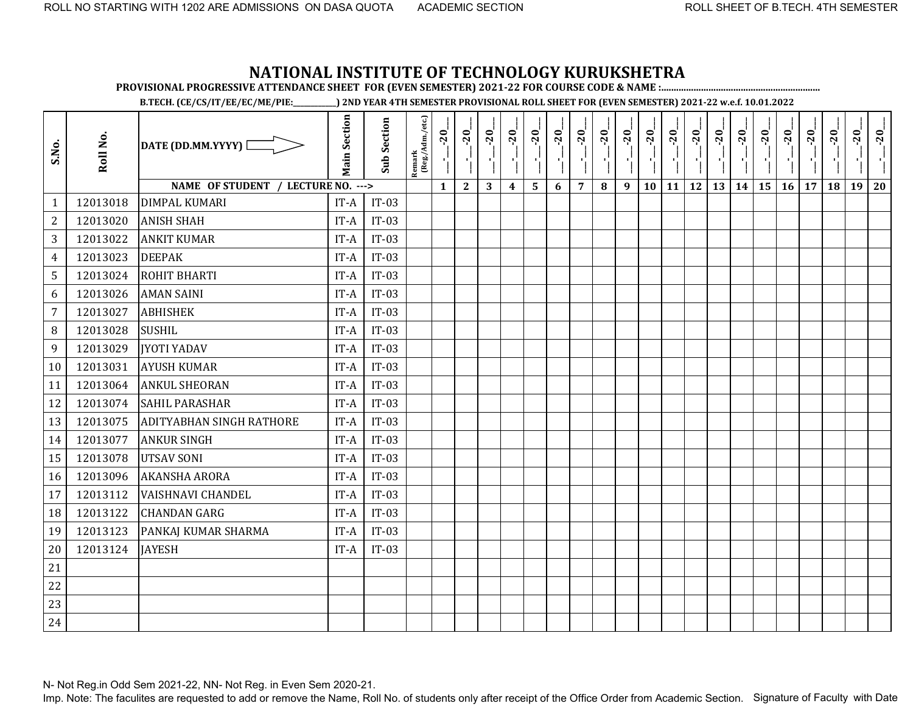# NATIONAL INSTITUTE OF TECHNOLOGY KURUKSHETRA

**PROVISIONAL PROGRESSIVE ATTENDANCE SHEET FOR (EVEN SEMESTER) 2021-22 FOR COURSE CODE & NAME :.............................................................**

**B.TECH. (CE/CS/IT/EE/EC/ME/PIE:__________) 2ND YEAR 4TH SEMESTER PROVISIONAL ROLL SHEET FOR (EVEN SEMESTER) 2021-22 w.e.f. 10.01.2022**

| S.No. | Roll No. | DATE (DD.MM.YYYY) ⇨ | Main Section | Sub Section | Remark (Reg./Adm./etc.) | __-__-20__ | __-__-20__ | __-__-20__ | __-__-20__ | __-__-20__ | __-__-20__ | __-__-20__ | __-__-20__ | __-__-20__ | __-__-20__ | __-__-20__ | __-__-20__ | __-__-20__ | __-__-20__ | __-__-20__ | __-__-20__ | __-__-20__ | __-__-20__ | __-__-20__ | __-__-20__ |
|---|---|---|---|---|---|---|---|---|---|---|---|---|---|---|---|---|---|---|---|---|---|---|---|---|---|
| | | **NAME OF STUDENT / LECTURE NO. --->** | | | | 1 | 2 | 3 | 4 | 5 | 6 | 7 | 8 | 9 | 10 | 11 | 12 | 13 | 14 | 15 | 16 | 17 | 18 | 19 | 20 |
| 1 | 12013018 | DIMPAL KUMARI | IT-A | IT-03 | | | | | | | | | | | | | | | | | | | | | |
| 2 | 12013020 | ANISH SHAH | IT-A | IT-03 | | | | | | | | | | | | | | | | | | | | | |
| 3 | 12013022 | ANKIT KUMAR | IT-A | IT-03 | | | | | | | | | | | | | | | | | | | | | |
| 4 | 12013023 | DEEPAK | IT-A | IT-03 | | | | | | | | | | | | | | | | | | | | | |
| 5 | 12013024 | ROHIT BHARTI | IT-A | IT-03 | | | | | | | | | | | | | | | | | | | | | |
| 6 | 12013026 | AMAN SAINI | IT-A | IT-03 | | | | | | | | | | | | | | | | | | | | | |
| 7 | 12013027 | ABHISHEK | IT-A | IT-03 | | | | | | | | | | | | | | | | | | | | | |
| 8 | 12013028 | SUSHIL | IT-A | IT-03 | | | | | | | | | | | | | | | | | | | | | |
| 9 | 12013029 | JYOTI YADAV | IT-A | IT-03 | | | | | | | | | | | | | | | | | | | | | |
| 10 | 12013031 | AYUSH KUMAR | IT-A | IT-03 | | | | | | | | | | | | | | | | | | | | | |
| 11 | 12013064 | ANKUL SHEORAN | IT-A | IT-03 | | | | | | | | | | | | | | | | | | | | | |
| 12 | 12013074 | SAHIL PARASHAR | IT-A | IT-03 | | | | | | | | | | | | | | | | | | | | | |
| 13 | 12013075 | ADITYABHAN SINGH RATHORE | IT-A | IT-03 | | | | | | | | | | | | | | | | | | | | | |
| 14 | 12013077 | ANKUR SINGH | IT-A | IT-03 | | | | | | | | | | | | | | | | | | | | | |
| 15 | 12013078 | UTSAV SONI | IT-A | IT-03 | | | | | | | | | | | | | | | | | | | | | |
| 16 | 12013096 | AKANSHA ARORA | IT-A | IT-03 | | | | | | | | | | | | | | | | | | | | | |
| 17 | 12013112 | VAISHNAVI CHANDEL | IT-A | IT-03 | | | | | | | | | | | | | | | | | | | | | |
| 18 | 12013122 | CHANDAN GARG | IT-A | IT-03 | | | | | | | | | | | | | | | | | | | | | |
| 19 | 12013123 | PANKAJ KUMAR SHARMA | IT-A | IT-03 | | | | | | | | | | | | | | | | | | | | | |
| 20 | 12013124 | JAYESH | IT-A | IT-03 | | | | | | | | | | | | | | | | | | | | | |
| 21 | | | | | | | | | | | | | | | | | | | | | | | | | |
| 22 | | | | | | | | | | | | | | | | | | | | | | | | | |
| 23 | | | | | | | | | | | | | | | | | | | | | | | | | |
| 24 | | | | | | | | | | | | | | | | | | | | | | | | | |

N- Not Reg.in Odd Sem 2021-22, NN- Not Reg. in Even Sem 2020-21.

Imp. Note: The faculites are requested to add or remove the Name, Roll No. of students only after receipt of the Office Order from Academic Section.

Signature of Faculty with Date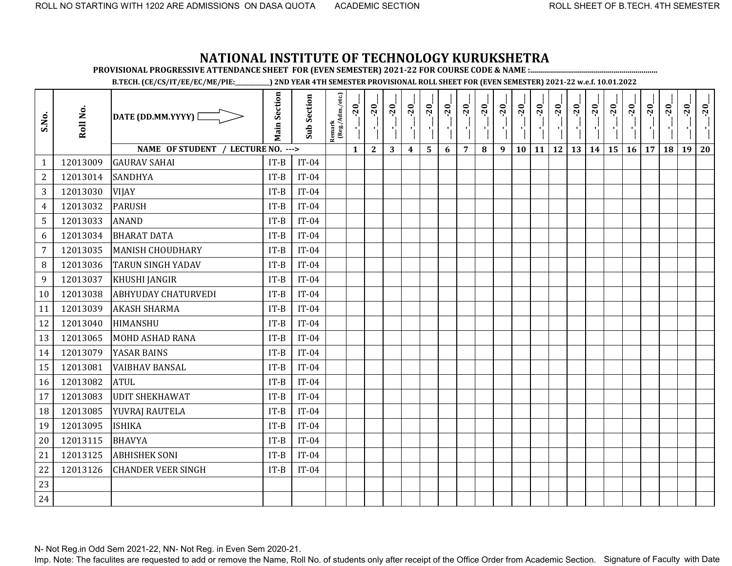# NATIONAL INSTITUTE OF TECHNOLOGY KURUKSHETRA

**PROVISIONAL PROGRESSIVE ATTENDANCE SHEET FOR (EVEN SEMESTER) 2021-22 FOR COURSE CODE & NAME :..............................................................**

**B.TECH. (CE/CS/IT/EE/EC/ME/PIE:__________) 2ND YEAR 4TH SEMESTER PROVISIONAL ROLL SHEET FOR (EVEN SEMESTER) 2021-22 w.e.f. 10.01.2022**

| S.No. | Roll No. | DATE (DD.MM.YYYY) ⇨ | Main Section | Sub Section | Remark (Reg./Adm./etc.) | __-__-20__ | __-__-20__ | __-__-20__ | __-__-20__ | __-__-20__ | __-__-20__ | __-__-20__ | __-__-20__ | __-__-20__ | __-__-20__ | __-__-20__ | __-__-20__ | __-__-20__ | __-__-20__ | __-__-20__ | __-__-20__ | __-__-20__ | __-__-20__ | __-__-20__ | __-__-20__ |
|---|---|---|---|---|---|---|---|---|---|---|---|---|---|---|---|---|---|---|---|---|---|---|---|---|---|
| | | NAME OF STUDENT / LECTURE NO. ---> | | | | 1 | 2 | 3 | 4 | 5 | 6 | 7 | 8 | 9 | 10 | 11 | 12 | 13 | 14 | 15 | 16 | 17 | 18 | 19 | 20 |
| 1 | 12013009 | GAURAV SAHAI | IT-B | IT-04 | | | | | | | | | | | | | | | | | | | | | |
| 2 | 12013014 | SANDHYA | IT-B | IT-04 | | | | | | | | | | | | | | | | | | | | | |
| 3 | 12013030 | VIJAY | IT-B | IT-04 | | | | | | | | | | | | | | | | | | | | | |
| 4 | 12013032 | PARUSH | IT-B | IT-04 | | | | | | | | | | | | | | | | | | | | | |
| 5 | 12013033 | ANAND | IT-B | IT-04 | | | | | | | | | | | | | | | | | | | | | |
| 6 | 12013034 | BHARAT DATA | IT-B | IT-04 | | | | | | | | | | | | | | | | | | | | | |
| 7 | 12013035 | MANISH CHOUDHARY | IT-B | IT-04 | | | | | | | | | | | | | | | | | | | | | |
| 8 | 12013036 | TARUN SINGH YADAV | IT-B | IT-04 | | | | | | | | | | | | | | | | | | | | | |
| 9 | 12013037 | KHUSHI JANGIR | IT-B | IT-04 | | | | | | | | | | | | | | | | | | | | | |
| 10 | 12013038 | ABHYUDAY CHATURVEDI | IT-B | IT-04 | | | | | | | | | | | | | | | | | | | | | |
| 11 | 12013039 | AKASH SHARMA | IT-B | IT-04 | | | | | | | | | | | | | | | | | | | | | |
| 12 | 12013040 | HIMANSHU | IT-B | IT-04 | | | | | | | | | | | | | | | | | | | | | |
| 13 | 12013065 | MOHD ASHAD RANA | IT-B | IT-04 | | | | | | | | | | | | | | | | | | | | | |
| 14 | 12013079 | YASAR BAINS | IT-B | IT-04 | | | | | | | | | | | | | | | | | | | | | |
| 15 | 12013081 | VAIBHAV BANSAL | IT-B | IT-04 | | | | | | | | | | | | | | | | | | | | | |
| 16 | 12013082 | ATUL | IT-B | IT-04 | | | | | | | | | | | | | | | | | | | | | |
| 17 | 12013083 | UDIT SHEKHAWAT | IT-B | IT-04 | | | | | | | | | | | | | | | | | | | | | |
| 18 | 12013085 | YUVRAJ RAUTELA | IT-B | IT-04 | | | | | | | | | | | | | | | | | | | | | |
| 19 | 12013095 | ISHIKA | IT-B | IT-04 | | | | | | | | | | | | | | | | | | | | | |
| 20 | 12013115 | BHAVYA | IT-B | IT-04 | | | | | | | | | | | | | | | | | | | | | |
| 21 | 12013125 | ABHISHEK SONI | IT-B | IT-04 | | | | | | | | | | | | | | | | | | | | | |
| 22 | 12013126 | CHANDER VEER SINGH | IT-B | IT-04 | | | | | | | | | | | | | | | | | | | | | |
| 23 | | | | | | | | | | | | | | | | | | | | | | | | | |
| 24 | | | | | | | | | | | | | | | | | | | | | | | | | |

N- Not Reg.in Odd Sem 2021-22, NN- Not Reg. in Even Sem 2020-21.

Imp. Note: The faculites are requested to add or remove the Name, Roll No. of students only after receipt of the Office Order from Academic Section. Signature of Faculty with Date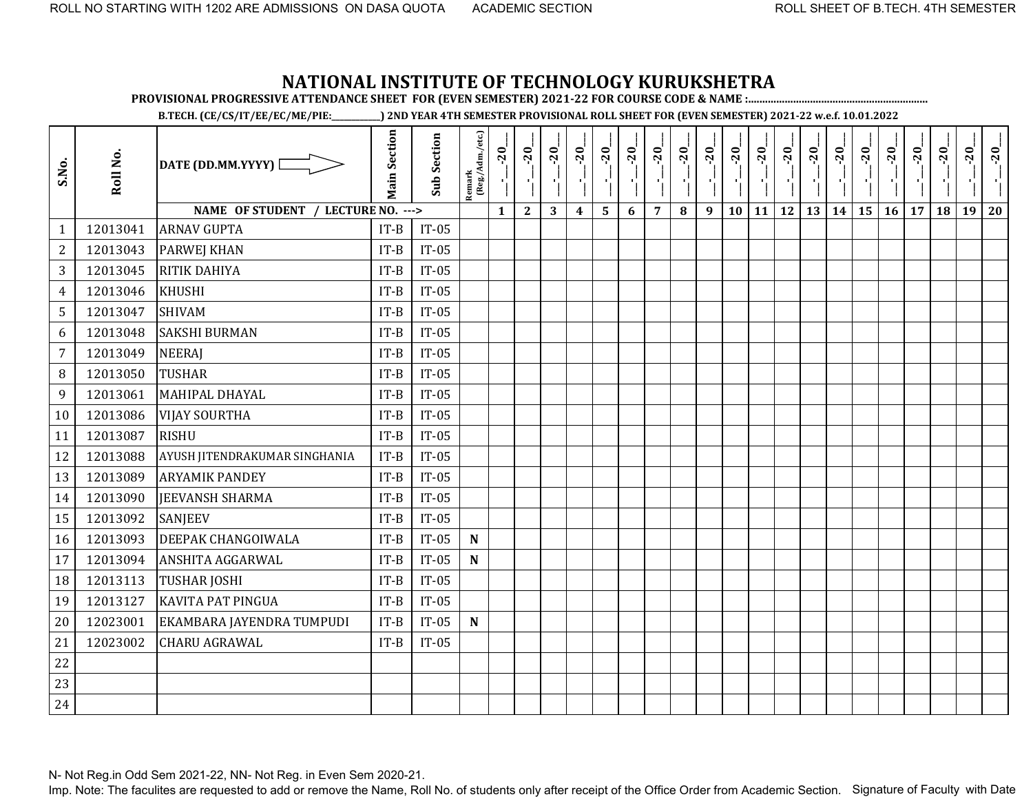ROLL NO STARTING WITH 1202 ARE ADMISSIONS ON DASA QUOTA ACADEMIC SECTION ROLL SHEET OF B.TECH. 4TH SEMESTER

# NATIONAL INSTITUTE OF TECHNOLOGY KURUKSHETRA

**PROVISIONAL PROGRESSIVE ATTENDANCE SHEET FOR (EVEN SEMESTER) 2021-22 FOR COURSE CODE & NAME :...............................................................**

**B.TECH. (CE/CS/IT/EE/EC/ME/PIE:___________) 2ND YEAR 4TH SEMESTER PROVISIONAL ROLL SHEET FOR (EVEN SEMESTER) 2021-22 w.e.f. 10.01.2022**

| S.No. | Roll No. | DATE (DD.MM.YYYY) | Main Section | Sub Section | Remark (Reg./Adm./etc.) | __-__-20__ | __-__-20__ | __-__-20__ | __-__-20__ | __-__-20__ | __-__-20__ | __-__-20__ | __-__-20__ | __-__-20__ | __-__-20__ | __-__-20__ | __-__-20__ | __-__-20__ | __-__-20__ | __-__-20__ | __-__-20__ | __-__-20__ | __-__-20__ | __-__-20__ | __-__-20__ |
|---|---|---|---|---|---|---|---|---|---|---|---|---|---|---|---|---|---|---|---|---|---|---|---|---|---|
| | | NAME OF STUDENT / LECTURE NO. ---> | | | | 1 | 2 | 3 | 4 | 5 | 6 | 7 | 8 | 9 | 10 | 11 | 12 | 13 | 14 | 15 | 16 | 17 | 18 | 19 | 20 |
| 1 | 12013041 | ARNAV GUPTA | IT-B | IT-05 | | | | | | | | | | | | | | | | | | | | | |
| 2 | 12013043 | PARWEJ KHAN | IT-B | IT-05 | | | | | | | | | | | | | | | | | | | | | |
| 3 | 12013045 | RITIK DAHIYA | IT-B | IT-05 | | | | | | | | | | | | | | | | | | | | | |
| 4 | 12013046 | KHUSHI | IT-B | IT-05 | | | | | | | | | | | | | | | | | | | | | |
| 5 | 12013047 | SHIVAM | IT-B | IT-05 | | | | | | | | | | | | | | | | | | | | | |
| 6 | 12013048 | SAKSHI BURMAN | IT-B | IT-05 | | | | | | | | | | | | | | | | | | | | | |
| 7 | 12013049 | NEERAJ | IT-B | IT-05 | | | | | | | | | | | | | | | | | | | | | |
| 8 | 12013050 | TUSHAR | IT-B | IT-05 | | | | | | | | | | | | | | | | | | | | | |
| 9 | 12013061 | MAHIPAL DHAYAL | IT-B | IT-05 | | | | | | | | | | | | | | | | | | | | | |
| 10 | 12013086 | VIJAY SOURTHA | IT-B | IT-05 | | | | | | | | | | | | | | | | | | | | | |
| 11 | 12013087 | RISHU | IT-B | IT-05 | | | | | | | | | | | | | | | | | | | | | |
| 12 | 12013088 | AYUSH JITENDRAKUMAR SINGHANIA | IT-B | IT-05 | | | | | | | | | | | | | | | | | | | | | |
| 13 | 12013089 | ARYAMIK PANDEY | IT-B | IT-05 | | | | | | | | | | | | | | | | | | | | | |
| 14 | 12013090 | JEEVANSH SHARMA | IT-B | IT-05 | | | | | | | | | | | | | | | | | | | | | |
| 15 | 12013092 | SANJEEV | IT-B | IT-05 | | | | | | | | | | | | | | | | | | | | | |
| 16 | 12013093 | DEEPAK CHANGOIWALA | IT-B | IT-05 | N | | | | | | | | | | | | | | | | | | | | |
| 17 | 12013094 | ANSHITA AGGARWAL | IT-B | IT-05 | N | | | | | | | | | | | | | | | | | | | | |
| 18 | 12013113 | TUSHAR JOSHI | IT-B | IT-05 | | | | | | | | | | | | | | | | | | | | | |
| 19 | 12013127 | KAVITA PAT PINGUA | IT-B | IT-05 | | | | | | | | | | | | | | | | | | | | | |
| 20 | 12023001 | EKAMBARA JAYENDRA TUMPUDI | IT-B | IT-05 | N | | | | | | | | | | | | | | | | | | | | |
| 21 | 12023002 | CHARU AGRAWAL | IT-B | IT-05 | | | | | | | | | | | | | | | | | | | | | |
| 22 | | | | | | | | | | | | | | | | | | | | | | | | | |
| 23 | | | | | | | | | | | | | | | | | | | | | | | | | |
| 24 | | | | | | | | | | | | | | | | | | | | | | | | | |

N- Not Reg.in Odd Sem 2021-22, NN- Not Reg. in Even Sem 2020-21.

Imp. Note: The faculites are requested to add or remove the Name, Roll No. of students only after receipt of the Office Order from Academic Section. Signature of Faculty with Date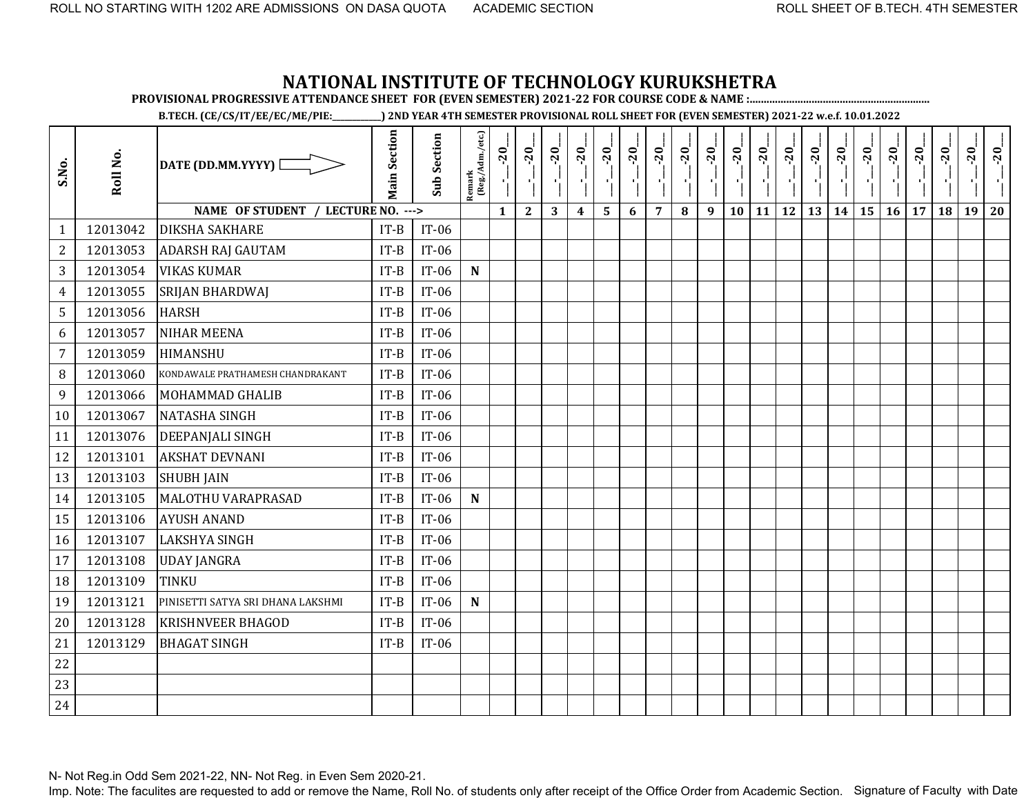ROLL NO STARTING WITH 1202 ARE ADMISSIONS ON DASA QUOTA    ACADEMIC SECTION    ROLL SHEET OF B.TECH. 4TH SEMESTER

# NATIONAL INSTITUTE OF TECHNOLOGY KURUKSHETRA

**PROVISIONAL PROGRESSIVE ATTENDANCE SHEET FOR (EVEN SEMESTER) 2021-22 FOR COURSE CODE & NAME :..............................................................**

**B.TECH. (CE/CS/IT/EE/EC/ME/PIE:___________) 2ND YEAR 4TH SEMESTER PROVISIONAL ROLL SHEET FOR (EVEN SEMESTER) 2021-22 w.e.f. 10.01.2022**

| S.No. | Roll No. | DATE (DD.MM.YYYY) ⇨ | Main Section | Sub Section | Remark (Reg./Adm./etc.) | __-__-20__ | __-__-20__ | __-__-20__ | __-__-20__ | __-__-20__ | __-__-20__ | __-__-20__ | __-__-20__ | __-__-20__ | __-__-20__ | __-__-20__ | __-__-20__ | __-__-20__ | __-__-20__ | __-__-20__ | __-__-20__ | __-__-20__ | __-__-20__ | __-__-20__ | __-__-20__ |
|---|---|---|---|---|---|---|---|---|---|---|---|---|---|---|---|---|---|---|---|---|---|---|---|---|---|
| | | NAME OF STUDENT / LECTURE NO. ---> | | | | 1 | 2 | 3 | 4 | 5 | 6 | 7 | 8 | 9 | 10 | 11 | 12 | 13 | 14 | 15 | 16 | 17 | 18 | 19 | 20 |
| 1 | 12013042 | DIKSHA SAKHARE | IT-B | IT-06 | | | | | | | | | | | | | | | | | | | | | |
| 2 | 12013053 | ADARSH RAJ GAUTAM | IT-B | IT-06 | | | | | | | | | | | | | | | | | | | | | |
| 3 | 12013054 | VIKAS KUMAR | IT-B | IT-06 | N | | | | | | | | | | | | | | | | | | | | |
| 4 | 12013055 | SRIJAN BHARDWAJ | IT-B | IT-06 | | | | | | | | | | | | | | | | | | | | | |
| 5 | 12013056 | HARSH | IT-B | IT-06 | | | | | | | | | | | | | | | | | | | | | |
| 6 | 12013057 | NIHAR MEENA | IT-B | IT-06 | | | | | | | | | | | | | | | | | | | | | |
| 7 | 12013059 | HIMANSHU | IT-B | IT-06 | | | | | | | | | | | | | | | | | | | | | |
| 8 | 12013060 | KONDAWALE PRATHAMESH CHANDRAKANT | IT-B | IT-06 | | | | | | | | | | | | | | | | | | | | | |
| 9 | 12013066 | MOHAMMAD GHALIB | IT-B | IT-06 | | | | | | | | | | | | | | | | | | | | | |
| 10 | 12013067 | NATASHA SINGH | IT-B | IT-06 | | | | | | | | | | | | | | | | | | | | | |
| 11 | 12013076 | DEEPANJALI SINGH | IT-B | IT-06 | | | | | | | | | | | | | | | | | | | | | |
| 12 | 12013101 | AKSHAT DEVNANI | IT-B | IT-06 | | | | | | | | | | | | | | | | | | | | | |
| 13 | 12013103 | SHUBH JAIN | IT-B | IT-06 | | | | | | | | | | | | | | | | | | | | | |
| 14 | 12013105 | MALOTHU VARAPRASAD | IT-B | IT-06 | N | | | | | | | | | | | | | | | | | | | | |
| 15 | 12013106 | AYUSH ANAND | IT-B | IT-06 | | | | | | | | | | | | | | | | | | | | | |
| 16 | 12013107 | LAKSHYA SINGH | IT-B | IT-06 | | | | | | | | | | | | | | | | | | | | | |
| 17 | 12013108 | UDAY JANGRA | IT-B | IT-06 | | | | | | | | | | | | | | | | | | | | | |
| 18 | 12013109 | TINKU | IT-B | IT-06 | | | | | | | | | | | | | | | | | | | | | |
| 19 | 12013121 | PINISETTI SATYA SRI DHANA LAKSHMI | IT-B | IT-06 | N | | | | | | | | | | | | | | | | | | | | |
| 20 | 12013128 | KRISHNVEER BHAGOD | IT-B | IT-06 | | | | | | | | | | | | | | | | | | | | | |
| 21 | 12013129 | BHAGAT SINGH | IT-B | IT-06 | | | | | | | | | | | | | | | | | | | | | |
| 22 | | | | | | | | | | | | | | | | | | | | | | | | | |
| 23 | | | | | | | | | | | | | | | | | | | | | | | | | |
| 24 | | | | | | | | | | | | | | | | | | | | | | | | | |

N- Not Reg.in Odd Sem 2021-22, NN- Not Reg. in Even Sem 2020-21.

Imp. Note: The faculites are requested to add or remove the Name, Roll No. of students only after receipt of the Office Order from Academic Section.    Signature of Faculty with Date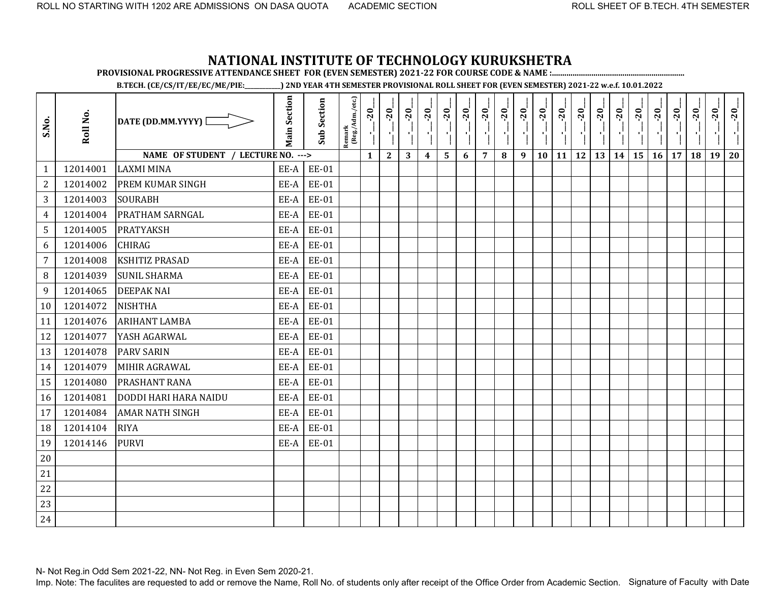ROLL NO STARTING WITH 1202 ARE ADMISSIONS ON DASA QUOTA ACADEMIC SECTION ROLL SHEET OF B.TECH. 4TH SEMESTER

# NATIONAL INSTITUTE OF TECHNOLOGY KURUKSHETRA

**PROVISIONAL PROGRESSIVE ATTENDANCE SHEET FOR (EVEN SEMESTER) 2021-22 FOR COURSE CODE & NAME :................................................................**

**B.TECH. (CE/CS/IT/EE/EC/ME/PIE:___________) 2ND YEAR 4TH SEMESTER PROVISIONAL ROLL SHEET FOR (EVEN SEMESTER) 2021-22 w.e.f. 10.01.2022**

| S.No. | Roll No. | DATE (DD.MM.YYYY) ⇨ | Main Section | Sub Section | Remark (Reg./Adm./etc.) | __-__-20__ | __-__-20__ | __-__-20__ | __-__-20__ | __-__-20__ | __-__-20__ | __-__-20__ | __-__-20__ | __-__-20__ | __-__-20__ | __-__-20__ | __-__-20__ | __-__-20__ | __-__-20__ | __-__-20__ | __-__-20__ | __-__-20__ | __-__-20__ | __-__-20__ | __-__-20__ |
|---|---|---|---|---|---|---|---|---|---|---|---|---|---|---|---|---|---|---|---|---|---|---|---|---|---|
| | | NAME OF STUDENT / LECTURE NO. ---> | | | | 1 | 2 | 3 | 4 | 5 | 6 | 7 | 8 | 9 | 10 | 11 | 12 | 13 | 14 | 15 | 16 | 17 | 18 | 19 | 20 |
| 1 | 12014001 | LAXMI MINA | EE-A | EE-01 | | | | | | | | | | | | | | | | | | | | | |
| 2 | 12014002 | PREM KUMAR SINGH | EE-A | EE-01 | | | | | | | | | | | | | | | | | | | | | |
| 3 | 12014003 | SOURABH | EE-A | EE-01 | | | | | | | | | | | | | | | | | | | | | |
| 4 | 12014004 | PRATHAM SARNGAL | EE-A | EE-01 | | | | | | | | | | | | | | | | | | | | | |
| 5 | 12014005 | PRATYAKSH | EE-A | EE-01 | | | | | | | | | | | | | | | | | | | | | |
| 6 | 12014006 | CHIRAG | EE-A | EE-01 | | | | | | | | | | | | | | | | | | | | | |
| 7 | 12014008 | KSHITIZ PRASAD | EE-A | EE-01 | | | | | | | | | | | | | | | | | | | | | |
| 8 | 12014039 | SUNIL SHARMA | EE-A | EE-01 | | | | | | | | | | | | | | | | | | | | | |
| 9 | 12014065 | DEEPAK NAI | EE-A | EE-01 | | | | | | | | | | | | | | | | | | | | | |
| 10 | 12014072 | NISHTHA | EE-A | EE-01 | | | | | | | | | | | | | | | | | | | | | |
| 11 | 12014076 | ARIHANT LAMBA | EE-A | EE-01 | | | | | | | | | | | | | | | | | | | | | |
| 12 | 12014077 | YASH AGARWAL | EE-A | EE-01 | | | | | | | | | | | | | | | | | | | | | |
| 13 | 12014078 | PARV SARIN | EE-A | EE-01 | | | | | | | | | | | | | | | | | | | | | |
| 14 | 12014079 | MIHIR AGRAWAL | EE-A | EE-01 | | | | | | | | | | | | | | | | | | | | | |
| 15 | 12014080 | PRASHANT RANA | EE-A | EE-01 | | | | | | | | | | | | | | | | | | | | | |
| 16 | 12014081 | DODDI HARI HARA NAIDU | EE-A | EE-01 | | | | | | | | | | | | | | | | | | | | | |
| 17 | 12014084 | AMAR NATH SINGH | EE-A | EE-01 | | | | | | | | | | | | | | | | | | | | | |
| 18 | 12014104 | RIYA | EE-A | EE-01 | | | | | | | | | | | | | | | | | | | | | |
| 19 | 12014146 | PURVI | EE-A | EE-01 | | | | | | | | | | | | | | | | | | | | | |
| 20 | | | | | | | | | | | | | | | | | | | | | | | | | |
| 21 | | | | | | | | | | | | | | | | | | | | | | | | | |
| 22 | | | | | | | | | | | | | | | | | | | | | | | | | |
| 23 | | | | | | | | | | | | | | | | | | | | | | | | | |
| 24 | | | | | | | | | | | | | | | | | | | | | | | | | |

N- Not Reg.in Odd Sem 2021-22, NN- Not Reg. in Even Sem 2020-21.

Imp. Note: The faculites are requested to add or remove the Name, Roll No. of students only after receipt of the Office Order from Academic Section. Signature of Faculty with Date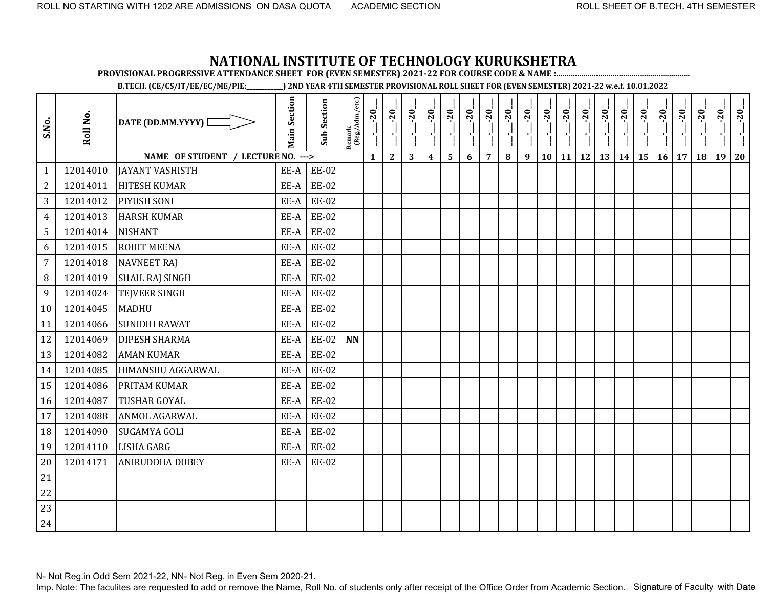ROLL NO STARTING WITH 1202 ARE ADMISSIONS ON DASA QUOTA ACADEMIC SECTION ROLL SHEET OF B.TECH. 4TH SEMESTER

# NATIONAL INSTITUTE OF TECHNOLOGY KURUKSHETRA

**PROVISIONAL PROGRESSIVE ATTENDANCE SHEET FOR (EVEN SEMESTER) 2021-22 FOR COURSE CODE & NAME :...............................................................**

**B.TECH. (CE/CS/IT/EE/EC/ME/PIE:___________) 2ND YEAR 4TH SEMESTER PROVISIONAL ROLL SHEET FOR (EVEN SEMESTER) 2021-22 w.e.f. 10.01.2022**

| S.No. | Roll No. | DATE (DD.MM.YYYY) ⇨ | Main Section | Sub Section | Remark (Reg./Adm./etc.) | __-__-20__ | __-__-20__ | __-__-20__ | __-__-20__ | __-__-20__ | __-__-20__ | __-__-20__ | __-__-20__ | __-__-20__ | __-__-20__ | __-__-20__ | __-__-20__ | __-__-20__ | __-__-20__ | __-__-20__ | __-__-20__ | __-__-20__ | __-__-20__ | __-__-20__ | __-__-20__ |
|---|---|---|---|---|---|---|---|---|---|---|---|---|---|---|---|---|---|---|---|---|---|---|---|---|---|
| | | **NAME OF STUDENT / LECTURE NO. --->** | | | | **1** | **2** | **3** | **4** | **5** | **6** | **7** | **8** | **9** | **10** | **11** | **12** | **13** | **14** | **15** | **16** | **17** | **18** | **19** | **20** |
| 1 | 12014010 | JAYANT VASHISTH | EE-A | EE-02 | | | | | | | | | | | | | | | | | | | | | |
| 2 | 12014011 | HITESH KUMAR | EE-A | EE-02 | | | | | | | | | | | | | | | | | | | | | |
| 3 | 12014012 | PIYUSH SONI | EE-A | EE-02 | | | | | | | | | | | | | | | | | | | | | |
| 4 | 12014013 | HARSH KUMAR | EE-A | EE-02 | | | | | | | | | | | | | | | | | | | | | |
| 5 | 12014014 | NISHANT | EE-A | EE-02 | | | | | | | | | | | | | | | | | | | | | |
| 6 | 12014015 | ROHIT MEENA | EE-A | EE-02 | | | | | | | | | | | | | | | | | | | | | |
| 7 | 12014018 | NAVNEET RAJ | EE-A | EE-02 | | | | | | | | | | | | | | | | | | | | | |
| 8 | 12014019 | SHAIL RAJ SINGH | EE-A | EE-02 | | | | | | | | | | | | | | | | | | | | | |
| 9 | 12014024 | TEJVEER SINGH | EE-A | EE-02 | | | | | | | | | | | | | | | | | | | | | |
| 10 | 12014045 | MADHU | EE-A | EE-02 | | | | | | | | | | | | | | | | | | | | | |
| 11 | 12014066 | SUNIDHI RAWAT | EE-A | EE-02 | | | | | | | | | | | | | | | | | | | | | |
| 12 | 12014069 | DIPESH SHARMA | EE-A | EE-02 | **NN** | | | | | | | | | | | | | | | | | | | | |
| 13 | 12014082 | AMAN KUMAR | EE-A | EE-02 | | | | | | | | | | | | | | | | | | | | | |
| 14 | 12014085 | HIMANSHU AGGARWAL | EE-A | EE-02 | | | | | | | | | | | | | | | | | | | | | |
| 15 | 12014086 | PRITAM KUMAR | EE-A | EE-02 | | | | | | | | | | | | | | | | | | | | | |
| 16 | 12014087 | TUSHAR GOYAL | EE-A | EE-02 | | | | | | | | | | | | | | | | | | | | | |
| 17 | 12014088 | ANMOL AGARWAL | EE-A | EE-02 | | | | | | | | | | | | | | | | | | | | | |
| 18 | 12014090 | SUGAMYA GOLI | EE-A | EE-02 | | | | | | | | | | | | | | | | | | | | | |
| 19 | 12014110 | LISHA GARG | EE-A | EE-02 | | | | | | | | | | | | | | | | | | | | | |
| 20 | 12014171 | ANIRUDDHA DUBEY | EE-A | EE-02 | | | | | | | | | | | | | | | | | | | | | |
| 21 | | | | | | | | | | | | | | | | | | | | | | | | | |
| 22 | | | | | | | | | | | | | | | | | | | | | | | | | |
| 23 | | | | | | | | | | | | | | | | | | | | | | | | | |
| 24 | | | | | | | | | | | | | | | | | | | | | | | | | |

N- Not Reg.in Odd Sem 2021-22, NN- Not Reg. in Even Sem 2020-21.

Imp. Note: The faculites are requested to add or remove the Name, Roll No. of students only after receipt of the Office Order from Academic Section. Signature of Faculty with Date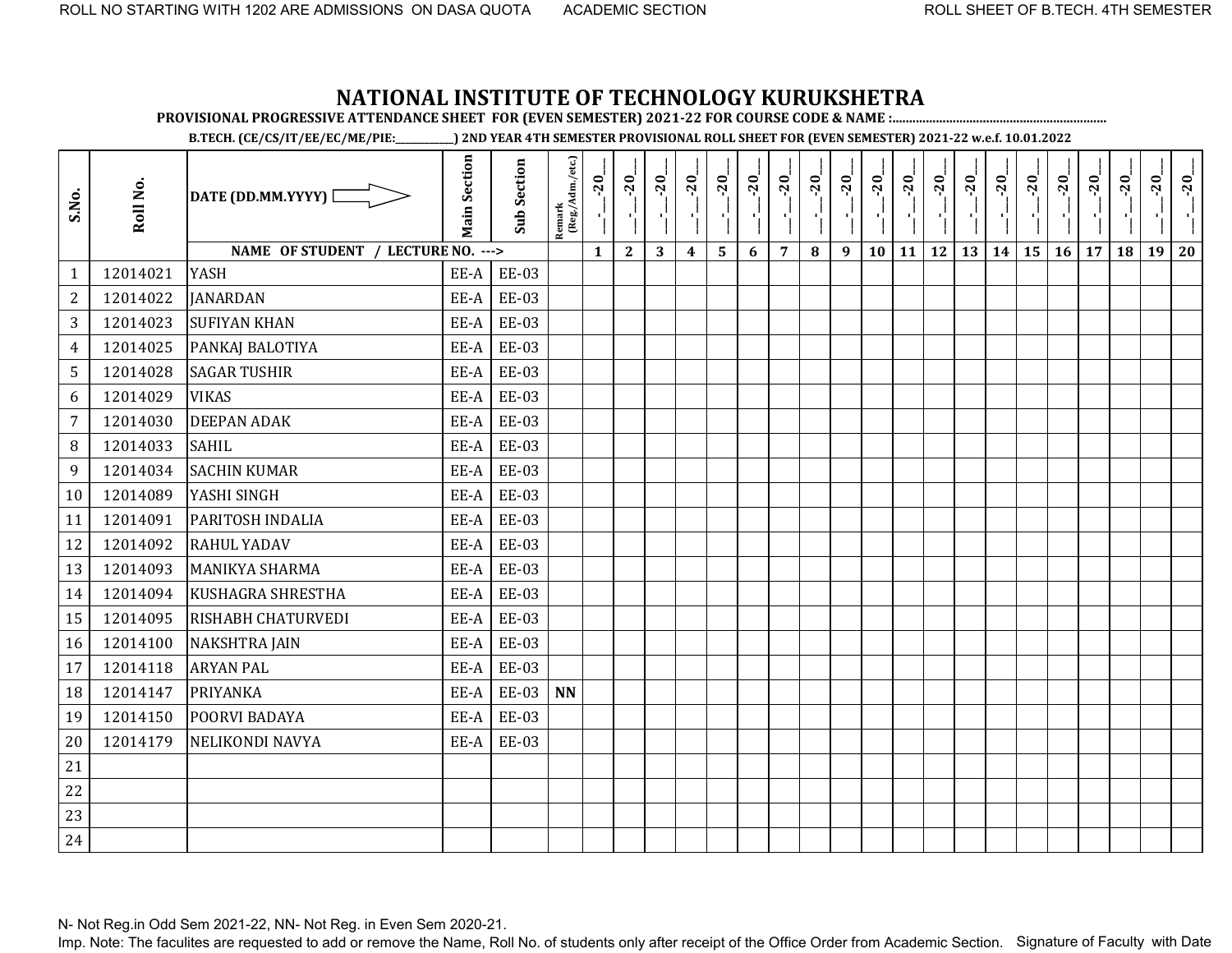ROLL NO STARTING WITH 1202 ARE ADMISSIONS ON DASA QUOTA ACADEMIC SECTION ROLL SHEET OF B.TECH. 4TH SEMESTER

# NATIONAL INSTITUTE OF TECHNOLOGY KURUKSHETRA

**PROVISIONAL PROGRESSIVE ATTENDANCE SHEET FOR (EVEN SEMESTER) 2021-22 FOR COURSE CODE & NAME :..............................................................**

**B.TECH. (CE/CS/IT/EE/EC/ME/PIE:___________) 2ND YEAR 4TH SEMESTER PROVISIONAL ROLL SHEET FOR (EVEN SEMESTER) 2021-22 w.e.f. 10.01.2022**

| S.No. | Roll No. | DATE (DD.MM.YYYY) ⇨ | Main Section | Sub Section | Remark (Reg./Adm./etc.) | __-__-20__ | __-__-20__ | __-__-20__ | __-__-20__ | __-__-20__ | __-__-20__ | __-__-20__ | __-__-20__ | __-__-20__ | __-__-20__ | __-__-20__ | __-__-20__ | __-__-20__ | __-__-20__ | __-__-20__ | __-__-20__ | __-__-20__ | __-__-20__ | __-__-20__ | __-__-20__ |
|---|---|---|---|---|---|---|---|---|---|---|---|---|---|---|---|---|---|---|---|---|---|---|---|---|---|
| | | NAME OF STUDENT / LECTURE NO. ---> | | | | 1 | 2 | 3 | 4 | 5 | 6 | 7 | 8 | 9 | 10 | 11 | 12 | 13 | 14 | 15 | 16 | 17 | 18 | 19 | 20 |
| 1 | 12014021 | YASH | EE-A | EE-03 | | | | | | | | | | | | | | | | | | | | | |
| 2 | 12014022 | JANARDAN | EE-A | EE-03 | | | | | | | | | | | | | | | | | | | | | |
| 3 | 12014023 | SUFIYAN KHAN | EE-A | EE-03 | | | | | | | | | | | | | | | | | | | | | |
| 4 | 12014025 | PANKAJ BALOTIYA | EE-A | EE-03 | | | | | | | | | | | | | | | | | | | | | |
| 5 | 12014028 | SAGAR TUSHIR | EE-A | EE-03 | | | | | | | | | | | | | | | | | | | | | |
| 6 | 12014029 | VIKAS | EE-A | EE-03 | | | | | | | | | | | | | | | | | | | | | |
| 7 | 12014030 | DEEPAN ADAK | EE-A | EE-03 | | | | | | | | | | | | | | | | | | | | | |
| 8 | 12014033 | SAHIL | EE-A | EE-03 | | | | | | | | | | | | | | | | | | | | | |
| 9 | 12014034 | SACHIN KUMAR | EE-A | EE-03 | | | | | | | | | | | | | | | | | | | | | |
| 10 | 12014089 | YASHI SINGH | EE-A | EE-03 | | | | | | | | | | | | | | | | | | | | | |
| 11 | 12014091 | PARITOSH INDALIA | EE-A | EE-03 | | | | | | | | | | | | | | | | | | | | | |
| 12 | 12014092 | RAHUL YADAV | EE-A | EE-03 | | | | | | | | | | | | | | | | | | | | | |
| 13 | 12014093 | MANIKYA SHARMA | EE-A | EE-03 | | | | | | | | | | | | | | | | | | | | | |
| 14 | 12014094 | KUSHAGRA SHRESTHA | EE-A | EE-03 | | | | | | | | | | | | | | | | | | | | | |
| 15 | 12014095 | RISHABH CHATURVEDI | EE-A | EE-03 | | | | | | | | | | | | | | | | | | | | | |
| 16 | 12014100 | NAKSHTRA JAIN | EE-A | EE-03 | | | | | | | | | | | | | | | | | | | | | |
| 17 | 12014118 | ARYAN PAL | EE-A | EE-03 | | | | | | | | | | | | | | | | | | | | | |
| 18 | 12014147 | PRIYANKA | EE-A | EE-03 | **NN** | | | | | | | | | | | | | | | | | | | | |
| 19 | 12014150 | POORVI BADAYA | EE-A | EE-03 | | | | | | | | | | | | | | | | | | | | | |
| 20 | 12014179 | NELIKONDI NAVYA | EE-A | EE-03 | | | | | | | | | | | | | | | | | | | | | |
| 21 | | | | | | | | | | | | | | | | | | | | | | | | | |
| 22 | | | | | | | | | | | | | | | | | | | | | | | | | |
| 23 | | | | | | | | | | | | | | | | | | | | | | | | | |
| 24 | | | | | | | | | | | | | | | | | | | | | | | | | |

N- Not Reg.in Odd Sem 2021-22, NN- Not Reg. in Even Sem 2020-21.

Imp. Note: The faculites are requested to add or remove the Name, Roll No. of students only after receipt of the Office Order from Academic Section. Signature of Faculty with Date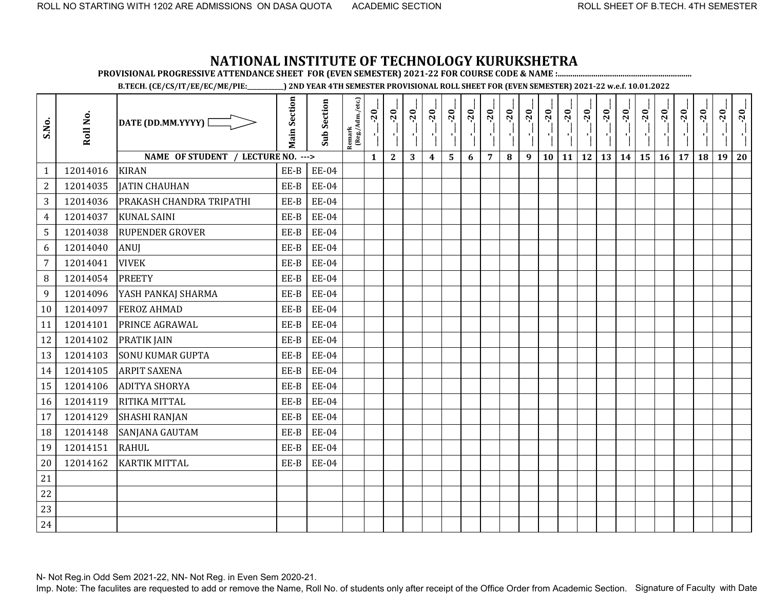# NATIONAL INSTITUTE OF TECHNOLOGY KURUKSHETRA

**PROVISIONAL PROGRESSIVE ATTENDANCE SHEET FOR (EVEN SEMESTER) 2021-22 FOR COURSE CODE & NAME :...............................................................**

**B.TECH. (CE/CS/IT/EE/EC/ME/PIE:___________) 2ND YEAR 4TH SEMESTER PROVISIONAL ROLL SHEET FOR (EVEN SEMESTER) 2021-22 w.e.f. 10.01.2022**

| S.No. | Roll No. | DATE (DD.MM.YYYY) ⇨ | Main Section | Sub Section | Remark (Reg./Adm./etc.) | __-__-20__ | __-__-20__ | __-__-20__ | __-__-20__ | __-__-20__ | __-__-20__ | __-__-20__ | __-__-20__ | __-__-20__ | __-__-20__ | __-__-20__ | __-__-20__ | __-__-20__ | __-__-20__ | __-__-20__ | __-__-20__ | __-__-20__ | __-__-20__ | __-__-20__ | __-__-20__ |
|---|---|---|---|---|---|---|---|---|---|---|---|---|---|---|---|---|---|---|---|---|---|---|---|---|---|
| | | NAME OF STUDENT / LECTURE NO. ---> | | | | 1 | 2 | 3 | 4 | 5 | 6 | 7 | 8 | 9 | 10 | 11 | 12 | 13 | 14 | 15 | 16 | 17 | 18 | 19 | 20 |
| 1 | 12014016 | KIRAN | EE-B | EE-04 | | | | | | | | | | | | | | | | | | | | | |
| 2 | 12014035 | JATIN CHAUHAN | EE-B | EE-04 | | | | | | | | | | | | | | | | | | | | | |
| 3 | 12014036 | PRAKASH CHANDRA TRIPATHI | EE-B | EE-04 | | | | | | | | | | | | | | | | | | | | | |
| 4 | 12014037 | KUNAL SAINI | EE-B | EE-04 | | | | | | | | | | | | | | | | | | | | | |
| 5 | 12014038 | RUPENDER GROVER | EE-B | EE-04 | | | | | | | | | | | | | | | | | | | | | |
| 6 | 12014040 | ANUJ | EE-B | EE-04 | | | | | | | | | | | | | | | | | | | | | |
| 7 | 12014041 | VIVEK | EE-B | EE-04 | | | | | | | | | | | | | | | | | | | | | |
| 8 | 12014054 | PREETY | EE-B | EE-04 | | | | | | | | | | | | | | | | | | | | | |
| 9 | 12014096 | YASH PANKAJ SHARMA | EE-B | EE-04 | | | | | | | | | | | | | | | | | | | | | |
| 10 | 12014097 | FEROZ AHMAD | EE-B | EE-04 | | | | | | | | | | | | | | | | | | | | | |
| 11 | 12014101 | PRINCE AGRAWAL | EE-B | EE-04 | | | | | | | | | | | | | | | | | | | | | |
| 12 | 12014102 | PRATIK JAIN | EE-B | EE-04 | | | | | | | | | | | | | | | | | | | | | |
| 13 | 12014103 | SONU KUMAR GUPTA | EE-B | EE-04 | | | | | | | | | | | | | | | | | | | | | |
| 14 | 12014105 | ARPIT SAXENA | EE-B | EE-04 | | | | | | | | | | | | | | | | | | | | | |
| 15 | 12014106 | ADITYA SHORYA | EE-B | EE-04 | | | | | | | | | | | | | | | | | | | | | |
| 16 | 12014119 | RITIKA MITTAL | EE-B | EE-04 | | | | | | | | | | | | | | | | | | | | | |
| 17 | 12014129 | SHASHI RANJAN | EE-B | EE-04 | | | | | | | | | | | | | | | | | | | | | |
| 18 | 12014148 | SANJANA GAUTAM | EE-B | EE-04 | | | | | | | | | | | | | | | | | | | | | |
| 19 | 12014151 | RAHUL | EE-B | EE-04 | | | | | | | | | | | | | | | | | | | | | |
| 20 | 12014162 | KARTIK MITTAL | EE-B | EE-04 | | | | | | | | | | | | | | | | | | | | | |
| 21 | | | | | | | | | | | | | | | | | | | | | | | | | |
| 22 | | | | | | | | | | | | | | | | | | | | | | | | | |
| 23 | | | | | | | | | | | | | | | | | | | | | | | | | |
| 24 | | | | | | | | | | | | | | | | | | | | | | | | | |

N- Not Reg.in Odd Sem 2021-22, NN- Not Reg. in Even Sem 2020-21.

Imp. Note: The faculites are requested to add or remove the Name, Roll No. of students only after receipt of the Office Order from Academic Section. Signature of Faculty with Date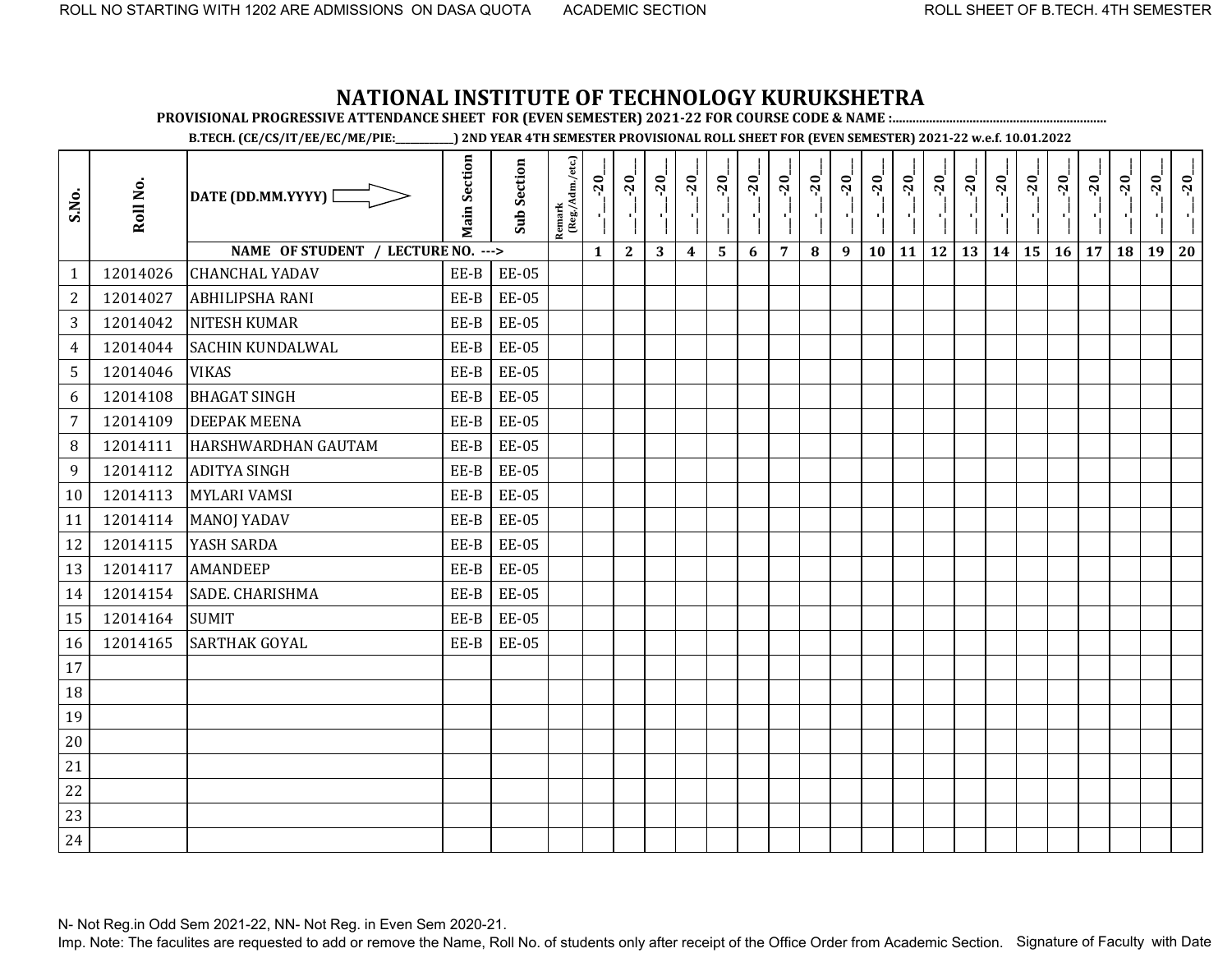ROLL NO STARTING WITH 1202 ARE ADMISSIONS ON DASA QUOTA ACADEMIC SECTION ROLL SHEET OF B.TECH. 4TH SEMESTER

# NATIONAL INSTITUTE OF TECHNOLOGY KURUKSHETRA

**PROVISIONAL PROGRESSIVE ATTENDANCE SHEET FOR (EVEN SEMESTER) 2021-22 FOR COURSE CODE & NAME :...............................................................**

**B.TECH. (CE/CS/IT/EE/EC/ME/PIE:___________) 2ND YEAR 4TH SEMESTER PROVISIONAL ROLL SHEET FOR (EVEN SEMESTER) 2021-22 w.e.f. 10.01.2022**

| S.No. | Roll No. | DATE (DD.MM.YYYY) | Main Section | Sub Section | Remark (Reg./Adm./etc.) | __-__-20__ | __-__-20__ | __-__-20__ | __-__-20__ | __-__-20__ | __-__-20__ | __-__-20__ | __-__-20__ | __-__-20__ | __-__-20__ | __-__-20__ | __-__-20__ | __-__-20__ | __-__-20__ | __-__-20__ | __-__-20__ | __-__-20__ | __-__-20__ | __-__-20__ | __-__-20__ |
|---|---|---|---|---|---|---|---|---|---|---|---|---|---|---|---|---|---|---|---|---|---|---|---|---|---|
| | | NAME OF STUDENT / LECTURE NO. ---> | | | | 1 | 2 | 3 | 4 | 5 | 6 | 7 | 8 | 9 | 10 | 11 | 12 | 13 | 14 | 15 | 16 | 17 | 18 | 19 | 20 |
| 1 | 12014026 | CHANCHAL YADAV | EE-B | EE-05 | | | | | | | | | | | | | | | | | | | | | |
| 2 | 12014027 | ABHILIPSHA RANI | EE-B | EE-05 | | | | | | | | | | | | | | | | | | | | | |
| 3 | 12014042 | NITESH KUMAR | EE-B | EE-05 | | | | | | | | | | | | | | | | | | | | | |
| 4 | 12014044 | SACHIN KUNDALWAL | EE-B | EE-05 | | | | | | | | | | | | | | | | | | | | | |
| 5 | 12014046 | VIKAS | EE-B | EE-05 | | | | | | | | | | | | | | | | | | | | | |
| 6 | 12014108 | BHAGAT SINGH | EE-B | EE-05 | | | | | | | | | | | | | | | | | | | | | |
| 7 | 12014109 | DEEPAK MEENA | EE-B | EE-05 | | | | | | | | | | | | | | | | | | | | | |
| 8 | 12014111 | HARSHWARDHAN GAUTAM | EE-B | EE-05 | | | | | | | | | | | | | | | | | | | | | |
| 9 | 12014112 | ADITYA SINGH | EE-B | EE-05 | | | | | | | | | | | | | | | | | | | | | |
| 10 | 12014113 | MYLARI VAMSI | EE-B | EE-05 | | | | | | | | | | | | | | | | | | | | | |
| 11 | 12014114 | MANOJ YADAV | EE-B | EE-05 | | | | | | | | | | | | | | | | | | | | | |
| 12 | 12014115 | YASH SARDA | EE-B | EE-05 | | | | | | | | | | | | | | | | | | | | | |
| 13 | 12014117 | AMANDEEP | EE-B | EE-05 | | | | | | | | | | | | | | | | | | | | | |
| 14 | 12014154 | SADE. CHARISHMA | EE-B | EE-05 | | | | | | | | | | | | | | | | | | | | | |
| 15 | 12014164 | SUMIT | EE-B | EE-05 | | | | | | | | | | | | | | | | | | | | | |
| 16 | 12014165 | SARTHAK GOYAL | EE-B | EE-05 | | | | | | | | | | | | | | | | | | | | | |
| 17 | | | | | | | | | | | | | | | | | | | | | | | | | |
| 18 | | | | | | | | | | | | | | | | | | | | | | | | | |
| 19 | | | | | | | | | | | | | | | | | | | | | | | | | |
| 20 | | | | | | | | | | | | | | | | | | | | | | | | | |
| 21 | | | | | | | | | | | | | | | | | | | | | | | | | |
| 22 | | | | | | | | | | | | | | | | | | | | | | | | | |
| 23 | | | | | | | | | | | | | | | | | | | | | | | | | |
| 24 | | | | | | | | | | | | | | | | | | | | | | | | | |

N- Not Reg.in Odd Sem 2021-22, NN- Not Reg. in Even Sem 2020-21.

Imp. Note: The faculites are requested to add or remove the Name, Roll No. of students only after receipt of the Office Order from Academic Section. Signature of Faculty with Date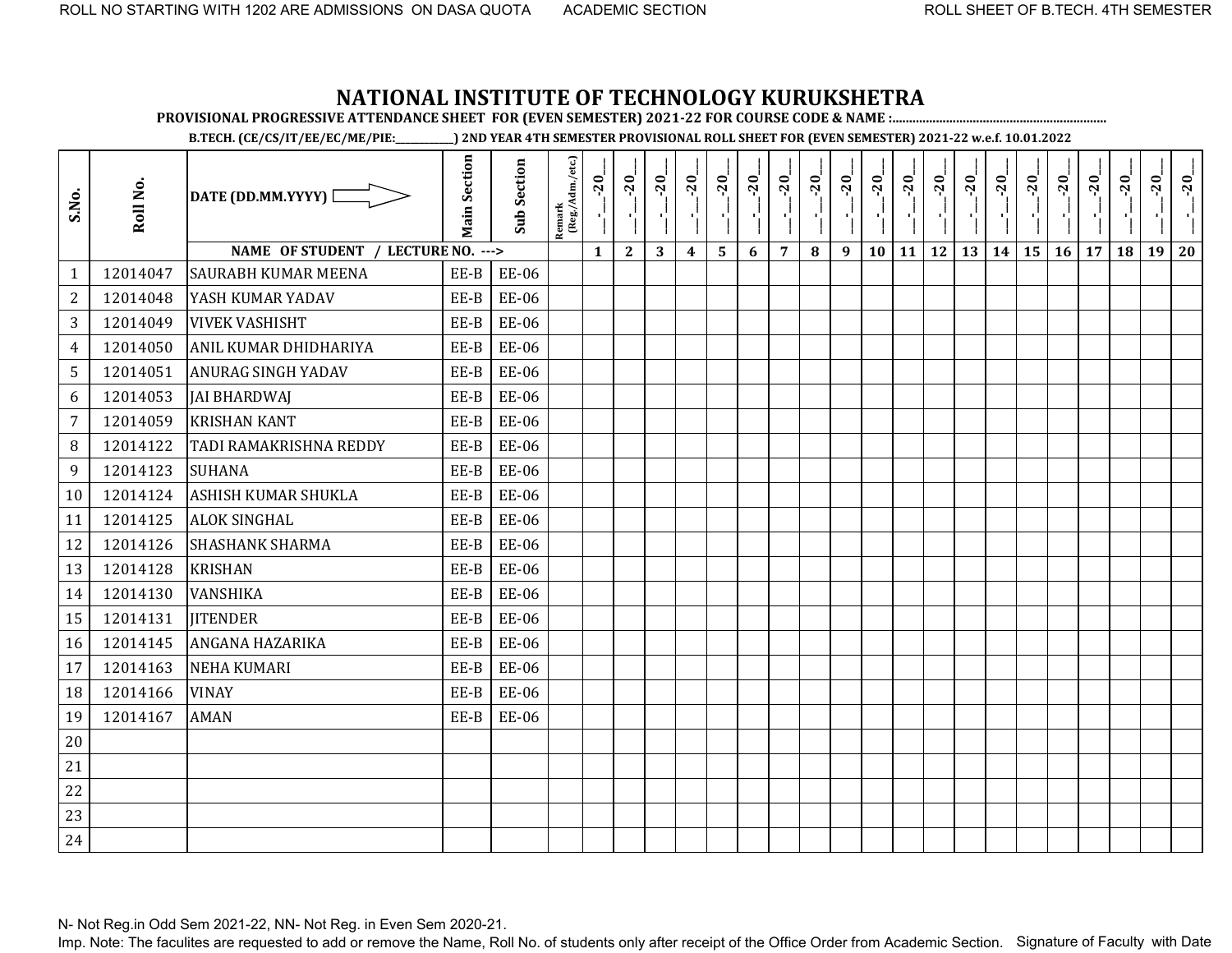ROLL NO STARTING WITH 1202 ARE ADMISSIONS ON DASA QUOTA    ACADEMIC SECTION    ROLL SHEET OF B.TECH. 4TH SEMESTER

# NATIONAL INSTITUTE OF TECHNOLOGY KURUKSHETRA

**PROVISIONAL PROGRESSIVE ATTENDANCE SHEET FOR (EVEN SEMESTER) 2021-22 FOR COURSE CODE & NAME :..............................................................**

**B.TECH. (CE/CS/IT/EE/EC/ME/PIE:__________) 2ND YEAR 4TH SEMESTER PROVISIONAL ROLL SHEET FOR (EVEN SEMESTER) 2021-22 w.e.f. 10.01.2022**

| S.No. | Roll No. | DATE (DD.MM.YYYY) | Main Section | Sub Section | Remark (Reg./Adm./etc.) | __-__-20__ | __-__-20__ | __-__-20__ | __-__-20__ | __-__-20__ | __-__-20__ | __-__-20__ | __-__-20__ | __-__-20__ | __-__-20__ | __-__-20__ | __-__-20__ | __-__-20__ | __-__-20__ | __-__-20__ | __-__-20__ | __-__-20__ | __-__-20__ | __-__-20__ | __-__-20__ |
|---|---|---|---|---|---|---|---|---|---|---|---|---|---|---|---|---|---|---|---|---|---|---|---|---|---|
| | | NAME OF STUDENT / LECTURE NO. ---> | | | | 1 | 2 | 3 | 4 | 5 | 6 | 7 | 8 | 9 | 10 | 11 | 12 | 13 | 14 | 15 | 16 | 17 | 18 | 19 | 20 |
| 1 | 12014047 | SAURABH KUMAR MEENA | EE-B | EE-06 | | | | | | | | | | | | | | | | | | | | | |
| 2 | 12014048 | YASH KUMAR YADAV | EE-B | EE-06 | | | | | | | | | | | | | | | | | | | | | |
| 3 | 12014049 | VIVEK VASHISHT | EE-B | EE-06 | | | | | | | | | | | | | | | | | | | | | |
| 4 | 12014050 | ANIL KUMAR DHIDHARIYA | EE-B | EE-06 | | | | | | | | | | | | | | | | | | | | | |
| 5 | 12014051 | ANURAG SINGH YADAV | EE-B | EE-06 | | | | | | | | | | | | | | | | | | | | | |
| 6 | 12014053 | JAI BHARDWAJ | EE-B | EE-06 | | | | | | | | | | | | | | | | | | | | | |
| 7 | 12014059 | KRISHAN KANT | EE-B | EE-06 | | | | | | | | | | | | | | | | | | | | | |
| 8 | 12014122 | TADI RAMAKRISHNA REDDY | EE-B | EE-06 | | | | | | | | | | | | | | | | | | | | | |
| 9 | 12014123 | SUHANA | EE-B | EE-06 | | | | | | | | | | | | | | | | | | | | | |
| 10 | 12014124 | ASHISH KUMAR SHUKLA | EE-B | EE-06 | | | | | | | | | | | | | | | | | | | | | |
| 11 | 12014125 | ALOK SINGHAL | EE-B | EE-06 | | | | | | | | | | | | | | | | | | | | | |
| 12 | 12014126 | SHASHANK SHARMA | EE-B | EE-06 | | | | | | | | | | | | | | | | | | | | | |
| 13 | 12014128 | KRISHAN | EE-B | EE-06 | | | | | | | | | | | | | | | | | | | | | |
| 14 | 12014130 | VANSHIKA | EE-B | EE-06 | | | | | | | | | | | | | | | | | | | | | |
| 15 | 12014131 | JITENDER | EE-B | EE-06 | | | | | | | | | | | | | | | | | | | | | |
| 16 | 12014145 | ANGANA HAZARIKA | EE-B | EE-06 | | | | | | | | | | | | | | | | | | | | | |
| 17 | 12014163 | NEHA KUMARI | EE-B | EE-06 | | | | | | | | | | | | | | | | | | | | | |
| 18 | 12014166 | VINAY | EE-B | EE-06 | | | | | | | | | | | | | | | | | | | | | |
| 19 | 12014167 | AMAN | EE-B | EE-06 | | | | | | | | | | | | | | | | | | | | | |
| 20 | | | | | | | | | | | | | | | | | | | | | | | | | |
| 21 | | | | | | | | | | | | | | | | | | | | | | | | | |
| 22 | | | | | | | | | | | | | | | | | | | | | | | | | |
| 23 | | | | | | | | | | | | | | | | | | | | | | | | | |
| 24 | | | | | | | | | | | | | | | | | | | | | | | | | |

N- Not Reg.in Odd Sem 2021-22, NN- Not Reg. in Even Sem 2020-21.

Imp. Note: The faculites are requested to add or remove the Name, Roll No. of students only after receipt of the Office Order from Academic Section.    Signature of Faculty with Date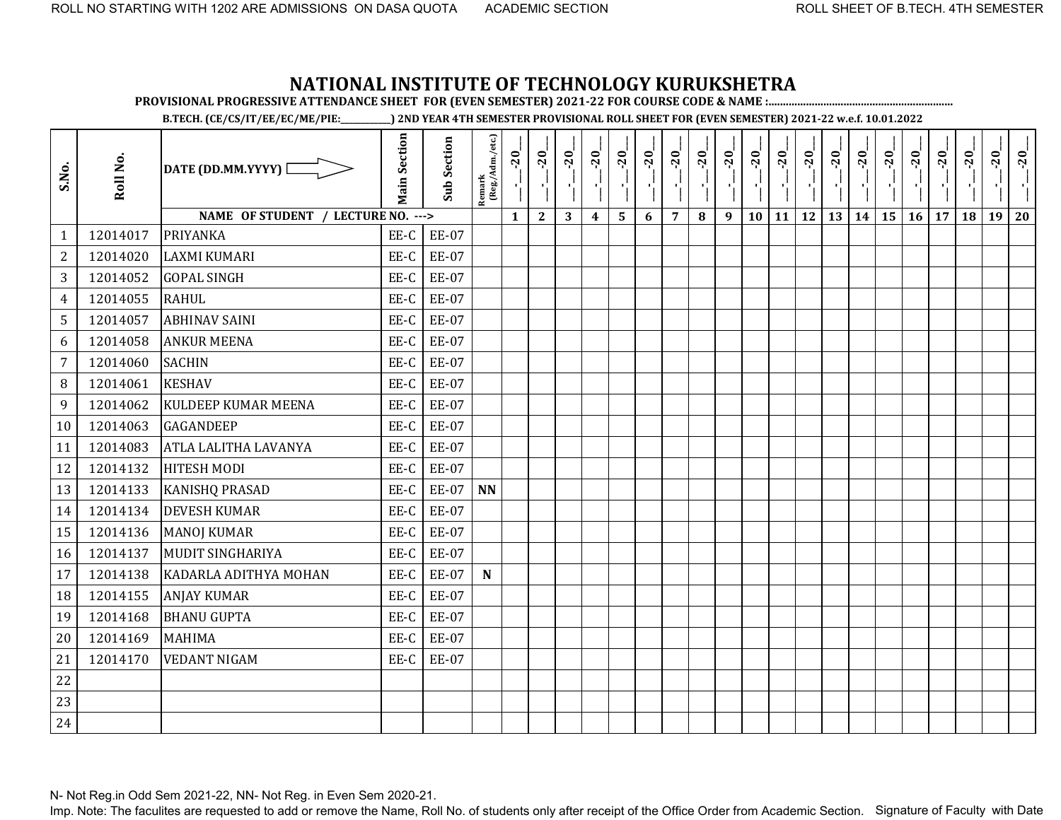ROLL NO STARTING WITH 1202 ARE ADMISSIONS ON DASA QUOTA ACADEMIC SECTION ROLL SHEET OF B.TECH. 4TH SEMESTER

# NATIONAL INSTITUTE OF TECHNOLOGY KURUKSHETRA

**PROVISIONAL PROGRESSIVE ATTENDANCE SHEET FOR (EVEN SEMESTER) 2021-22 FOR COURSE CODE & NAME :...............................................................**

**B.TECH. (CE/CS/IT/EE/EC/ME/PIE:___________) 2ND YEAR 4TH SEMESTER PROVISIONAL ROLL SHEET FOR (EVEN SEMESTER) 2021-22 w.e.f. 10.01.2022**

| S.No. | Roll No. | DATE (DD.MM.YYYY) | Main Section | Sub Section | Remark (Reg./Adm./etc.) | __-__-20__ | __-__-20__ | __-__-20__ | __-__-20__ | __-__-20__ | __-__-20__ | __-__-20__ | __-__-20__ | __-__-20__ | __-__-20__ | __-__-20__ | __-__-20__ | __-__-20__ | __-__-20__ | __-__-20__ | __-__-20__ | __-__-20__ | __-__-20__ | __-__-20__ | __-__-20__ |
|---|---|---|---|---|---|---|---|---|---|---|---|---|---|---|---|---|---|---|---|---|---|---|---|---|---|
| | | NAME OF STUDENT / LECTURE NO. ---> | | | | 1 | 2 | 3 | 4 | 5 | 6 | 7 | 8 | 9 | 10 | 11 | 12 | 13 | 14 | 15 | 16 | 17 | 18 | 19 | 20 |
| 1 | 12014017 | PRIYANKA | EE-C | EE-07 | | | | | | | | | | | | | | | | | | | | | |
| 2 | 12014020 | LAXMI KUMARI | EE-C | EE-07 | | | | | | | | | | | | | | | | | | | | | |
| 3 | 12014052 | GOPAL SINGH | EE-C | EE-07 | | | | | | | | | | | | | | | | | | | | | |
| 4 | 12014055 | RAHUL | EE-C | EE-07 | | | | | | | | | | | | | | | | | | | | | |
| 5 | 12014057 | ABHINAV SAINI | EE-C | EE-07 | | | | | | | | | | | | | | | | | | | | | |
| 6 | 12014058 | ANKUR MEENA | EE-C | EE-07 | | | | | | | | | | | | | | | | | | | | | |
| 7 | 12014060 | SACHIN | EE-C | EE-07 | | | | | | | | | | | | | | | | | | | | | |
| 8 | 12014061 | KESHAV | EE-C | EE-07 | | | | | | | | | | | | | | | | | | | | | |
| 9 | 12014062 | KULDEEP KUMAR MEENA | EE-C | EE-07 | | | | | | | | | | | | | | | | | | | | | |
| 10 | 12014063 | GAGANDEEP | EE-C | EE-07 | | | | | | | | | | | | | | | | | | | | | |
| 11 | 12014083 | ATLA LALITHA LAVANYA | EE-C | EE-07 | | | | | | | | | | | | | | | | | | | | | |
| 12 | 12014132 | HITESH MODI | EE-C | EE-07 | | | | | | | | | | | | | | | | | | | | | |
| 13 | 12014133 | KANISHQ PRASAD | EE-C | EE-07 | **NN** | | | | | | | | | | | | | | | | | | | | |
| 14 | 12014134 | DEVESH KUMAR | EE-C | EE-07 | | | | | | | | | | | | | | | | | | | | | |
| 15 | 12014136 | MANOJ KUMAR | EE-C | EE-07 | | | | | | | | | | | | | | | | | | | | | |
| 16 | 12014137 | MUDIT SINGHARIYA | EE-C | EE-07 | | | | | | | | | | | | | | | | | | | | | |
| 17 | 12014138 | KADARLA ADITHYA MOHAN | EE-C | EE-07 | **N** | | | | | | | | | | | | | | | | | | | | |
| 18 | 12014155 | ANJAY KUMAR | EE-C | EE-07 | | | | | | | | | | | | | | | | | | | | | |
| 19 | 12014168 | BHANU GUPTA | EE-C | EE-07 | | | | | | | | | | | | | | | | | | | | | |
| 20 | 12014169 | MAHIMA | EE-C | EE-07 | | | | | | | | | | | | | | | | | | | | | |
| 21 | 12014170 | VEDANT NIGAM | EE-C | EE-07 | | | | | | | | | | | | | | | | | | | | | |
| 22 | | | | | | | | | | | | | | | | | | | | | | | | | |
| 23 | | | | | | | | | | | | | | | | | | | | | | | | | |
| 24 | | | | | | | | | | | | | | | | | | | | | | | | | |

N- Not Reg.in Odd Sem 2021-22, NN- Not Reg. in Even Sem 2020-21.

Imp. Note: The faculites are requested to add or remove the Name, Roll No. of students only after receipt of the Office Order from Academic Section. Signature of Faculty with Date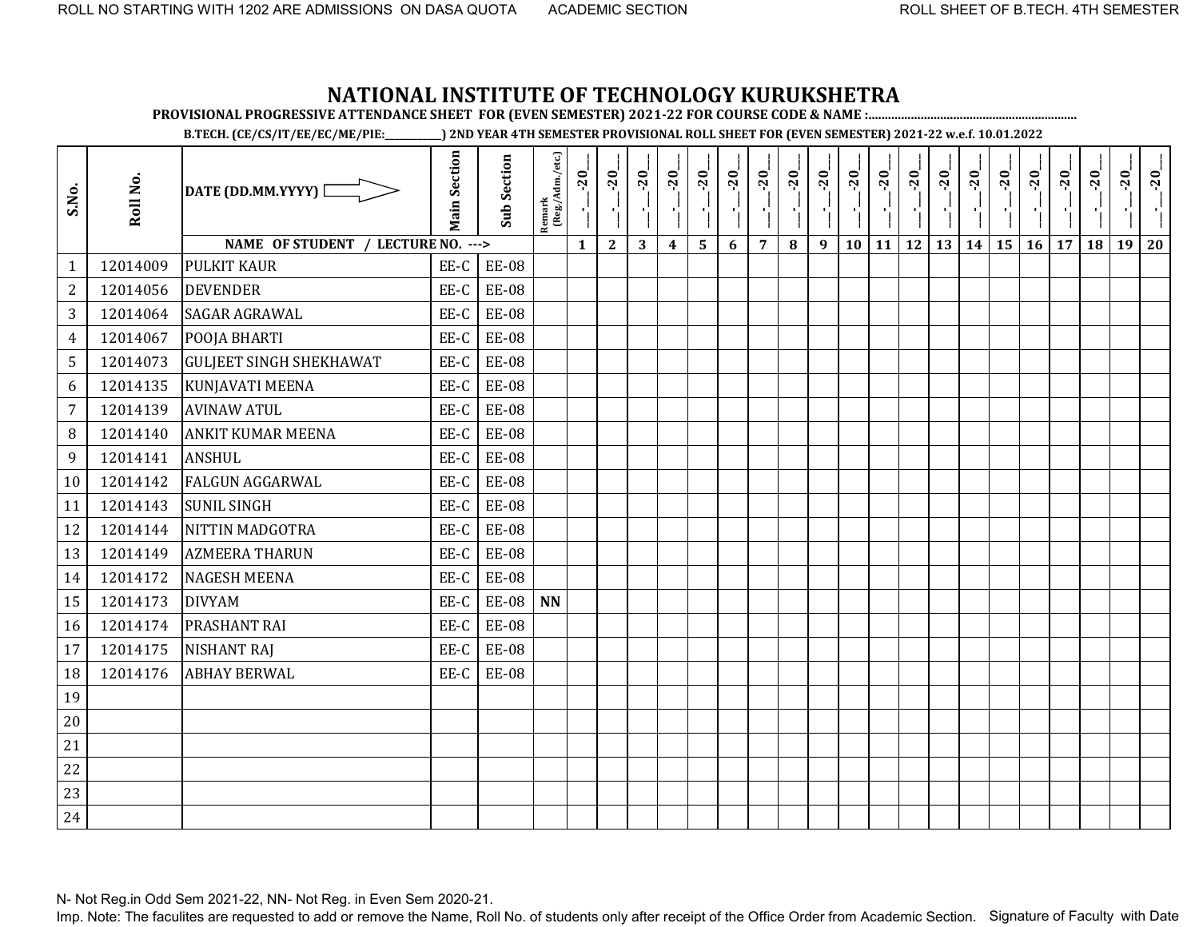ROLL NO STARTING WITH 1202 ARE ADMISSIONS ON DASA QUOTA    ACADEMIC SECTION    ROLL SHEET OF B.TECH. 4TH SEMESTER

# NATIONAL INSTITUTE OF TECHNOLOGY KURUKSHETRA

**PROVISIONAL PROGRESSIVE ATTENDANCE SHEET FOR (EVEN SEMESTER) 2021-22 FOR COURSE CODE & NAME :..............................................................**

**B.TECH. (CE/CS/IT/EE/EC/ME/PIE:__________) 2ND YEAR 4TH SEMESTER PROVISIONAL ROLL SHEET FOR (EVEN SEMESTER) 2021-22 w.e.f. 10.01.2022**

| S.No. | Roll No. | DATE (DD.MM.YYYY) | Main Section | Sub Section | Remark (Reg./Adm./etc.) | __-__-20__ | __-__-20__ | __-__-20__ | __-__-20__ | __-__-20__ | __-__-20__ | __-__-20__ | __-__-20__ | __-__-20__ | __-__-20__ | __-__-20__ | __-__-20__ | __-__-20__ | __-__-20__ | __-__-20__ | __-__-20__ | __-__-20__ | __-__-20__ | __-__-20__ | __-__-20__ |
|---|---|---|---|---|---|---|---|---|---|---|---|---|---|---|---|---|---|---|---|---|---|---|---|---|---|
| | | NAME OF STUDENT / LECTURE NO. ---> | | | | 1 | 2 | 3 | 4 | 5 | 6 | 7 | 8 | 9 | 10 | 11 | 12 | 13 | 14 | 15 | 16 | 17 | 18 | 19 | 20 |
| 1 | 12014009 | PULKIT KAUR | EE-C | EE-08 | | | | | | | | | | | | | | | | | | | | | |
| 2 | 12014056 | DEVENDER | EE-C | EE-08 | | | | | | | | | | | | | | | | | | | | | |
| 3 | 12014064 | SAGAR AGRAWAL | EE-C | EE-08 | | | | | | | | | | | | | | | | | | | | | |
| 4 | 12014067 | POOJA BHARTI | EE-C | EE-08 | | | | | | | | | | | | | | | | | | | | | |
| 5 | 12014073 | GULJEET SINGH SHEKHAWAT | EE-C | EE-08 | | | | | | | | | | | | | | | | | | | | | |
| 6 | 12014135 | KUNJAVATI MEENA | EE-C | EE-08 | | | | | | | | | | | | | | | | | | | | | |
| 7 | 12014139 | AVINAW ATUL | EE-C | EE-08 | | | | | | | | | | | | | | | | | | | | | |
| 8 | 12014140 | ANKIT KUMAR MEENA | EE-C | EE-08 | | | | | | | | | | | | | | | | | | | | | |
| 9 | 12014141 | ANSHUL | EE-C | EE-08 | | | | | | | | | | | | | | | | | | | | | |
| 10 | 12014142 | FALGUN AGGARWAL | EE-C | EE-08 | | | | | | | | | | | | | | | | | | | | | |
| 11 | 12014143 | SUNIL SINGH | EE-C | EE-08 | | | | | | | | | | | | | | | | | | | | | |
| 12 | 12014144 | NITTIN MADGOTRA | EE-C | EE-08 | | | | | | | | | | | | | | | | | | | | | |
| 13 | 12014149 | AZMEERA THARUN | EE-C | EE-08 | | | | | | | | | | | | | | | | | | | | | |
| 14 | 12014172 | NAGESH MEENA | EE-C | EE-08 | | | | | | | | | | | | | | | | | | | | | |
| 15 | 12014173 | DIVYAM | EE-C | EE-08 | **NN** | | | | | | | | | | | | | | | | | | | | |
| 16 | 12014174 | PRASHANT RAI | EE-C | EE-08 | | | | | | | | | | | | | | | | | | | | | |
| 17 | 12014175 | NISHANT RAJ | EE-C | EE-08 | | | | | | | | | | | | | | | | | | | | | |
| 18 | 12014176 | ABHAY BERWAL | EE-C | EE-08 | | | | | | | | | | | | | | | | | | | | | |
| 19 | | | | | | | | | | | | | | | | | | | | | | | | | |
| 20 | | | | | | | | | | | | | | | | | | | | | | | | | |
| 21 | | | | | | | | | | | | | | | | | | | | | | | | | |
| 22 | | | | | | | | | | | | | | | | | | | | | | | | | |
| 23 | | | | | | | | | | | | | | | | | | | | | | | | | |
| 24 | | | | | | | | | | | | | | | | | | | | | | | | | |

N- Not Reg.in Odd Sem 2021-22, NN- Not Reg. in Even Sem 2020-21.

Imp. Note: The faculites are requested to add or remove the Name, Roll No. of students only after receipt of the Office Order from Academic Section.    Signature of Faculty with Date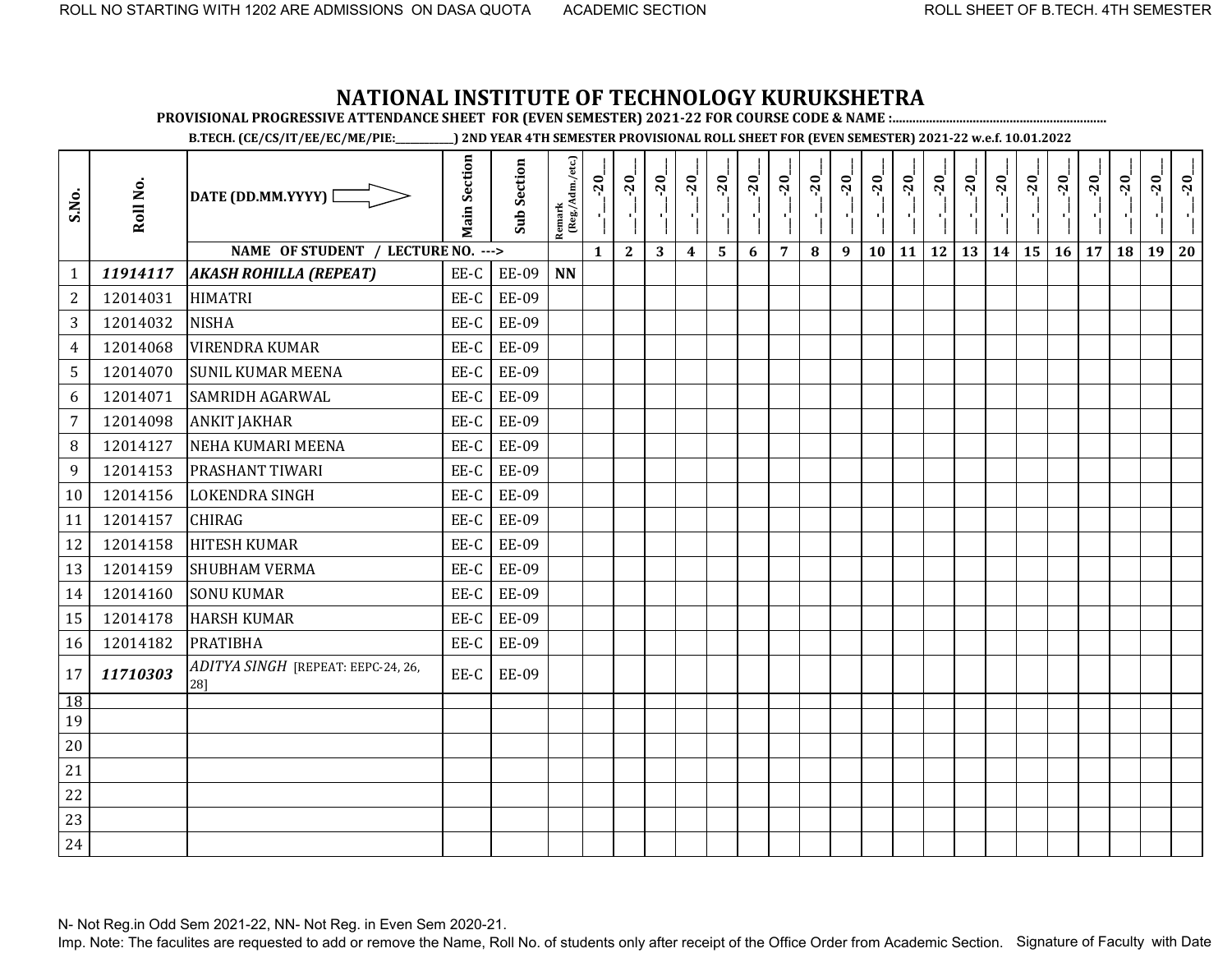# NATIONAL INSTITUTE OF TECHNOLOGY KURUKSHETRA

**PROVISIONAL PROGRESSIVE ATTENDANCE SHEET FOR (EVEN SEMESTER) 2021-22 FOR COURSE CODE & NAME :...............................................................**

**B.TECH. (CE/CS/IT/EE/EC/ME/PIE:___________) 2ND YEAR 4TH SEMESTER PROVISIONAL ROLL SHEET FOR (EVEN SEMESTER) 2021-22 w.e.f. 10.01.2022**

| S.No. | Roll No. | DATE (DD.MM.YYYY) ⇨ | Main Section | Sub Section | Remark (Reg./Adm./etc.) | __-__-20__ | __-__-20__ | __-__-20__ | __-__-20__ | __-__-20__ | __-__-20__ | __-__-20__ | __-__-20__ | __-__-20__ | __-__-20__ | __-__-20__ | __-__-20__ | __-__-20__ | __-__-20__ | __-__-20__ | __-__-20__ | __-__-20__ | __-__-20__ | __-__-20__ | __-__-20__ |
|---|---|---|---|---|---|---|---|---|---|---|---|---|---|---|---|---|---|---|---|---|---|---|---|---|---|
| | | **NAME OF STUDENT / LECTURE NO. --->** | | | | **1** | **2** | **3** | **4** | **5** | **6** | **7** | **8** | **9** | **10** | **11** | **12** | **13** | **14** | **15** | **16** | **17** | **18** | **19** | **20** |
| 1 | ***11914117*** | ***AKASH ROHILLA (REPEAT)*** | EE-C | EE-09 | **NN** | | | | | | | | | | | | | | | | | | | | |
| 2 | 12014031 | HIMATRI | EE-C | EE-09 | | | | | | | | | | | | | | | | | | | | | |
| 3 | 12014032 | NISHA | EE-C | EE-09 | | | | | | | | | | | | | | | | | | | | | |
| 4 | 12014068 | VIRENDRA KUMAR | EE-C | EE-09 | | | | | | | | | | | | | | | | | | | | | |
| 5 | 12014070 | SUNIL KUMAR MEENA | EE-C | EE-09 | | | | | | | | | | | | | | | | | | | | | |
| 6 | 12014071 | SAMRIDH AGARWAL | EE-C | EE-09 | | | | | | | | | | | | | | | | | | | | | |
| 7 | 12014098 | ANKIT JAKHAR | EE-C | EE-09 | | | | | | | | | | | | | | | | | | | | | |
| 8 | 12014127 | NEHA KUMARI MEENA | EE-C | EE-09 | | | | | | | | | | | | | | | | | | | | | |
| 9 | 12014153 | PRASHANT TIWARI | EE-C | EE-09 | | | | | | | | | | | | | | | | | | | | | |
| 10 | 12014156 | LOKENDRA SINGH | EE-C | EE-09 | | | | | | | | | | | | | | | | | | | | | |
| 11 | 12014157 | CHIRAG | EE-C | EE-09 | | | | | | | | | | | | | | | | | | | | | |
| 12 | 12014158 | HITESH KUMAR | EE-C | EE-09 | | | | | | | | | | | | | | | | | | | | | |
| 13 | 12014159 | SHUBHAM VERMA | EE-C | EE-09 | | | | | | | | | | | | | | | | | | | | | |
| 14 | 12014160 | SONU KUMAR | EE-C | EE-09 | | | | | | | | | | | | | | | | | | | | | |
| 15 | 12014178 | HARSH KUMAR | EE-C | EE-09 | | | | | | | | | | | | | | | | | | | | | |
| 16 | 12014182 | PRATIBHA | EE-C | EE-09 | | | | | | | | | | | | | | | | | | | | | |
| 17 | ***11710303*** | *ADITYA SINGH* [REPEAT: EEPC-24, 26, 28] | EE-C | EE-09 | | | | | | | | | | | | | | | | | | | | | |
| 18 | | | | | | | | | | | | | | | | | | | | | | | | | |
| 19 | | | | | | | | | | | | | | | | | | | | | | | | | |
| 20 | | | | | | | | | | | | | | | | | | | | | | | | | |
| 21 | | | | | | | | | | | | | | | | | | | | | | | | | |
| 22 | | | | | | | | | | | | | | | | | | | | | | | | | |
| 23 | | | | | | | | | | | | | | | | | | | | | | | | | |
| 24 | | | | | | | | | | | | | | | | | | | | | | | | | |

N- Not Reg.in Odd Sem 2021-22, NN- Not Reg. in Even Sem 2020-21.

Imp. Note: The faculites are requested to add or remove the Name, Roll No. of students only after receipt of the Office Order from Academic Section. Signature of Faculty with Date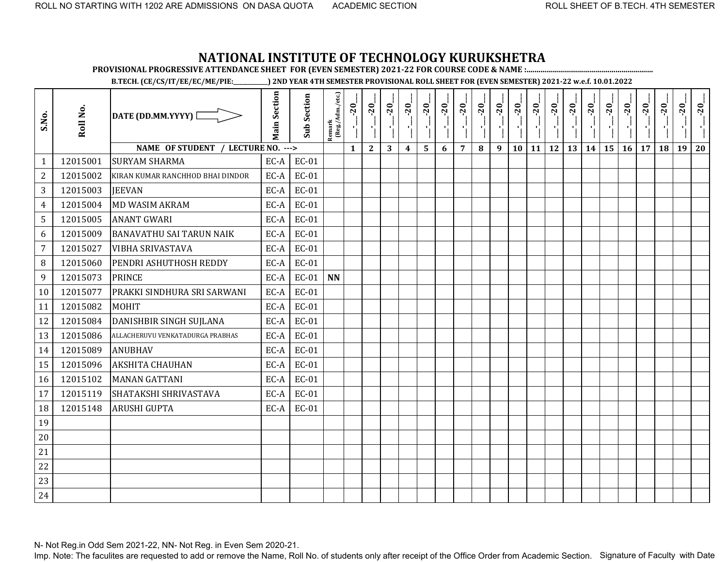ROLL NO STARTING WITH 1202 ARE ADMISSIONS ON DASA QUOTA    ACADEMIC SECTION    ROLL SHEET OF B.TECH. 4TH SEMESTER

# NATIONAL INSTITUTE OF TECHNOLOGY KURUKSHETRA

**PROVISIONAL PROGRESSIVE ATTENDANCE SHEET FOR (EVEN SEMESTER) 2021-22 FOR COURSE CODE & NAME :..............................................................**

**B.TECH. (CE/CS/IT/EE/EC/ME/PIE:___________) 2ND YEAR 4TH SEMESTER PROVISIONAL ROLL SHEET FOR (EVEN SEMESTER) 2021-22 w.e.f. 10.01.2022**

| S.No. | Roll No. | DATE (DD.MM.YYYY) ⇨ | Main Section | Sub Section | Remark (Reg./Adm./etc.) | __-__-20__ | __-__-20__ | __-__-20__ | __-__-20__ | __-__-20__ | __-__-20__ | __-__-20__ | __-__-20__ | __-__-20__ | __-__-20__ | __-__-20__ | __-__-20__ | __-__-20__ | __-__-20__ | __-__-20__ | __-__-20__ | __-__-20__ | __-__-20__ | __-__-20__ | __-__-20__ |
|---|---|---|---|---|---|---|---|---|---|---|---|---|---|---|---|---|---|---|---|---|---|---|---|---|---|
| | | NAME OF STUDENT / LECTURE NO. ---> | | | | 1 | 2 | 3 | 4 | 5 | 6 | 7 | 8 | 9 | 10 | 11 | 12 | 13 | 14 | 15 | 16 | 17 | 18 | 19 | 20 |
| 1 | 12015001 | SURYAM SHARMA | EC-A | EC-01 | | | | | | | | | | | | | | | | | | | | | |
| 2 | 12015002 | KIRAN KUMAR RANCHHOD BHAI DINDOR | EC-A | EC-01 | | | | | | | | | | | | | | | | | | | | | |
| 3 | 12015003 | JEEVAN | EC-A | EC-01 | | | | | | | | | | | | | | | | | | | | | |
| 4 | 12015004 | MD WASIM AKRAM | EC-A | EC-01 | | | | | | | | | | | | | | | | | | | | | |
| 5 | 12015005 | ANANT GWARI | EC-A | EC-01 | | | | | | | | | | | | | | | | | | | | | |
| 6 | 12015009 | BANAVATHU SAI TARUN NAIK | EC-A | EC-01 | | | | | | | | | | | | | | | | | | | | | |
| 7 | 12015027 | VIBHA SRIVASTAVA | EC-A | EC-01 | | | | | | | | | | | | | | | | | | | | | |
| 8 | 12015060 | PENDRI ASHUTHOSH REDDY | EC-A | EC-01 | | | | | | | | | | | | | | | | | | | | | |
| 9 | 12015073 | PRINCE | EC-A | EC-01 | **NN** | | | | | | | | | | | | | | | | | | | | |
| 10 | 12015077 | PRAKKI SINDHURA SRI SARWANI | EC-A | EC-01 | | | | | | | | | | | | | | | | | | | | | |
| 11 | 12015082 | MOHIT | EC-A | EC-01 | | | | | | | | | | | | | | | | | | | | | |
| 12 | 12015084 | DANISHBIR SINGH SUJLANA | EC-A | EC-01 | | | | | | | | | | | | | | | | | | | | | |
| 13 | 12015086 | ALLACHERUVU VENKATADURGA PRABHAS | EC-A | EC-01 | | | | | | | | | | | | | | | | | | | | | |
| 14 | 12015089 | ANUBHAV | EC-A | EC-01 | | | | | | | | | | | | | | | | | | | | | |
| 15 | 12015096 | AKSHITA CHAUHAN | EC-A | EC-01 | | | | | | | | | | | | | | | | | | | | | |
| 16 | 12015102 | MANAN GATTANI | EC-A | EC-01 | | | | | | | | | | | | | | | | | | | | | |
| 17 | 12015119 | SHATAKSHI SHRIVASTAVA | EC-A | EC-01 | | | | | | | | | | | | | | | | | | | | | |
| 18 | 12015148 | ARUSHI GUPTA | EC-A | EC-01 | | | | | | | | | | | | | | | | | | | | | |
| 19 | | | | | | | | | | | | | | | | | | | | | | | | | |
| 20 | | | | | | | | | | | | | | | | | | | | | | | | | |
| 21 | | | | | | | | | | | | | | | | | | | | | | | | | |
| 22 | | | | | | | | | | | | | | | | | | | | | | | | | |
| 23 | | | | | | | | | | | | | | | | | | | | | | | | | |
| 24 | | | | | | | | | | | | | | | | | | | | | | | | | |

N- Not Reg.in Odd Sem 2021-22, NN- Not Reg. in Even Sem 2020-21.

Imp. Note: The faculites are requested to add or remove the Name, Roll No. of students only after receipt of the Office Order from Academic Section.    Signature of Faculty with Date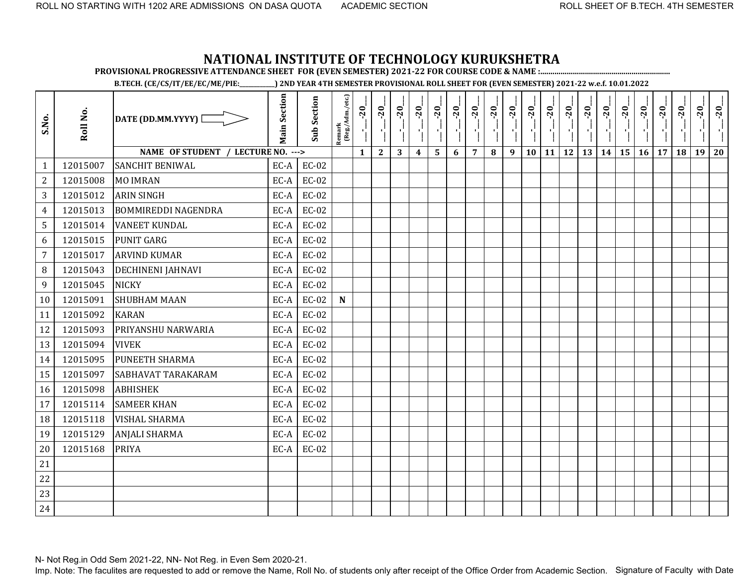ROLL NO STARTING WITH 1202 ARE ADMISSIONS ON DASA QUOTA ACADEMIC SECTION ROLL SHEET OF B.TECH. 4TH SEMESTER

# NATIONAL INSTITUTE OF TECHNOLOGY KURUKSHETRA

**PROVISIONAL PROGRESSIVE ATTENDANCE SHEET FOR (EVEN SEMESTER) 2021-22 FOR COURSE CODE & NAME :...............................................................**

**B.TECH. (CE/CS/IT/EE/EC/ME/PIE:___________) 2ND YEAR 4TH SEMESTER PROVISIONAL ROLL SHEET FOR (EVEN SEMESTER) 2021-22 w.e.f. 10.01.2022**

| S.No. | Roll No. | DATE (DD.MM.YYYY) ⇨ | Main Section | Sub Section | Remark (Reg./Adm./etc.) | __-__-20__ | __-__-20__ | __-__-20__ | __-__-20__ | __-__-20__ | __-__-20__ | __-__-20__ | __-__-20__ | __-__-20__ | __-__-20__ | __-__-20__ | __-__-20__ | __-__-20__ | __-__-20__ | __-__-20__ | __-__-20__ | __-__-20__ | __-__-20__ | __-__-20__ | __-__-20__ |
|---|---|---|---|---|---|---|---|---|---|---|---|---|---|---|---|---|---|---|---|---|---|---|---|---|---|
| | | NAME OF STUDENT / LECTURE NO. ---> | | | | 1 | 2 | 3 | 4 | 5 | 6 | 7 | 8 | 9 | 10 | 11 | 12 | 13 | 14 | 15 | 16 | 17 | 18 | 19 | 20 |
| 1 | 12015007 | SANCHIT BENIWAL | EC-A | EC-02 | | | | | | | | | | | | | | | | | | | | | |
| 2 | 12015008 | MO IMRAN | EC-A | EC-02 | | | | | | | | | | | | | | | | | | | | | |
| 3 | 12015012 | ARIN SINGH | EC-A | EC-02 | | | | | | | | | | | | | | | | | | | | | |
| 4 | 12015013 | BOMMIREDDI NAGENDRA | EC-A | EC-02 | | | | | | | | | | | | | | | | | | | | | |
| 5 | 12015014 | VANEET KUNDAL | EC-A | EC-02 | | | | | | | | | | | | | | | | | | | | | |
| 6 | 12015015 | PUNIT GARG | EC-A | EC-02 | | | | | | | | | | | | | | | | | | | | | |
| 7 | 12015017 | ARVIND KUMAR | EC-A | EC-02 | | | | | | | | | | | | | | | | | | | | | |
| 8 | 12015043 | DECHINENI JAHNAVI | EC-A | EC-02 | | | | | | | | | | | | | | | | | | | | | |
| 9 | 12015045 | NICKY | EC-A | EC-02 | | | | | | | | | | | | | | | | | | | | | |
| 10 | 12015091 | SHUBHAM MAAN | EC-A | EC-02 | **N** | | | | | | | | | | | | | | | | | | | | |
| 11 | 12015092 | KARAN | EC-A | EC-02 | | | | | | | | | | | | | | | | | | | | | |
| 12 | 12015093 | PRIYANSHU NARWARIA | EC-A | EC-02 | | | | | | | | | | | | | | | | | | | | | |
| 13 | 12015094 | VIVEK | EC-A | EC-02 | | | | | | | | | | | | | | | | | | | | | |
| 14 | 12015095 | PUNEETH SHARMA | EC-A | EC-02 | | | | | | | | | | | | | | | | | | | | | |
| 15 | 12015097 | SABHAVAT TARAKARAM | EC-A | EC-02 | | | | | | | | | | | | | | | | | | | | | |
| 16 | 12015098 | ABHISHEK | EC-A | EC-02 | | | | | | | | | | | | | | | | | | | | | |
| 17 | 12015114 | SAMEER KHAN | EC-A | EC-02 | | | | | | | | | | | | | | | | | | | | | |
| 18 | 12015118 | VISHAL SHARMA | EC-A | EC-02 | | | | | | | | | | | | | | | | | | | | | |
| 19 | 12015129 | ANJALI SHARMA | EC-A | EC-02 | | | | | | | | | | | | | | | | | | | | | |
| 20 | 12015168 | PRIYA | EC-A | EC-02 | | | | | | | | | | | | | | | | | | | | | |
| 21 | | | | | | | | | | | | | | | | | | | | | | | | | |
| 22 | | | | | | | | | | | | | | | | | | | | | | | | | |
| 23 | | | | | | | | | | | | | | | | | | | | | | | | | |
| 24 | | | | | | | | | | | | | | | | | | | | | | | | | |

N- Not Reg.in Odd Sem 2021-22, NN- Not Reg. in Even Sem 2020-21.

Imp. Note: The faculites are requested to add or remove the Name, Roll No. of students only after receipt of the Office Order from Academic Section. Signature of Faculty with Date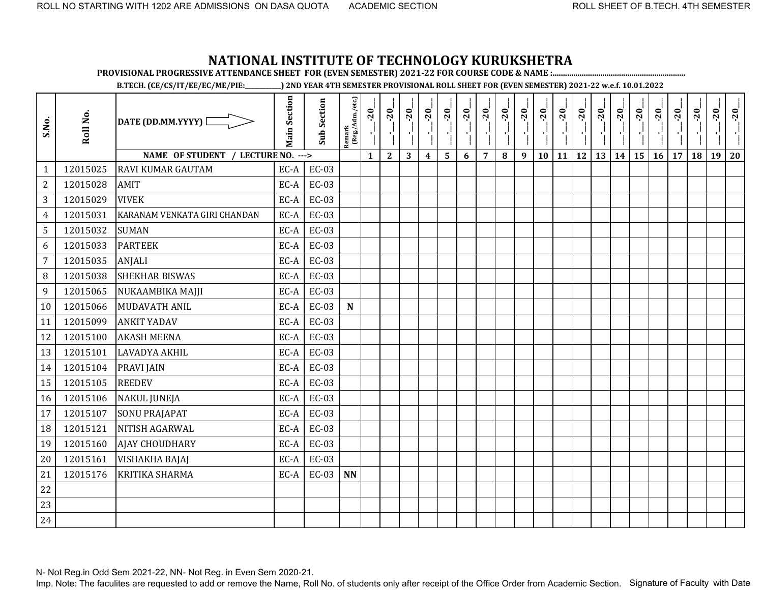ROLL NO STARTING WITH 1202 ARE ADMISSIONS ON DASA QUOTA ACADEMIC SECTION ROLL SHEET OF B.TECH. 4TH SEMESTER

# NATIONAL INSTITUTE OF TECHNOLOGY KURUKSHETRA

**PROVISIONAL PROGRESSIVE ATTENDANCE SHEET FOR (EVEN SEMESTER) 2021-22 FOR COURSE CODE & NAME :..............................................................**

**B.TECH. (CE/CS/IT/EE/EC/ME/PIE:___________) 2ND YEAR 4TH SEMESTER PROVISIONAL ROLL SHEET FOR (EVEN SEMESTER) 2021-22 w.e.f. 10.01.2022**

| S.No. | Roll No. | DATE (DD.MM.YYYY) ⇨ | Main Section | Sub Section | Remark (Reg./Adm./etc.) | __-__-20__ | __-__-20__ | __-__-20__ | __-__-20__ | __-__-20__ | __-__-20__ | __-__-20__ | __-__-20__ | __-__-20__ | __-__-20__ | __-__-20__ | __-__-20__ | __-__-20__ | __-__-20__ | __-__-20__ | __-__-20__ | __-__-20__ | __-__-20__ | __-__-20__ | __-__-20__ |
|---|---|---|---|---|---|---|---|---|---|---|---|---|---|---|---|---|---|---|---|---|---|---|---|---|---|
| | | NAME OF STUDENT / LECTURE NO. ---> | | | | 1 | 2 | 3 | 4 | 5 | 6 | 7 | 8 | 9 | 10 | 11 | 12 | 13 | 14 | 15 | 16 | 17 | 18 | 19 | 20 |
| 1 | 12015025 | RAVI KUMAR GAUTAM | EC-A | EC-03 | | | | | | | | | | | | | | | | | | | | | |
| 2 | 12015028 | AMIT | EC-A | EC-03 | | | | | | | | | | | | | | | | | | | | | |
| 3 | 12015029 | VIVEK | EC-A | EC-03 | | | | | | | | | | | | | | | | | | | | | |
| 4 | 12015031 | KARANAM VENKATA GIRI CHANDAN | EC-A | EC-03 | | | | | | | | | | | | | | | | | | | | | |
| 5 | 12015032 | SUMAN | EC-A | EC-03 | | | | | | | | | | | | | | | | | | | | | |
| 6 | 12015033 | PARTEEK | EC-A | EC-03 | | | | | | | | | | | | | | | | | | | | | |
| 7 | 12015035 | ANJALI | EC-A | EC-03 | | | | | | | | | | | | | | | | | | | | | |
| 8 | 12015038 | SHEKHAR BISWAS | EC-A | EC-03 | | | | | | | | | | | | | | | | | | | | | |
| 9 | 12015065 | NUKAAMBIKA MAJJI | EC-A | EC-03 | | | | | | | | | | | | | | | | | | | | | |
| 10 | 12015066 | MUDAVATH ANIL | EC-A | EC-03 | **N** | | | | | | | | | | | | | | | | | | | | |
| 11 | 12015099 | ANKIT YADAV | EC-A | EC-03 | | | | | | | | | | | | | | | | | | | | | |
| 12 | 12015100 | AKASH MEENA | EC-A | EC-03 | | | | | | | | | | | | | | | | | | | | | |
| 13 | 12015101 | LAVADYA AKHIL | EC-A | EC-03 | | | | | | | | | | | | | | | | | | | | | |
| 14 | 12015104 | PRAVI JAIN | EC-A | EC-03 | | | | | | | | | | | | | | | | | | | | | |
| 15 | 12015105 | REEDEV | EC-A | EC-03 | | | | | | | | | | | | | | | | | | | | | |
| 16 | 12015106 | NAKUL JUNEJA | EC-A | EC-03 | | | | | | | | | | | | | | | | | | | | | |
| 17 | 12015107 | SONU PRAJAPAT | EC-A | EC-03 | | | | | | | | | | | | | | | | | | | | | |
| 18 | 12015121 | NITISH AGARWAL | EC-A | EC-03 | | | | | | | | | | | | | | | | | | | | | |
| 19 | 12015160 | AJAY CHOUDHARY | EC-A | EC-03 | | | | | | | | | | | | | | | | | | | | | |
| 20 | 12015161 | VISHAKHA BAJAJ | EC-A | EC-03 | | | | | | | | | | | | | | | | | | | | | |
| 21 | 12015176 | KRITIKA SHARMA | EC-A | EC-03 | **NN** | | | | | | | | | | | | | | | | | | | | |
| 22 | | | | | | | | | | | | | | | | | | | | | | | | | |
| 23 | | | | | | | | | | | | | | | | | | | | | | | | | |
| 24 | | | | | | | | | | | | | | | | | | | | | | | | | |

N- Not Reg.in Odd Sem 2021-22, NN- Not Reg. in Even Sem 2020-21.

Imp. Note: The faculites are requested to add or remove the Name, Roll No. of students only after receipt of the Office Order from Academic Section. Signature of Faculty with Date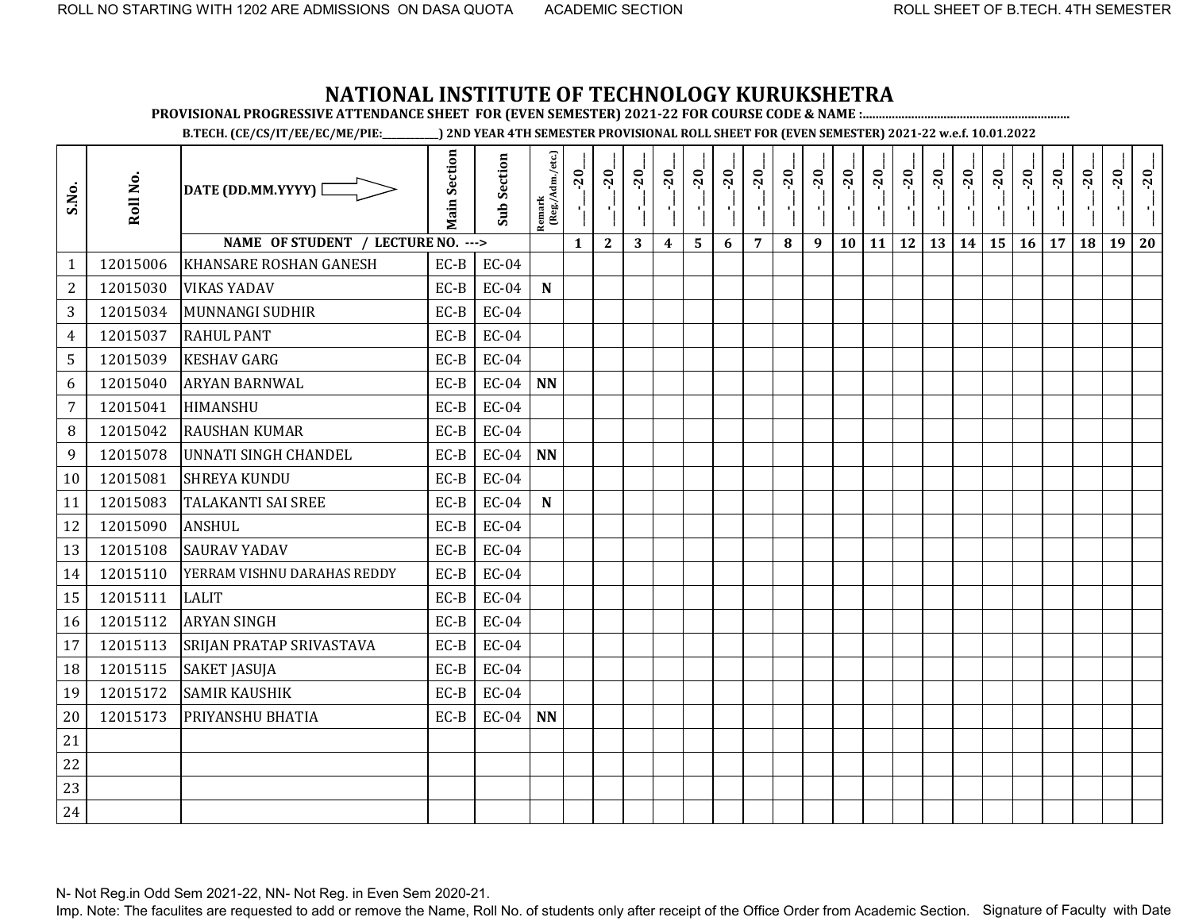# NATIONAL INSTITUTE OF TECHNOLOGY KURUKSHETRA

**PROVISIONAL PROGRESSIVE ATTENDANCE SHEET FOR (EVEN SEMESTER) 2021-22 FOR COURSE CODE & NAME :..............................................................**

**B.TECH. (CE/CS/IT/EE/EC/ME/PIE:__________) 2ND YEAR 4TH SEMESTER PROVISIONAL ROLL SHEET FOR (EVEN SEMESTER) 2021-22 w.e.f. 10.01.2022**

| S.No. | Roll No. | DATE (DD.MM.YYYY) ⇨ | Main Section | Sub Section | Remark (Reg./Adm./etc.) | __-__-20__ | __-__-20__ | __-__-20__ | __-__-20__ | __-__-20__ | __-__-20__ | __-__-20__ | __-__-20__ | __-__-20__ | __-__-20__ | __-__-20__ | __-__-20__ | __-__-20__ | __-__-20__ | __-__-20__ | __-__-20__ | __-__-20__ | __-__-20__ | __-__-20__ | __-__-20__ |
|---|---|---|---|---|---|---|---|---|---|---|---|---|---|---|---|---|---|---|---|---|---|---|---|---|---|
| | | NAME OF STUDENT / LECTURE NO. ---> | | | | 1 | 2 | 3 | 4 | 5 | 6 | 7 | 8 | 9 | 10 | 11 | 12 | 13 | 14 | 15 | 16 | 17 | 18 | 19 | 20 |
| 1 | 12015006 | KHANSARE ROSHAN GANESH | EC-B | EC-04 | | | | | | | | | | | | | | | | | | | | | |
| 2 | 12015030 | VIKAS YADAV | EC-B | EC-04 | N | | | | | | | | | | | | | | | | | | | | |
| 3 | 12015034 | MUNNANGI SUDHIR | EC-B | EC-04 | | | | | | | | | | | | | | | | | | | | | |
| 4 | 12015037 | RAHUL PANT | EC-B | EC-04 | | | | | | | | | | | | | | | | | | | | | |
| 5 | 12015039 | KESHAV GARG | EC-B | EC-04 | | | | | | | | | | | | | | | | | | | | | |
| 6 | 12015040 | ARYAN BARNWAL | EC-B | EC-04 | NN | | | | | | | | | | | | | | | | | | | | |
| 7 | 12015041 | HIMANSHU | EC-B | EC-04 | | | | | | | | | | | | | | | | | | | | | |
| 8 | 12015042 | RAUSHAN KUMAR | EC-B | EC-04 | | | | | | | | | | | | | | | | | | | | | |
| 9 | 12015078 | UNNATI SINGH CHANDEL | EC-B | EC-04 | NN | | | | | | | | | | | | | | | | | | | | |
| 10 | 12015081 | SHREYA KUNDU | EC-B | EC-04 | | | | | | | | | | | | | | | | | | | | | |
| 11 | 12015083 | TALAKANTI SAI SREE | EC-B | EC-04 | N | | | | | | | | | | | | | | | | | | | | |
| 12 | 12015090 | ANSHUL | EC-B | EC-04 | | | | | | | | | | | | | | | | | | | | | |
| 13 | 12015108 | SAURAV YADAV | EC-B | EC-04 | | | | | | | | | | | | | | | | | | | | | |
| 14 | 12015110 | YERRAM VISHNU DARAHAS REDDY | EC-B | EC-04 | | | | | | | | | | | | | | | | | | | | | |
| 15 | 12015111 | LALIT | EC-B | EC-04 | | | | | | | | | | | | | | | | | | | | | |
| 16 | 12015112 | ARYAN SINGH | EC-B | EC-04 | | | | | | | | | | | | | | | | | | | | | |
| 17 | 12015113 | SRIJAN PRATAP SRIVASTAVA | EC-B | EC-04 | | | | | | | | | | | | | | | | | | | | | |
| 18 | 12015115 | SAKET JASUJA | EC-B | EC-04 | | | | | | | | | | | | | | | | | | | | | |
| 19 | 12015172 | SAMIR KAUSHIK | EC-B | EC-04 | | | | | | | | | | | | | | | | | | | | | |
| 20 | 12015173 | PRIYANSHU BHATIA | EC-B | EC-04 | NN | | | | | | | | | | | | | | | | | | | | |
| 21 | | | | | | | | | | | | | | | | | | | | | | | | | |
| 22 | | | | | | | | | | | | | | | | | | | | | | | | | |
| 23 | | | | | | | | | | | | | | | | | | | | | | | | | |
| 24 | | | | | | | | | | | | | | | | | | | | | | | | | |

N- Not Reg.in Odd Sem 2021-22, NN- Not Reg. in Even Sem 2020-21.

Imp. Note: The faculites are requested to add or remove the Name, Roll No. of students only after receipt of the Office Order from Academic Section. Signature of Faculty with Date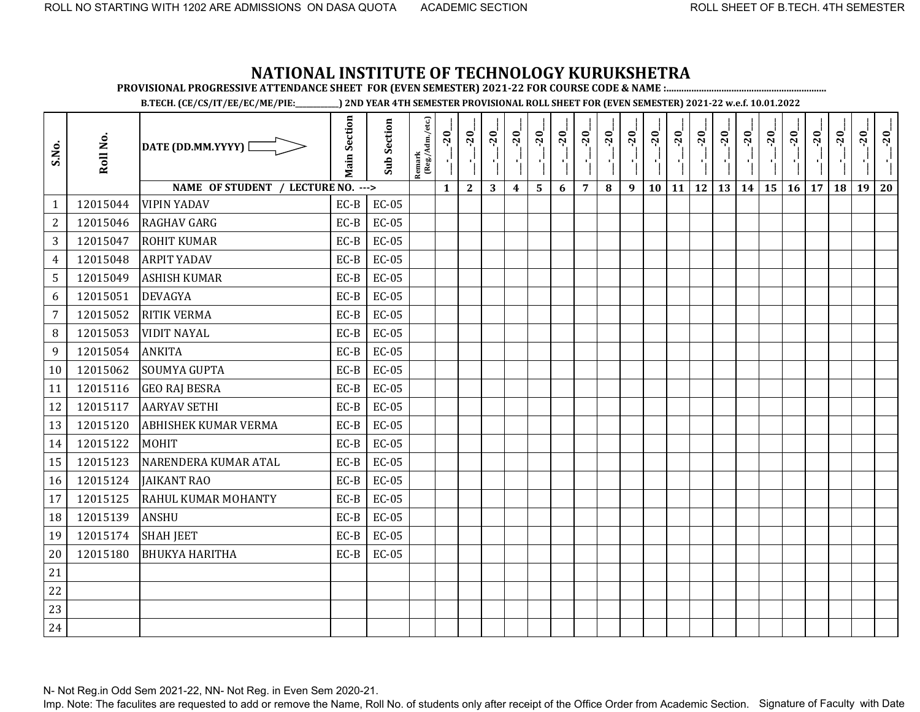ROLL NO STARTING WITH 1202 ARE ADMISSIONS ON DASA QUOTA　　ACADEMIC SECTION　　ROLL SHEET OF B.TECH. 4TH SEMESTER

# NATIONAL INSTITUTE OF TECHNOLOGY KURUKSHETRA

**PROVISIONAL PROGRESSIVE ATTENDANCE SHEET FOR (EVEN SEMESTER) 2021-22 FOR COURSE CODE & NAME :................................................................**

**B.TECH. (CE/CS/IT/EE/EC/ME/PIE:___________) 2ND YEAR 4TH SEMESTER PROVISIONAL ROLL SHEET FOR (EVEN SEMESTER) 2021-22 w.e.f. 10.01.2022**

| S.No. | Roll No. | DATE (DD.MM.YYYY) ⇒ | Main Section | Sub Section | Remark (Reg./Adm./etc.) | __-__-20__ | __-__-20__ | __-__-20__ | __-__-20__ | __-__-20__ | __-__-20__ | __-__-20__ | __-__-20__ | __-__-20__ | __-__-20__ | __-__-20__ | __-__-20__ | __-__-20__ | __-__-20__ | __-__-20__ | __-__-20__ | __-__-20__ | __-__-20__ | __-__-20__ | __-__-20__ |
|---|---|---|---|---|---|---|---|---|---|---|---|---|---|---|---|---|---|---|---|---|---|---|---|---|---|
| | | NAME OF STUDENT / LECTURE NO. ---> | | | | 1 | 2 | 3 | 4 | 5 | 6 | 7 | 8 | 9 | 10 | 11 | 12 | 13 | 14 | 15 | 16 | 17 | 18 | 19 | 20 |
| 1 | 12015044 | VIPIN YADAV | EC-B | EC-05 | | | | | | | | | | | | | | | | | | | | | |
| 2 | 12015046 | RAGHAV GARG | EC-B | EC-05 | | | | | | | | | | | | | | | | | | | | | |
| 3 | 12015047 | ROHIT KUMAR | EC-B | EC-05 | | | | | | | | | | | | | | | | | | | | | |
| 4 | 12015048 | ARPIT YADAV | EC-B | EC-05 | | | | | | | | | | | | | | | | | | | | | |
| 5 | 12015049 | ASHISH KUMAR | EC-B | EC-05 | | | | | | | | | | | | | | | | | | | | | |
| 6 | 12015051 | DEVAGYA | EC-B | EC-05 | | | | | | | | | | | | | | | | | | | | | |
| 7 | 12015052 | RITIK VERMA | EC-B | EC-05 | | | | | | | | | | | | | | | | | | | | | |
| 8 | 12015053 | VIDIT NAYAL | EC-B | EC-05 | | | | | | | | | | | | | | | | | | | | | |
| 9 | 12015054 | ANKITA | EC-B | EC-05 | | | | | | | | | | | | | | | | | | | | | |
| 10 | 12015062 | SOUMYA GUPTA | EC-B | EC-05 | | | | | | | | | | | | | | | | | | | | | |
| 11 | 12015116 | GEO RAJ BESRA | EC-B | EC-05 | | | | | | | | | | | | | | | | | | | | | |
| 12 | 12015117 | AARYAV SETHI | EC-B | EC-05 | | | | | | | | | | | | | | | | | | | | | |
| 13 | 12015120 | ABHISHEK KUMAR VERMA | EC-B | EC-05 | | | | | | | | | | | | | | | | | | | | | |
| 14 | 12015122 | MOHIT | EC-B | EC-05 | | | | | | | | | | | | | | | | | | | | | |
| 15 | 12015123 | NARENDERA KUMAR ATAL | EC-B | EC-05 | | | | | | | | | | | | | | | | | | | | | |
| 16 | 12015124 | JAIKANT RAO | EC-B | EC-05 | | | | | | | | | | | | | | | | | | | | | |
| 17 | 12015125 | RAHUL KUMAR MOHANTY | EC-B | EC-05 | | | | | | | | | | | | | | | | | | | | | |
| 18 | 12015139 | ANSHU | EC-B | EC-05 | | | | | | | | | | | | | | | | | | | | | |
| 19 | 12015174 | SHAH JEET | EC-B | EC-05 | | | | | | | | | | | | | | | | | | | | | |
| 20 | 12015180 | BHUKYA HARITHA | EC-B | EC-05 | | | | | | | | | | | | | | | | | | | | | |
| 21 | | | | | | | | | | | | | | | | | | | | | | | | | |
| 22 | | | | | | | | | | | | | | | | | | | | | | | | | |
| 23 | | | | | | | | | | | | | | | | | | | | | | | | | |
| 24 | | | | | | | | | | | | | | | | | | | | | | | | | |

N- Not Reg.in Odd Sem 2021-22, NN- Not Reg. in Even Sem 2020-21.

Imp. Note: The faculites are requested to add or remove the Name, Roll No. of students only after receipt of the Office Order from Academic Section.　Signature of Faculty with Date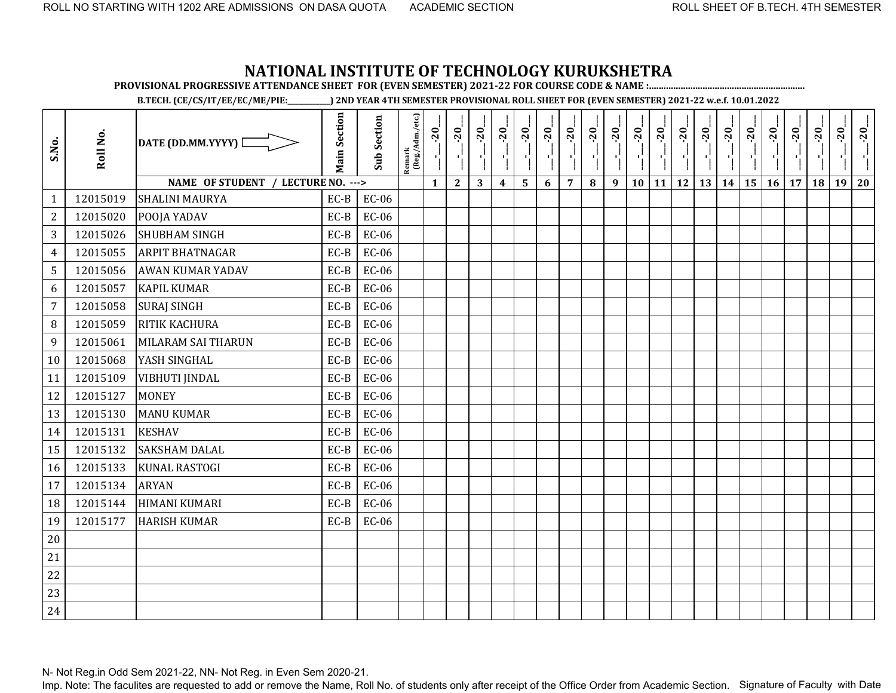# NATIONAL INSTITUTE OF TECHNOLOGY KURUKSHETRA

**PROVISIONAL PROGRESSIVE ATTENDANCE SHEET FOR (EVEN SEMESTER) 2021-22 FOR COURSE CODE & NAME :..............................................................**

**B.TECH. (CE/CS/IT/EE/EC/ME/PIE:___________) 2ND YEAR 4TH SEMESTER PROVISIONAL ROLL SHEET FOR (EVEN SEMESTER) 2021-22 w.e.f. 10.01.2022**

| S.No. | Roll No. | DATE (DD.MM.YYYY) ⇨ | Main Section | Sub Section | Remark (Reg./Adm./etc.) | __-__-20__ | __-__-20__ | __-__-20__ | __-__-20__ | __-__-20__ | __-__-20__ | __-__-20__ | __-__-20__ | __-__-20__ | __-__-20__ | __-__-20__ | __-__-20__ | __-__-20__ | __-__-20__ | __-__-20__ | __-__-20__ | __-__-20__ | __-__-20__ | __-__-20__ | __-__-20__ |
|---|---|---|---|---|---|---|---|---|---|---|---|---|---|---|---|---|---|---|---|---|---|---|---|---|---|
| | | NAME OF STUDENT / LECTURE NO. ---> | | | | 1 | 2 | 3 | 4 | 5 | 6 | 7 | 8 | 9 | 10 | 11 | 12 | 13 | 14 | 15 | 16 | 17 | 18 | 19 | 20 |
| 1 | 12015019 | SHALINI MAURYA | EC-B | EC-06 | | | | | | | | | | | | | | | | | | | | | |
| 2 | 12015020 | POOJA YADAV | EC-B | EC-06 | | | | | | | | | | | | | | | | | | | | | |
| 3 | 12015026 | SHUBHAM SINGH | EC-B | EC-06 | | | | | | | | | | | | | | | | | | | | | |
| 4 | 12015055 | ARPIT BHATNAGAR | EC-B | EC-06 | | | | | | | | | | | | | | | | | | | | | |
| 5 | 12015056 | AWAN KUMAR YADAV | EC-B | EC-06 | | | | | | | | | | | | | | | | | | | | | |
| 6 | 12015057 | KAPIL KUMAR | EC-B | EC-06 | | | | | | | | | | | | | | | | | | | | | |
| 7 | 12015058 | SURAJ SINGH | EC-B | EC-06 | | | | | | | | | | | | | | | | | | | | | |
| 8 | 12015059 | RITIK KACHURA | EC-B | EC-06 | | | | | | | | | | | | | | | | | | | | | |
| 9 | 12015061 | MILARAM SAI THARUN | EC-B | EC-06 | | | | | | | | | | | | | | | | | | | | | |
| 10 | 12015068 | YASH SINGHAL | EC-B | EC-06 | | | | | | | | | | | | | | | | | | | | | |
| 11 | 12015109 | VIBHUTI JINDAL | EC-B | EC-06 | | | | | | | | | | | | | | | | | | | | | |
| 12 | 12015127 | MONEY | EC-B | EC-06 | | | | | | | | | | | | | | | | | | | | | |
| 13 | 12015130 | MANU KUMAR | EC-B | EC-06 | | | | | | | | | | | | | | | | | | | | | |
| 14 | 12015131 | KESHAV | EC-B | EC-06 | | | | | | | | | | | | | | | | | | | | | |
| 15 | 12015132 | SAKSHAM DALAL | EC-B | EC-06 | | | | | | | | | | | | | | | | | | | | | |
| 16 | 12015133 | KUNAL RASTOGI | EC-B | EC-06 | | | | | | | | | | | | | | | | | | | | | |
| 17 | 12015134 | ARYAN | EC-B | EC-06 | | | | | | | | | | | | | | | | | | | | | |
| 18 | 12015144 | HIMANI KUMARI | EC-B | EC-06 | | | | | | | | | | | | | | | | | | | | | |
| 19 | 12015177 | HARISH KUMAR | EC-B | EC-06 | | | | | | | | | | | | | | | | | | | | | |
| 20 | | | | | | | | | | | | | | | | | | | | | | | | | |
| 21 | | | | | | | | | | | | | | | | | | | | | | | | | |
| 22 | | | | | | | | | | | | | | | | | | | | | | | | | |
| 23 | | | | | | | | | | | | | | | | | | | | | | | | | |
| 24 | | | | | | | | | | | | | | | | | | | | | | | | | |

N- Not Reg.in Odd Sem 2021-22, NN- Not Reg. in Even Sem 2020-21.

Imp. Note: The faculites are requested to add or remove the Name, Roll No. of students only after receipt of the Office Order from Academic Section. Signature of Faculty with Date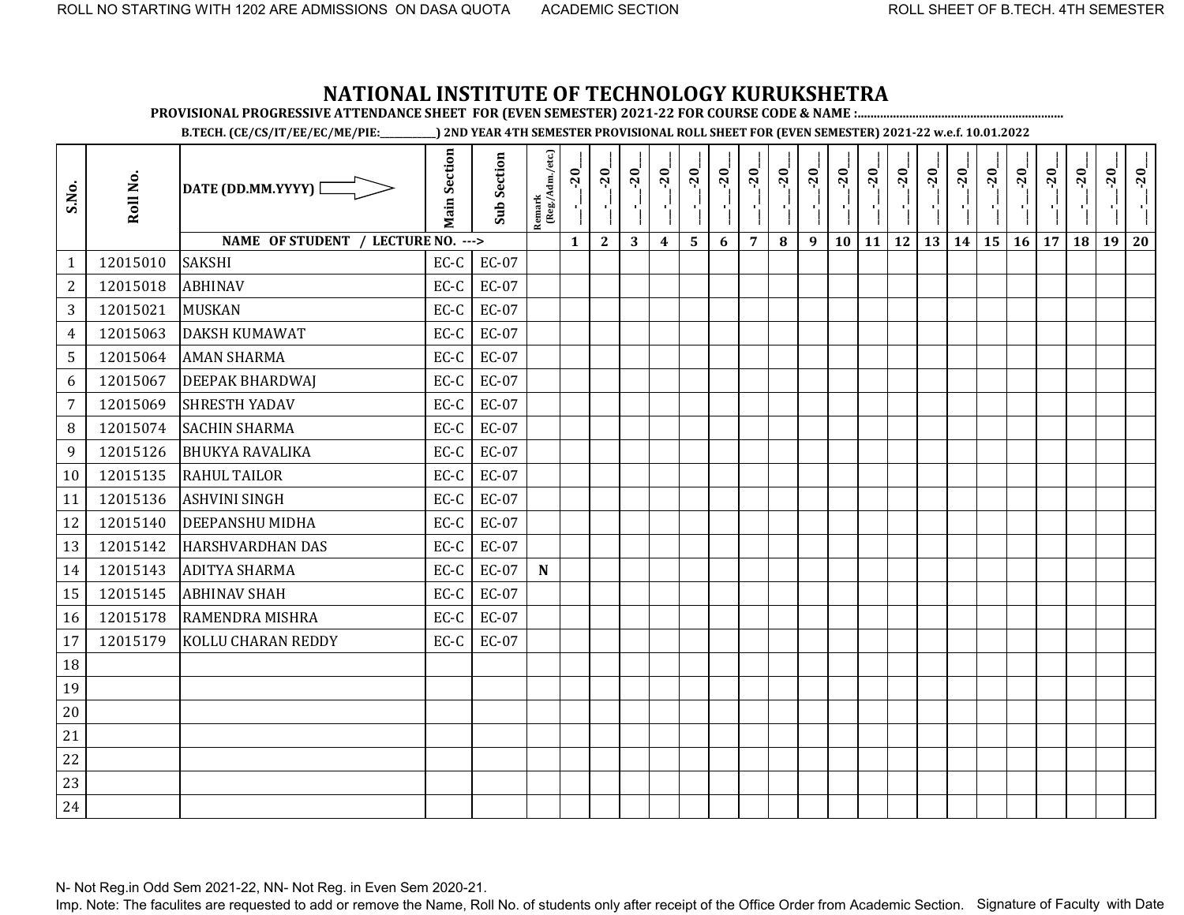ROLL NO STARTING WITH 1202 ARE ADMISSIONS ON DASA QUOTA ACADEMIC SECTION ROLL SHEET OF B.TECH. 4TH SEMESTER

# NATIONAL INSTITUTE OF TECHNOLOGY KURUKSHETRA

**PROVISIONAL PROGRESSIVE ATTENDANCE SHEET FOR (EVEN SEMESTER) 2021-22 FOR COURSE CODE & NAME :..............................................................**

**B.TECH. (CE/CS/IT/EE/EC/ME/PIE:___________) 2ND YEAR 4TH SEMESTER PROVISIONAL ROLL SHEET FOR (EVEN SEMESTER) 2021-22 w.e.f. 10.01.2022**

| S.No. | Roll No. | DATE (DD.MM.YYYY) | Main Section | Sub Section | Remark (Reg./Adm./etc.) | __-__-20__ | __-__-20__ | __-__-20__ | __-__-20__ | __-__-20__ | __-__-20__ | __-__-20__ | __-__-20__ | __-__-20__ | __-__-20__ | __-__-20__ | __-__-20__ | __-__-20__ | __-__-20__ | __-__-20__ | __-__-20__ | __-__-20__ | __-__-20__ | __-__-20__ | __-__-20__ |
|---|---|---|---|---|---|---|---|---|---|---|---|---|---|---|---|---|---|---|---|---|---|---|---|---|---|
| | | NAME OF STUDENT / LECTURE NO. ---> | | | | 1 | 2 | 3 | 4 | 5 | 6 | 7 | 8 | 9 | 10 | 11 | 12 | 13 | 14 | 15 | 16 | 17 | 18 | 19 | 20 |
| 1 | 12015010 | SAKSHI | EC-C | EC-07 | | | | | | | | | | | | | | | | | | | | | |
| 2 | 12015018 | ABHINAV | EC-C | EC-07 | | | | | | | | | | | | | | | | | | | | | |
| 3 | 12015021 | MUSKAN | EC-C | EC-07 | | | | | | | | | | | | | | | | | | | | | |
| 4 | 12015063 | DAKSH KUMAWAT | EC-C | EC-07 | | | | | | | | | | | | | | | | | | | | | |
| 5 | 12015064 | AMAN SHARMA | EC-C | EC-07 | | | | | | | | | | | | | | | | | | | | | |
| 6 | 12015067 | DEEPAK BHARDWAJ | EC-C | EC-07 | | | | | | | | | | | | | | | | | | | | | |
| 7 | 12015069 | SHRESTH YADAV | EC-C | EC-07 | | | | | | | | | | | | | | | | | | | | | |
| 8 | 12015074 | SACHIN SHARMA | EC-C | EC-07 | | | | | | | | | | | | | | | | | | | | | |
| 9 | 12015126 | BHUKYA RAVALIKA | EC-C | EC-07 | | | | | | | | | | | | | | | | | | | | | |
| 10 | 12015135 | RAHUL TAILOR | EC-C | EC-07 | | | | | | | | | | | | | | | | | | | | | |
| 11 | 12015136 | ASHVINI SINGH | EC-C | EC-07 | | | | | | | | | | | | | | | | | | | | | |
| 12 | 12015140 | DEEPANSHU MIDHA | EC-C | EC-07 | | | | | | | | | | | | | | | | | | | | | |
| 13 | 12015142 | HARSHVARDHAN DAS | EC-C | EC-07 | | | | | | | | | | | | | | | | | | | | | |
| 14 | 12015143 | ADITYA SHARMA | EC-C | EC-07 | N | | | | | | | | | | | | | | | | | | | | |
| 15 | 12015145 | ABHINAV SHAH | EC-C | EC-07 | | | | | | | | | | | | | | | | | | | | | |
| 16 | 12015178 | RAMENDRA MISHRA | EC-C | EC-07 | | | | | | | | | | | | | | | | | | | | | |
| 17 | 12015179 | KOLLU CHARAN REDDY | EC-C | EC-07 | | | | | | | | | | | | | | | | | | | | | |
| 18 | | | | | | | | | | | | | | | | | | | | | | | | | |
| 19 | | | | | | | | | | | | | | | | | | | | | | | | | |
| 20 | | | | | | | | | | | | | | | | | | | | | | | | | |
| 21 | | | | | | | | | | | | | | | | | | | | | | | | | |
| 22 | | | | | | | | | | | | | | | | | | | | | | | | | |
| 23 | | | | | | | | | | | | | | | | | | | | | | | | | |
| 24 | | | | | | | | | | | | | | | | | | | | | | | | | |

N- Not Reg.in Odd Sem 2021-22, NN- Not Reg. in Even Sem 2020-21.

Imp. Note: The faculites are requested to add or remove the Name, Roll No. of students only after receipt of the Office Order from Academic Section. Signature of Faculty with Date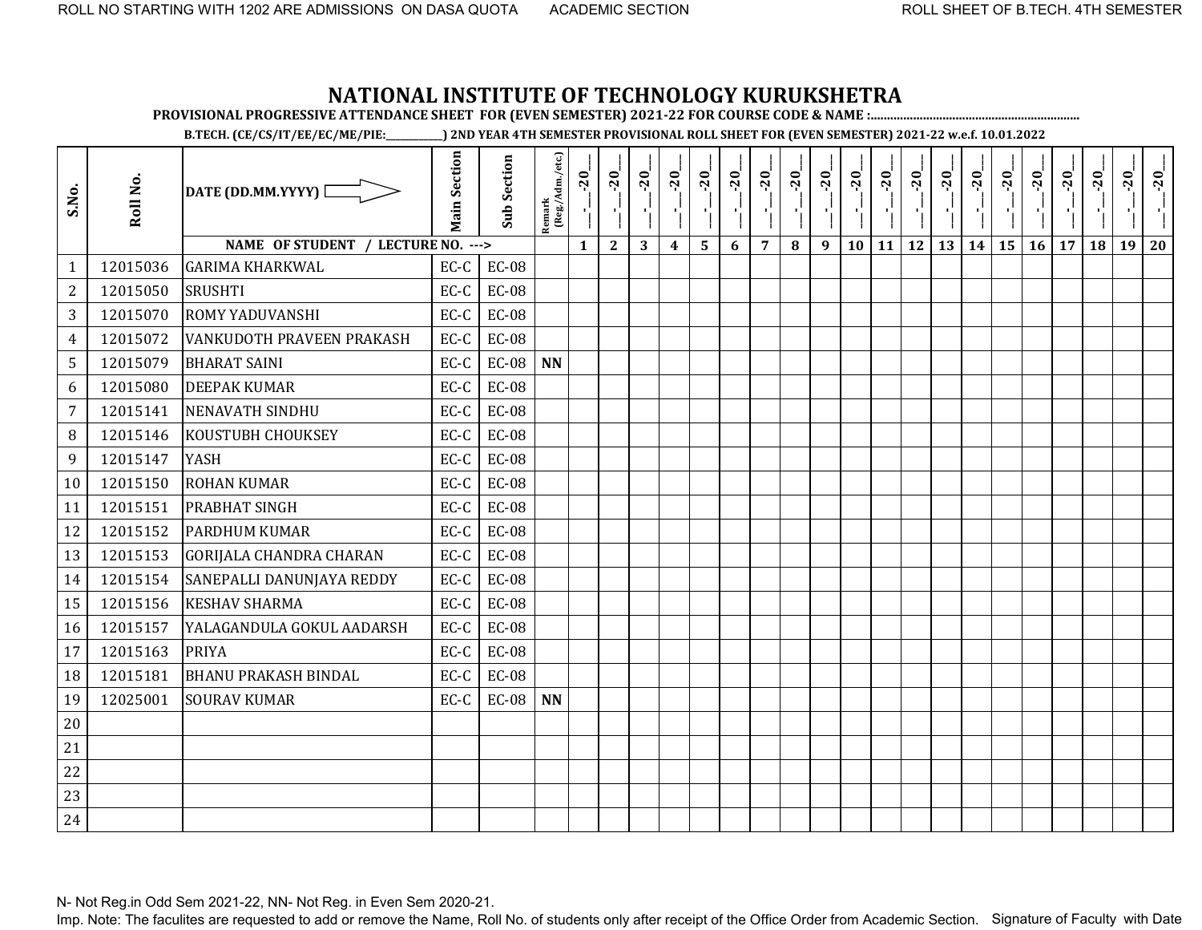# NATIONAL INSTITUTE OF TECHNOLOGY KURUKSHETRA

**PROVISIONAL PROGRESSIVE ATTENDANCE SHEET FOR (EVEN SEMESTER) 2021-22 FOR COURSE CODE & NAME :..............................................................**

**B.TECH. (CE/CS/IT/EE/EC/ME/PIE:___________) 2ND YEAR 4TH SEMESTER PROVISIONAL ROLL SHEET FOR (EVEN SEMESTER) 2021-22 w.e.f. 10.01.2022**

| S.No. | Roll No. | DATE (DD.MM.YYYY) ⇨ | Main Section | Sub Section | Remark (Reg./Adm./etc.) | __-__-20__ | __-__-20__ | __-__-20__ | __-__-20__ | __-__-20__ | __-__-20__ | __-__-20__ | __-__-20__ | __-__-20__ | __-__-20__ | __-__-20__ | __-__-20__ | __-__-20__ | __-__-20__ | __-__-20__ | __-__-20__ | __-__-20__ | __-__-20__ | __-__-20__ | __-__-20__ |
|---|---|---|---|---|---|---|---|---|---|---|---|---|---|---|---|---|---|---|---|---|---|---|---|---|---|
| | | NAME OF STUDENT / LECTURE NO. ---> | | | | 1 | 2 | 3 | 4 | 5 | 6 | 7 | 8 | 9 | 10 | 11 | 12 | 13 | 14 | 15 | 16 | 17 | 18 | 19 | 20 |
| 1 | 12015036 | GARIMA KHARKWAL | EC-C | EC-08 | | | | | | | | | | | | | | | | | | | | | |
| 2 | 12015050 | SRUSHTI | EC-C | EC-08 | | | | | | | | | | | | | | | | | | | | | |
| 3 | 12015070 | ROMY YADUVANSHI | EC-C | EC-08 | | | | | | | | | | | | | | | | | | | | | |
| 4 | 12015072 | VANKUDOTH PRAVEEN PRAKASH | EC-C | EC-08 | | | | | | | | | | | | | | | | | | | | | |
| 5 | 12015079 | BHARAT SAINI | EC-C | EC-08 | NN | | | | | | | | | | | | | | | | | | | | |
| 6 | 12015080 | DEEPAK KUMAR | EC-C | EC-08 | | | | | | | | | | | | | | | | | | | | | |
| 7 | 12015141 | NENAVATH SINDHU | EC-C | EC-08 | | | | | | | | | | | | | | | | | | | | | |
| 8 | 12015146 | KOUSTUBH CHOUKSEY | EC-C | EC-08 | | | | | | | | | | | | | | | | | | | | | |
| 9 | 12015147 | YASH | EC-C | EC-08 | | | | | | | | | | | | | | | | | | | | | |
| 10 | 12015150 | ROHAN KUMAR | EC-C | EC-08 | | | | | | | | | | | | | | | | | | | | | |
| 11 | 12015151 | PRABHAT SINGH | EC-C | EC-08 | | | | | | | | | | | | | | | | | | | | | |
| 12 | 12015152 | PARDHUM KUMAR | EC-C | EC-08 | | | | | | | | | | | | | | | | | | | | | |
| 13 | 12015153 | GORIJALA CHANDRA CHARAN | EC-C | EC-08 | | | | | | | | | | | | | | | | | | | | | |
| 14 | 12015154 | SANEPALLI DANUNJAYA REDDY | EC-C | EC-08 | | | | | | | | | | | | | | | | | | | | | |
| 15 | 12015156 | KESHAV SHARMA | EC-C | EC-08 | | | | | | | | | | | | | | | | | | | | | |
| 16 | 12015157 | YALAGANDULA GOKUL AADARSH | EC-C | EC-08 | | | | | | | | | | | | | | | | | | | | | |
| 17 | 12015163 | PRIYA | EC-C | EC-08 | | | | | | | | | | | | | | | | | | | | | |
| 18 | 12015181 | BHANU PRAKASH BINDAL | EC-C | EC-08 | | | | | | | | | | | | | | | | | | | | | |
| 19 | 12025001 | SOURAV KUMAR | EC-C | EC-08 | NN | | | | | | | | | | | | | | | | | | | | |
| 20 | | | | | | | | | | | | | | | | | | | | | | | | | |
| 21 | | | | | | | | | | | | | | | | | | | | | | | | | |
| 22 | | | | | | | | | | | | | | | | | | | | | | | | | |
| 23 | | | | | | | | | | | | | | | | | | | | | | | | | |
| 24 | | | | | | | | | | | | | | | | | | | | | | | | | |

N- Not Reg.in Odd Sem 2021-22, NN- Not Reg. in Even Sem 2020-21.

Imp. Note: The faculites are requested to add or remove the Name, Roll No. of students only after receipt of the Office Order from Academic Section. Signature of Faculty with Date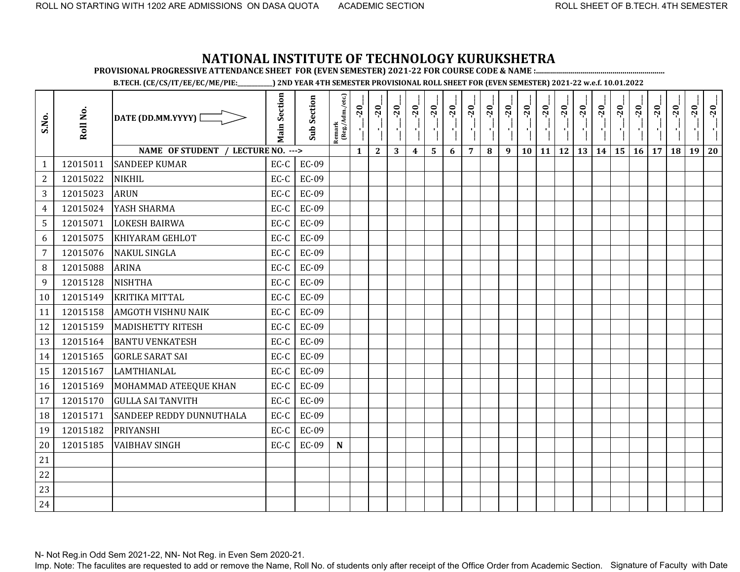ROLL NO STARTING WITH 1202 ARE ADMISSIONS ON DASA QUOTA ACADEMIC SECTION ROLL SHEET OF B.TECH. 4TH SEMESTER

# NATIONAL INSTITUTE OF TECHNOLOGY KURUKSHETRA

**PROVISIONAL PROGRESSIVE ATTENDANCE SHEET FOR (EVEN SEMESTER) 2021-22 FOR COURSE CODE & NAME :...............................................................**

**B.TECH. (CE/CS/IT/EE/EC/ME/PIE:___________) 2ND YEAR 4TH SEMESTER PROVISIONAL ROLL SHEET FOR (EVEN SEMESTER) 2021-22 w.e.f. 10.01.2022**

| S.No. | Roll No. | DATE (DD.MM.YYYY) ⇨ | Main Section | Sub Section | Remark (Reg./Adm./etc.) | __-__-20__ | __-__-20__ | __-__-20__ | __-__-20__ | __-__-20__ | __-__-20__ | __-__-20__ | __-__-20__ | __-__-20__ | __-__-20__ | __-__-20__ | __-__-20__ | __-__-20__ | __-__-20__ | __-__-20__ | __-__-20__ | __-__-20__ | __-__-20__ | __-__-20__ | __-__-20__ |
|---|---|---|---|---|---|---|---|---|---|---|---|---|---|---|---|---|---|---|---|---|---|---|---|---|---|
| | | **NAME OF STUDENT / LECTURE NO. --->** | | | | **1** | **2** | **3** | **4** | **5** | **6** | **7** | **8** | **9** | **10** | **11** | **12** | **13** | **14** | **15** | **16** | **17** | **18** | **19** | **20** |
| 1 | 12015011 | SANDEEP KUMAR | EC-C | EC-09 | | | | | | | | | | | | | | | | | | | | | |
| 2 | 12015022 | NIKHIL | EC-C | EC-09 | | | | | | | | | | | | | | | | | | | | | |
| 3 | 12015023 | ARUN | EC-C | EC-09 | | | | | | | | | | | | | | | | | | | | | |
| 4 | 12015024 | YASH SHARMA | EC-C | EC-09 | | | | | | | | | | | | | | | | | | | | | |
| 5 | 12015071 | LOKESH BAIRWA | EC-C | EC-09 | | | | | | | | | | | | | | | | | | | | | |
| 6 | 12015075 | KHIYARAM GEHLOT | EC-C | EC-09 | | | | | | | | | | | | | | | | | | | | | |
| 7 | 12015076 | NAKUL SINGLA | EC-C | EC-09 | | | | | | | | | | | | | | | | | | | | | |
| 8 | 12015088 | ARINA | EC-C | EC-09 | | | | | | | | | | | | | | | | | | | | | |
| 9 | 12015128 | NISHTHA | EC-C | EC-09 | | | | | | | | | | | | | | | | | | | | | |
| 10 | 12015149 | KRITIKA MITTAL | EC-C | EC-09 | | | | | | | | | | | | | | | | | | | | | |
| 11 | 12015158 | AMGOTH VISHNU NAIK | EC-C | EC-09 | | | | | | | | | | | | | | | | | | | | | |
| 12 | 12015159 | MADISHETTY RITESH | EC-C | EC-09 | | | | | | | | | | | | | | | | | | | | | |
| 13 | 12015164 | BANTU VENKATESH | EC-C | EC-09 | | | | | | | | | | | | | | | | | | | | | |
| 14 | 12015165 | GORLE SARAT SAI | EC-C | EC-09 | | | | | | | | | | | | | | | | | | | | | |
| 15 | 12015167 | LAMTHIANLAL | EC-C | EC-09 | | | | | | | | | | | | | | | | | | | | | |
| 16 | 12015169 | MOHAMMAD ATEEQUE KHAN | EC-C | EC-09 | | | | | | | | | | | | | | | | | | | | | |
| 17 | 12015170 | GULLA SAI TANVITH | EC-C | EC-09 | | | | | | | | | | | | | | | | | | | | | |
| 18 | 12015171 | SANDEEP REDDY DUNNUTHALA | EC-C | EC-09 | | | | | | | | | | | | | | | | | | | | | |
| 19 | 12015182 | PRIYANSHI | EC-C | EC-09 | | | | | | | | | | | | | | | | | | | | | |
| 20 | 12015185 | VAIBHAV SINGH | EC-C | EC-09 | **N** | | | | | | | | | | | | | | | | | | | | |
| 21 | | | | | | | | | | | | | | | | | | | | | | | | | |
| 22 | | | | | | | | | | | | | | | | | | | | | | | | | |
| 23 | | | | | | | | | | | | | | | | | | | | | | | | | |
| 24 | | | | | | | | | | | | | | | | | | | | | | | | | |

N- Not Reg.in Odd Sem 2021-22, NN- Not Reg. in Even Sem 2020-21.

Imp. Note: The faculites are requested to add or remove the Name, Roll No. of students only after receipt of the Office Order from Academic Section. Signature of Faculty with Date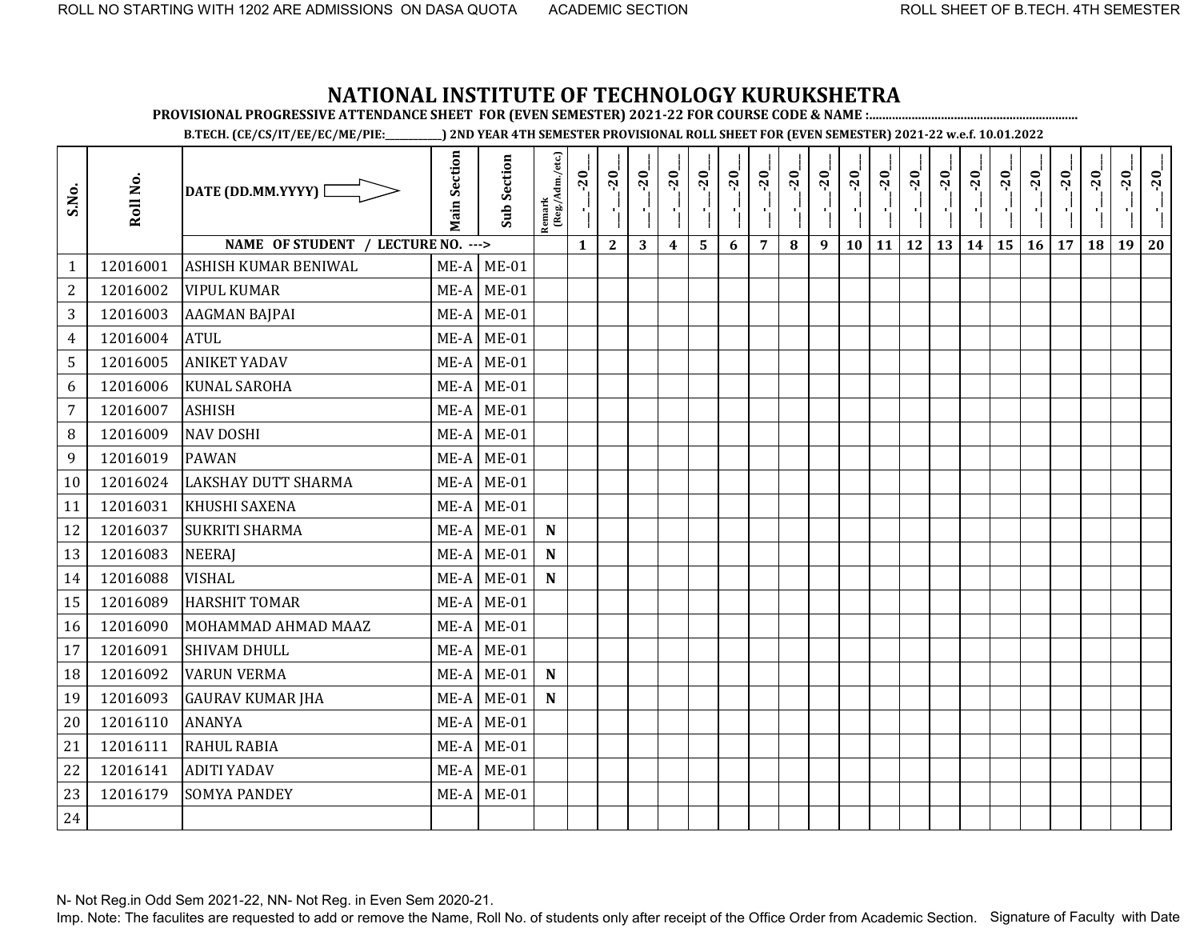ROLL NO STARTING WITH 1202 ARE ADMISSIONS ON DASA QUOTA ACADEMIC SECTION ROLL SHEET OF B.TECH. 4TH SEMESTER

# NATIONAL INSTITUTE OF TECHNOLOGY KURUKSHETRA

**PROVISIONAL PROGRESSIVE ATTENDANCE SHEET FOR (EVEN SEMESTER) 2021-22 FOR COURSE CODE & NAME :.............................................................**

**B.TECH. (CE/CS/IT/EE/EC/ME/PIE:___________) 2ND YEAR 4TH SEMESTER PROVISIONAL ROLL SHEET FOR (EVEN SEMESTER) 2021-22 w.e.f. 10.01.2022**

| S.No. | Roll No. | DATE (DD.MM.YYYY) | Main Section | Sub Section | Remark (Reg./Adm./etc.) | __-__-20__ | __-__-20__ | __-__-20__ | __-__-20__ | __-__-20__ | __-__-20__ | __-__-20__ | __-__-20__ | __-__-20__ | __-__-20__ | __-__-20__ | __-__-20__ | __-__-20__ | __-__-20__ | __-__-20__ | __-__-20__ | __-__-20__ | __-__-20__ | __-__-20__ | __-__-20__ |
|---|---|---|---|---|---|---|---|---|---|---|---|---|---|---|---|---|---|---|---|---|---|---|---|---|---|
| | | NAME OF STUDENT / LECTURE NO. ---> | | | | 1 | 2 | 3 | 4 | 5 | 6 | 7 | 8 | 9 | 10 | 11 | 12 | 13 | 14 | 15 | 16 | 17 | 18 | 19 | 20 |
| 1 | 12016001 | ASHISH KUMAR BENIWAL | ME-A | ME-01 | | | | | | | | | | | | | | | | | | | | | |
| 2 | 12016002 | VIPUL KUMAR | ME-A | ME-01 | | | | | | | | | | | | | | | | | | | | | |
| 3 | 12016003 | AAGMAN BAJPAI | ME-A | ME-01 | | | | | | | | | | | | | | | | | | | | | |
| 4 | 12016004 | ATUL | ME-A | ME-01 | | | | | | | | | | | | | | | | | | | | | |
| 5 | 12016005 | ANIKET YADAV | ME-A | ME-01 | | | | | | | | | | | | | | | | | | | | | |
| 6 | 12016006 | KUNAL SAROHA | ME-A | ME-01 | | | | | | | | | | | | | | | | | | | | | |
| 7 | 12016007 | ASHISH | ME-A | ME-01 | | | | | | | | | | | | | | | | | | | | | |
| 8 | 12016009 | NAV DOSHI | ME-A | ME-01 | | | | | | | | | | | | | | | | | | | | | |
| 9 | 12016019 | PAWAN | ME-A | ME-01 | | | | | | | | | | | | | | | | | | | | | |
| 10 | 12016024 | LAKSHAY DUTT SHARMA | ME-A | ME-01 | | | | | | | | | | | | | | | | | | | | | |
| 11 | 12016031 | KHUSHI SAXENA | ME-A | ME-01 | | | | | | | | | | | | | | | | | | | | | |
| 12 | 12016037 | SUKRITI SHARMA | ME-A | ME-01 | N | | | | | | | | | | | | | | | | | | | | |
| 13 | 12016083 | NEERAJ | ME-A | ME-01 | N | | | | | | | | | | | | | | | | | | | | |
| 14 | 12016088 | VISHAL | ME-A | ME-01 | N | | | | | | | | | | | | | | | | | | | | |
| 15 | 12016089 | HARSHIT TOMAR | ME-A | ME-01 | | | | | | | | | | | | | | | | | | | | | |
| 16 | 12016090 | MOHAMMAD AHMAD MAAZ | ME-A | ME-01 | | | | | | | | | | | | | | | | | | | | | |
| 17 | 12016091 | SHIVAM DHULL | ME-A | ME-01 | | | | | | | | | | | | | | | | | | | | | |
| 18 | 12016092 | VARUN VERMA | ME-A | ME-01 | N | | | | | | | | | | | | | | | | | | | | |
| 19 | 12016093 | GAURAV KUMAR JHA | ME-A | ME-01 | N | | | | | | | | | | | | | | | | | | | | |
| 20 | 12016110 | ANANYA | ME-A | ME-01 | | | | | | | | | | | | | | | | | | | | | |
| 21 | 12016111 | RAHUL RABIA | ME-A | ME-01 | | | | | | | | | | | | | | | | | | | | | |
| 22 | 12016141 | ADITI YADAV | ME-A | ME-01 | | | | | | | | | | | | | | | | | | | | | |
| 23 | 12016179 | SOMYA PANDEY | ME-A | ME-01 | | | | | | | | | | | | | | | | | | | | | |
| 24 | | | | | | | | | | | | | | | | | | | | | | | | | |

N- Not Reg.in Odd Sem 2021-22, NN- Not Reg. in Even Sem 2020-21.

Imp. Note: The faculites are requested to add or remove the Name, Roll No. of students only after receipt of the Office Order from Academic Section. Signature of Faculty with Date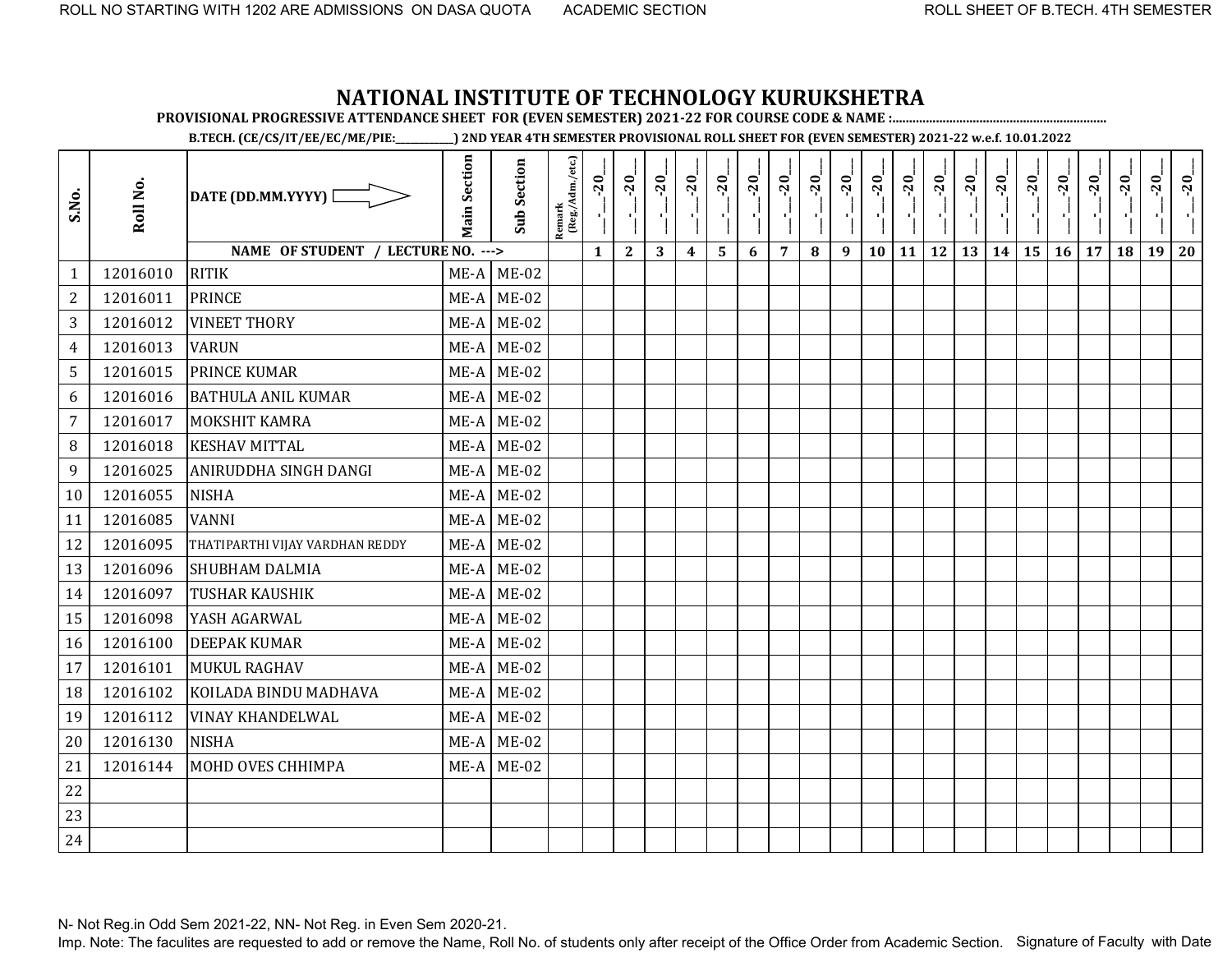ROLL NO STARTING WITH 1202 ARE ADMISSIONS ON DASA QUOTA ACADEMIC SECTION ROLL SHEET OF B.TECH. 4TH SEMESTER

# NATIONAL INSTITUTE OF TECHNOLOGY KURUKSHETRA

**PROVISIONAL PROGRESSIVE ATTENDANCE SHEET FOR (EVEN SEMESTER) 2021-22 FOR COURSE CODE & NAME :..............................................................**

**B.TECH. (CE/CS/IT/EE/EC/ME/PIE:___________) 2ND YEAR 4TH SEMESTER PROVISIONAL ROLL SHEET FOR (EVEN SEMESTER) 2021-22 w.e.f. 10.01.2022**

| S.No. | Roll No. | DATE (DD.MM.YYYY) ⇨ | Main Section | Sub Section | Remark (Reg./Adm./etc.) | __-__-20__ | __-__-20__ | __-__-20__ | __-__-20__ | __-__-20__ | __-__-20__ | __-__-20__ | __-__-20__ | __-__-20__ | __-__-20__ | __-__-20__ | __-__-20__ | __-__-20__ | __-__-20__ | __-__-20__ | __-__-20__ | __-__-20__ | __-__-20__ | __-__-20__ | __-__-20__ |
|---|---|---|---|---|---|---|---|---|---|---|---|---|---|---|---|---|---|---|---|---|---|---|---|---|---|
| | | NAME OF STUDENT / LECTURE NO. ---> | | | | 1 | 2 | 3 | 4 | 5 | 6 | 7 | 8 | 9 | 10 | 11 | 12 | 13 | 14 | 15 | 16 | 17 | 18 | 19 | 20 |
| 1 | 12016010 | RITIK | ME-A | ME-02 | | | | | | | | | | | | | | | | | | | | | |
| 2 | 12016011 | PRINCE | ME-A | ME-02 | | | | | | | | | | | | | | | | | | | | | |
| 3 | 12016012 | VINEET THORY | ME-A | ME-02 | | | | | | | | | | | | | | | | | | | | | |
| 4 | 12016013 | VARUN | ME-A | ME-02 | | | | | | | | | | | | | | | | | | | | | |
| 5 | 12016015 | PRINCE KUMAR | ME-A | ME-02 | | | | | | | | | | | | | | | | | | | | | |
| 6 | 12016016 | BATHULA ANIL KUMAR | ME-A | ME-02 | | | | | | | | | | | | | | | | | | | | | |
| 7 | 12016017 | MOKSHIT KAMRA | ME-A | ME-02 | | | | | | | | | | | | | | | | | | | | | |
| 8 | 12016018 | KESHAV MITTAL | ME-A | ME-02 | | | | | | | | | | | | | | | | | | | | | |
| 9 | 12016025 | ANIRUDDHA SINGH DANGI | ME-A | ME-02 | | | | | | | | | | | | | | | | | | | | | |
| 10 | 12016055 | NISHA | ME-A | ME-02 | | | | | | | | | | | | | | | | | | | | | |
| 11 | 12016085 | VANNI | ME-A | ME-02 | | | | | | | | | | | | | | | | | | | | | |
| 12 | 12016095 | THATIPARTHI VIJAY VARDHAN REDDY | ME-A | ME-02 | | | | | | | | | | | | | | | | | | | | | |
| 13 | 12016096 | SHUBHAM DALMIA | ME-A | ME-02 | | | | | | | | | | | | | | | | | | | | | |
| 14 | 12016097 | TUSHAR KAUSHIK | ME-A | ME-02 | | | | | | | | | | | | | | | | | | | | | |
| 15 | 12016098 | YASH AGARWAL | ME-A | ME-02 | | | | | | | | | | | | | | | | | | | | | |
| 16 | 12016100 | DEEPAK KUMAR | ME-A | ME-02 | | | | | | | | | | | | | | | | | | | | | |
| 17 | 12016101 | MUKUL RAGHAV | ME-A | ME-02 | | | | | | | | | | | | | | | | | | | | | |
| 18 | 12016102 | KOILADA BINDU MADHAVA | ME-A | ME-02 | | | | | | | | | | | | | | | | | | | | | |
| 19 | 12016112 | VINAY KHANDELWAL | ME-A | ME-02 | | | | | | | | | | | | | | | | | | | | | |
| 20 | 12016130 | NISHA | ME-A | ME-02 | | | | | | | | | | | | | | | | | | | | | |
| 21 | 12016144 | MOHD OVES CHHIMPA | ME-A | ME-02 | | | | | | | | | | | | | | | | | | | | | |
| 22 | | | | | | | | | | | | | | | | | | | | | | | | | |
| 23 | | | | | | | | | | | | | | | | | | | | | | | | | |
| 24 | | | | | | | | | | | | | | | | | | | | | | | | | |

N- Not Reg.in Odd Sem 2021-22, NN- Not Reg. in Even Sem 2020-21.

Imp. Note: The faculites are requested to add or remove the Name, Roll No. of students only after receipt of the Office Order from Academic Section. Signature of Faculty with Date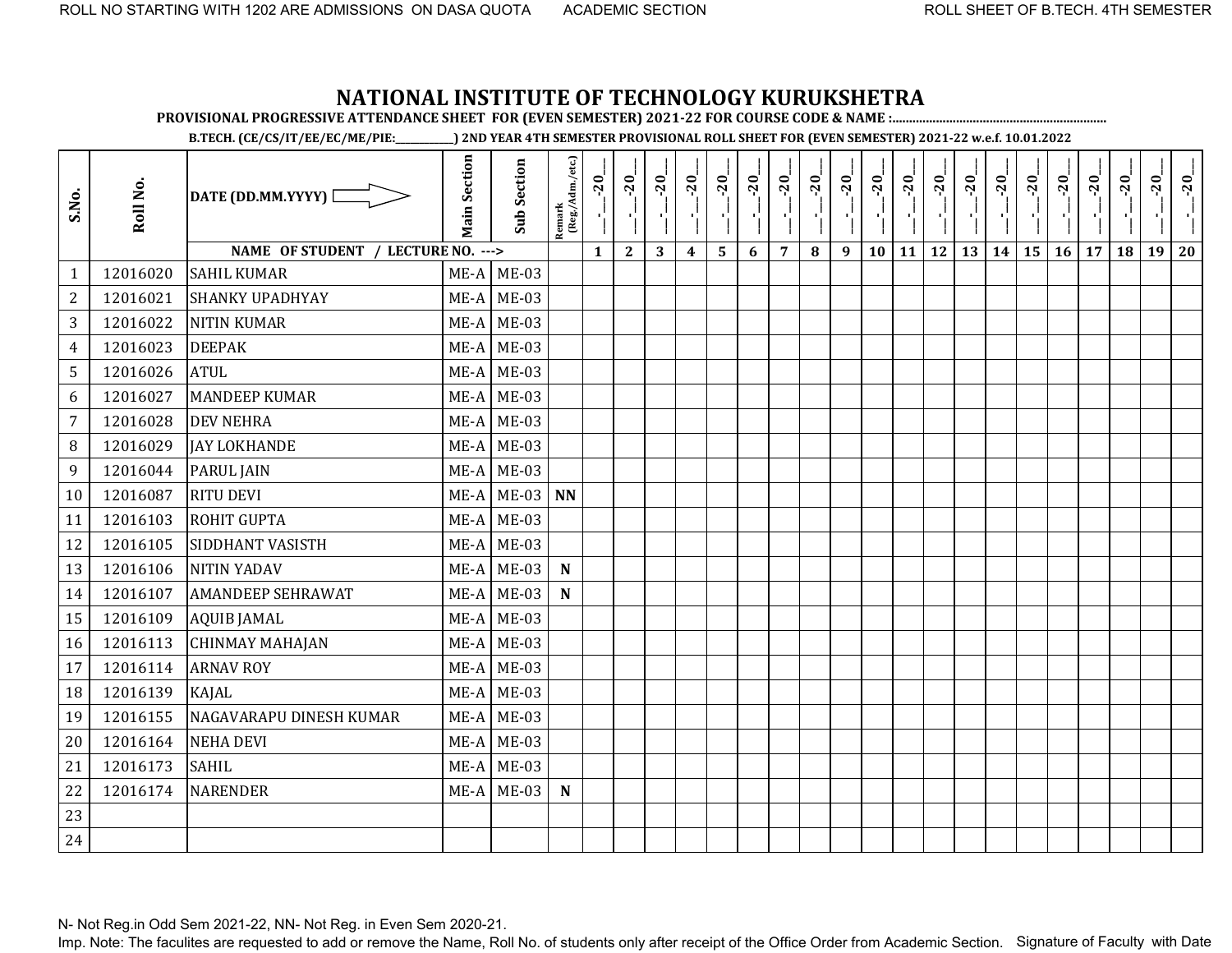ROLL NO STARTING WITH 1202 ARE ADMISSIONS ON DASA QUOTA ACADEMIC SECTION ROLL SHEET OF B.TECH. 4TH SEMESTER

# NATIONAL INSTITUTE OF TECHNOLOGY KURUKSHETRA

**PROVISIONAL PROGRESSIVE ATTENDANCE SHEET FOR (EVEN SEMESTER) 2021-22 FOR COURSE CODE & NAME :..............................................................**

**B.TECH. (CE/CS/IT/EE/EC/ME/PIE:___________) 2ND YEAR 4TH SEMESTER PROVISIONAL ROLL SHEET FOR (EVEN SEMESTER) 2021-22 w.e.f. 10.01.2022**

| S.No. | Roll No. | DATE (DD.MM.YYYY) ⇨ | Main Section | Sub Section | Remark (Reg./Adm./etc.) | __-__-20__ | __-__-20__ | __-__-20__ | __-__-20__ | __-__-20__ | __-__-20__ | __-__-20__ | __-__-20__ | __-__-20__ | __-__-20__ | __-__-20__ | __-__-20__ | __-__-20__ | __-__-20__ | __-__-20__ | __-__-20__ | __-__-20__ | __-__-20__ | __-__-20__ | __-__-20__ |
|---|---|---|---|---|---|---|---|---|---|---|---|---|---|---|---|---|---|---|---|---|---|---|---|---|---|
| | | NAME OF STUDENT / LECTURE NO. ---> | | | | 1 | 2 | 3 | 4 | 5 | 6 | 7 | 8 | 9 | 10 | 11 | 12 | 13 | 14 | 15 | 16 | 17 | 18 | 19 | 20 |
| 1 | 12016020 | SAHIL KUMAR | ME-A | ME-03 | | | | | | | | | | | | | | | | | | | | | |
| 2 | 12016021 | SHANKY UPADHYAY | ME-A | ME-03 | | | | | | | | | | | | | | | | | | | | | |
| 3 | 12016022 | NITIN KUMAR | ME-A | ME-03 | | | | | | | | | | | | | | | | | | | | | |
| 4 | 12016023 | DEEPAK | ME-A | ME-03 | | | | | | | | | | | | | | | | | | | | | |
| 5 | 12016026 | ATUL | ME-A | ME-03 | | | | | | | | | | | | | | | | | | | | | |
| 6 | 12016027 | MANDEEP KUMAR | ME-A | ME-03 | | | | | | | | | | | | | | | | | | | | | |
| 7 | 12016028 | DEV NEHRA | ME-A | ME-03 | | | | | | | | | | | | | | | | | | | | | |
| 8 | 12016029 | JAY LOKHANDE | ME-A | ME-03 | | | | | | | | | | | | | | | | | | | | | |
| 9 | 12016044 | PARUL JAIN | ME-A | ME-03 | | | | | | | | | | | | | | | | | | | | | |
| 10 | 12016087 | RITU DEVI | ME-A | ME-03 | NN | | | | | | | | | | | | | | | | | | | | |
| 11 | 12016103 | ROHIT GUPTA | ME-A | ME-03 | | | | | | | | | | | | | | | | | | | | | |
| 12 | 12016105 | SIDDHANT VASISTH | ME-A | ME-03 | | | | | | | | | | | | | | | | | | | | | |
| 13 | 12016106 | NITIN YADAV | ME-A | ME-03 | N | | | | | | | | | | | | | | | | | | | | |
| 14 | 12016107 | AMANDEEP SEHRAWAT | ME-A | ME-03 | N | | | | | | | | | | | | | | | | | | | | |
| 15 | 12016109 | AQUIB JAMAL | ME-A | ME-03 | | | | | | | | | | | | | | | | | | | | | |
| 16 | 12016113 | CHINMAY MAHAJAN | ME-A | ME-03 | | | | | | | | | | | | | | | | | | | | | |
| 17 | 12016114 | ARNAV ROY | ME-A | ME-03 | | | | | | | | | | | | | | | | | | | | | |
| 18 | 12016139 | KAJAL | ME-A | ME-03 | | | | | | | | | | | | | | | | | | | | | |
| 19 | 12016155 | NAGAVARAPU DINESH KUMAR | ME-A | ME-03 | | | | | | | | | | | | | | | | | | | | | |
| 20 | 12016164 | NEHA DEVI | ME-A | ME-03 | | | | | | | | | | | | | | | | | | | | | |
| 21 | 12016173 | SAHIL | ME-A | ME-03 | | | | | | | | | | | | | | | | | | | | | |
| 22 | 12016174 | NARENDER | ME-A | ME-03 | N | | | | | | | | | | | | | | | | | | | | |
| 23 | | | | | | | | | | | | | | | | | | | | | | | | | |
| 24 | | | | | | | | | | | | | | | | | | | | | | | | | |

N- Not Reg.in Odd Sem 2021-22, NN- Not Reg. in Even Sem 2020-21.

Imp. Note: The faculites are requested to add or remove the Name, Roll No. of students only after receipt of the Office Order from Academic Section. Signature of Faculty with Date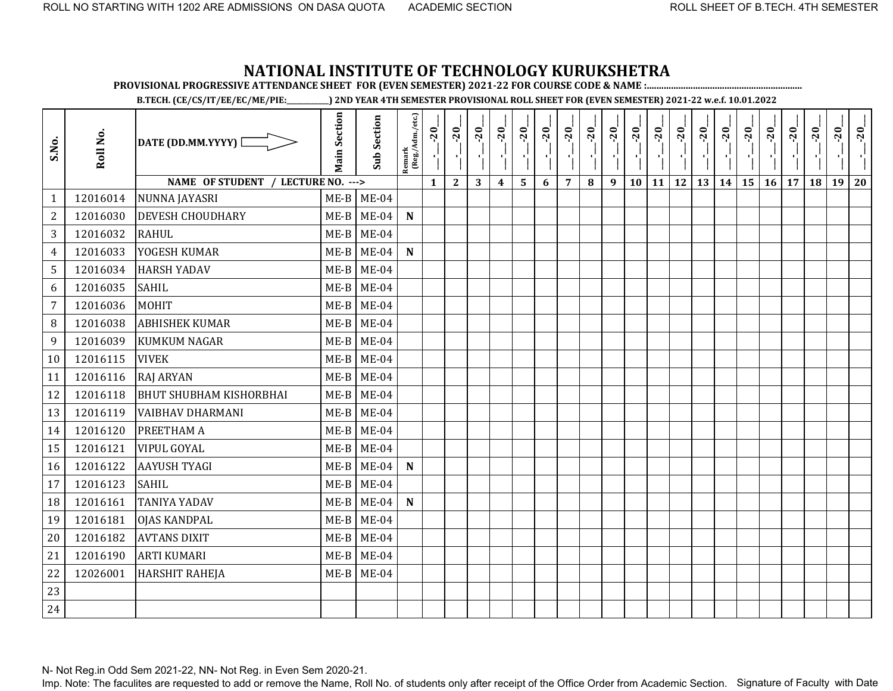ROLL NO STARTING WITH 1202 ARE ADMISSIONS ON DASA QUOTA ACADEMIC SECTION ROLL SHEET OF B.TECH. 4TH SEMESTER

# NATIONAL INSTITUTE OF TECHNOLOGY KURUKSHETRA

**PROVISIONAL PROGRESSIVE ATTENDANCE SHEET FOR (EVEN SEMESTER) 2021-22 FOR COURSE CODE & NAME :...............................................................**

**B.TECH. (CE/CS/IT/EE/EC/ME/PIE:__________) 2ND YEAR 4TH SEMESTER PROVISIONAL ROLL SHEET FOR (EVEN SEMESTER) 2021-22 w.e.f. 10.01.2022**

| S.No. | Roll No. | DATE (DD.MM.YYYY) ⇨ | Main Section | Sub Section | Remark (Reg./Adm./etc.) | __-__-20__ | __-__-20__ | __-__-20__ | __-__-20__ | __-__-20__ | __-__-20__ | __-__-20__ | __-__-20__ | __-__-20__ | __-__-20__ | __-__-20__ | __-__-20__ | __-__-20__ | __-__-20__ | __-__-20__ | __-__-20__ | __-__-20__ | __-__-20__ | __-__-20__ | __-__-20__ |
|---|---|---|---|---|---|---|---|---|---|---|---|---|---|---|---|---|---|---|---|---|---|---|---|---|---|
| | | NAME OF STUDENT / LECTURE NO. ---> | | | | 1 | 2 | 3 | 4 | 5 | 6 | 7 | 8 | 9 | 10 | 11 | 12 | 13 | 14 | 15 | 16 | 17 | 18 | 19 | 20 |
| 1 | 12016014 | NUNNA JAYASRI | ME-B | ME-04 | | | | | | | | | | | | | | | | | | | | | |
| 2 | 12016030 | DEVESH CHOUDHARY | ME-B | ME-04 | N | | | | | | | | | | | | | | | | | | | | |
| 3 | 12016032 | RAHUL | ME-B | ME-04 | | | | | | | | | | | | | | | | | | | | | |
| 4 | 12016033 | YOGESH KUMAR | ME-B | ME-04 | N | | | | | | | | | | | | | | | | | | | | |
| 5 | 12016034 | HARSH YADAV | ME-B | ME-04 | | | | | | | | | | | | | | | | | | | | | |
| 6 | 12016035 | SAHIL | ME-B | ME-04 | | | | | | | | | | | | | | | | | | | | | |
| 7 | 12016036 | MOHIT | ME-B | ME-04 | | | | | | | | | | | | | | | | | | | | | |
| 8 | 12016038 | ABHISHEK KUMAR | ME-B | ME-04 | | | | | | | | | | | | | | | | | | | | | |
| 9 | 12016039 | KUMKUM NAGAR | ME-B | ME-04 | | | | | | | | | | | | | | | | | | | | | |
| 10 | 12016115 | VIVEK | ME-B | ME-04 | | | | | | | | | | | | | | | | | | | | | |
| 11 | 12016116 | RAJ ARYAN | ME-B | ME-04 | | | | | | | | | | | | | | | | | | | | | |
| 12 | 12016118 | BHUT SHUBHAM KISHORBHAI | ME-B | ME-04 | | | | | | | | | | | | | | | | | | | | | |
| 13 | 12016119 | VAIBHAV DHARMANI | ME-B | ME-04 | | | | | | | | | | | | | | | | | | | | | |
| 14 | 12016120 | PREETHAM A | ME-B | ME-04 | | | | | | | | | | | | | | | | | | | | | |
| 15 | 12016121 | VIPUL GOYAL | ME-B | ME-04 | | | | | | | | | | | | | | | | | | | | | |
| 16 | 12016122 | AAYUSH TYAGI | ME-B | ME-04 | N | | | | | | | | | | | | | | | | | | | | |
| 17 | 12016123 | SAHIL | ME-B | ME-04 | | | | | | | | | | | | | | | | | | | | | |
| 18 | 12016161 | TANIYA YADAV | ME-B | ME-04 | N | | | | | | | | | | | | | | | | | | | | |
| 19 | 12016181 | OJAS KANDPAL | ME-B | ME-04 | | | | | | | | | | | | | | | | | | | | | |
| 20 | 12016182 | AVTANS DIXIT | ME-B | ME-04 | | | | | | | | | | | | | | | | | | | | | |
| 21 | 12016190 | ARTI KUMARI | ME-B | ME-04 | | | | | | | | | | | | | | | | | | | | | |
| 22 | 12026001 | HARSHIT RAHEJA | ME-B | ME-04 | | | | | | | | | | | | | | | | | | | | | |
| 23 | | | | | | | | | | | | | | | | | | | | | | | | | |
| 24 | | | | | | | | | | | | | | | | | | | | | | | | | |

N- Not Reg.in Odd Sem 2021-22, NN- Not Reg. in Even Sem 2020-21.

Imp. Note: The faculites are requested to add or remove the Name, Roll No. of students only after receipt of the Office Order from Academic Section. Signature of Faculty with Date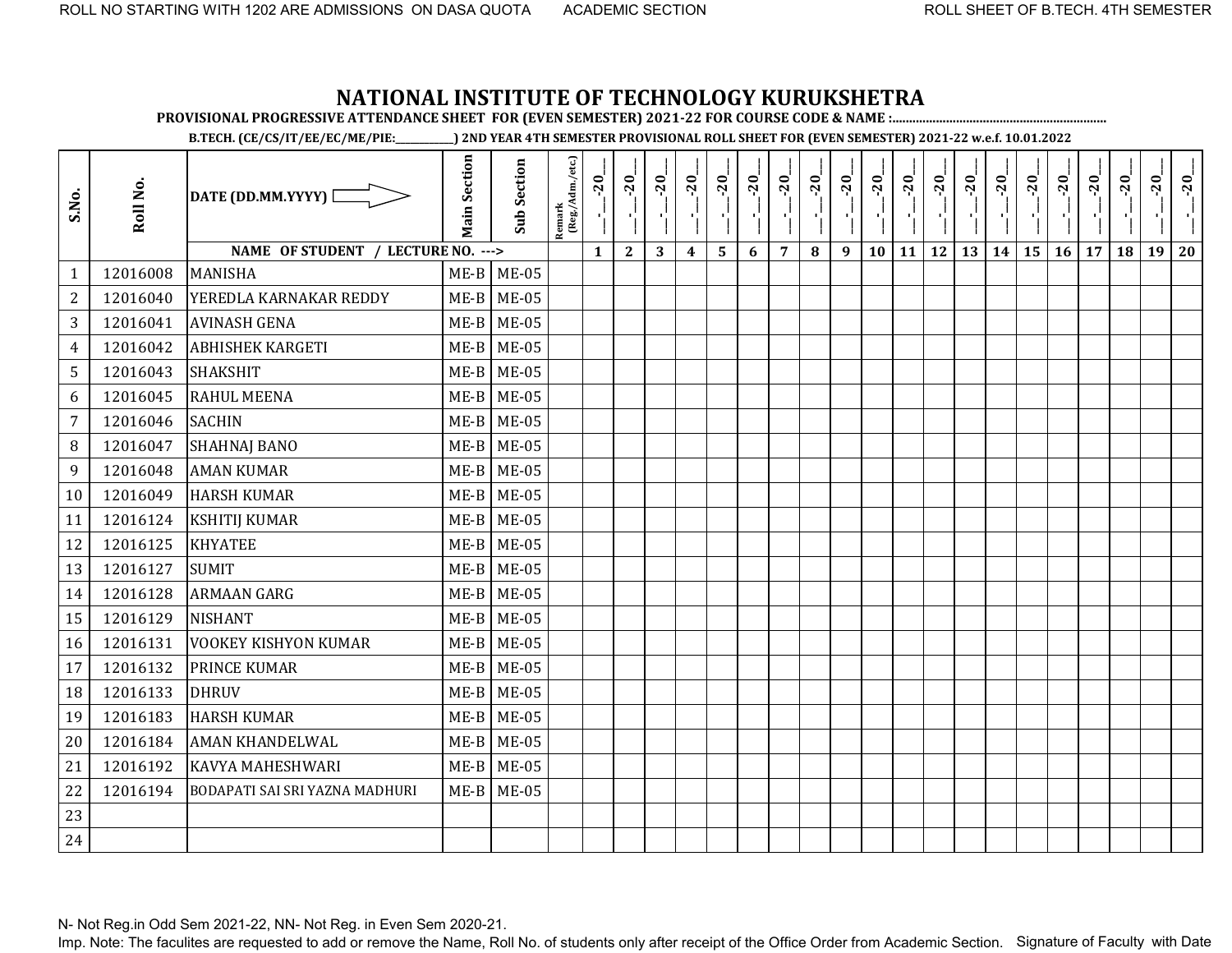# NATIONAL INSTITUTE OF TECHNOLOGY KURUKSHETRA

**PROVISIONAL PROGRESSIVE ATTENDANCE SHEET FOR (EVEN SEMESTER) 2021-22 FOR COURSE CODE & NAME :...............................................................**

**B.TECH. (CE/CS/IT/EE/EC/ME/PIE:___________) 2ND YEAR 4TH SEMESTER PROVISIONAL ROLL SHEET FOR (EVEN SEMESTER) 2021-22 w.e.f. 10.01.2022**

| S.No. | Roll No. | DATE (DD.MM.YYYY) ⇨ | Main Section | Sub Section | Remark (Reg./Adm./etc.) | __-__-20__ | __-__-20__ | __-__-20__ | __-__-20__ | __-__-20__ | __-__-20__ | __-__-20__ | __-__-20__ | __-__-20__ | __-__-20__ | __-__-20__ | __-__-20__ | __-__-20__ | __-__-20__ | __-__-20__ | __-__-20__ | __-__-20__ | __-__-20__ | __-__-20__ | __-__-20__ |
|---|---|---|---|---|---|---|---|---|---|---|---|---|---|---|---|---|---|---|---|---|---|---|---|---|---|
| | | **NAME OF STUDENT / LECTURE NO. --->** | | | | **1** | **2** | **3** | **4** | **5** | **6** | **7** | **8** | **9** | **10** | **11** | **12** | **13** | **14** | **15** | **16** | **17** | **18** | **19** | **20** |
| 1 | 12016008 | MANISHA | ME-B | ME-05 | | | | | | | | | | | | | | | | | | | | | |
| 2 | 12016040 | YEREDLA KARNAKAR REDDY | ME-B | ME-05 | | | | | | | | | | | | | | | | | | | | | |
| 3 | 12016041 | AVINASH GENA | ME-B | ME-05 | | | | | | | | | | | | | | | | | | | | | |
| 4 | 12016042 | ABHISHEK KARGETI | ME-B | ME-05 | | | | | | | | | | | | | | | | | | | | | |
| 5 | 12016043 | SHAKSHIT | ME-B | ME-05 | | | | | | | | | | | | | | | | | | | | | |
| 6 | 12016045 | RAHUL MEENA | ME-B | ME-05 | | | | | | | | | | | | | | | | | | | | | |
| 7 | 12016046 | SACHIN | ME-B | ME-05 | | | | | | | | | | | | | | | | | | | | | |
| 8 | 12016047 | SHAHNAJ BANO | ME-B | ME-05 | | | | | | | | | | | | | | | | | | | | | |
| 9 | 12016048 | AMAN KUMAR | ME-B | ME-05 | | | | | | | | | | | | | | | | | | | | | |
| 10 | 12016049 | HARSH KUMAR | ME-B | ME-05 | | | | | | | | | | | | | | | | | | | | | |
| 11 | 12016124 | KSHITIJ KUMAR | ME-B | ME-05 | | | | | | | | | | | | | | | | | | | | | |
| 12 | 12016125 | KHYATEE | ME-B | ME-05 | | | | | | | | | | | | | | | | | | | | | |
| 13 | 12016127 | SUMIT | ME-B | ME-05 | | | | | | | | | | | | | | | | | | | | | |
| 14 | 12016128 | ARMAAN GARG | ME-B | ME-05 | | | | | | | | | | | | | | | | | | | | | |
| 15 | 12016129 | NISHANT | ME-B | ME-05 | | | | | | | | | | | | | | | | | | | | | |
| 16 | 12016131 | VOOKEY KISHYON KUMAR | ME-B | ME-05 | | | | | | | | | | | | | | | | | | | | | |
| 17 | 12016132 | PRINCE KUMAR | ME-B | ME-05 | | | | | | | | | | | | | | | | | | | | | |
| 18 | 12016133 | DHRUV | ME-B | ME-05 | | | | | | | | | | | | | | | | | | | | | |
| 19 | 12016183 | HARSH KUMAR | ME-B | ME-05 | | | | | | | | | | | | | | | | | | | | | |
| 20 | 12016184 | AMAN KHANDELWAL | ME-B | ME-05 | | | | | | | | | | | | | | | | | | | | | |
| 21 | 12016192 | KAVYA MAHESHWARI | ME-B | ME-05 | | | | | | | | | | | | | | | | | | | | | |
| 22 | 12016194 | BODAPATI SAI SRI YAZNA MADHURI | ME-B | ME-05 | | | | | | | | | | | | | | | | | | | | | |
| 23 | | | | | | | | | | | | | | | | | | | | | | | | | |
| 24 | | | | | | | | | | | | | | | | | | | | | | | | | |

N- Not Reg.in Odd Sem 2021-22, NN- Not Reg. in Even Sem 2020-21.

Imp. Note: The faculites are requested to add or remove the Name, Roll No. of students only after receipt of the Office Order from Academic Section. Signature of Faculty with Date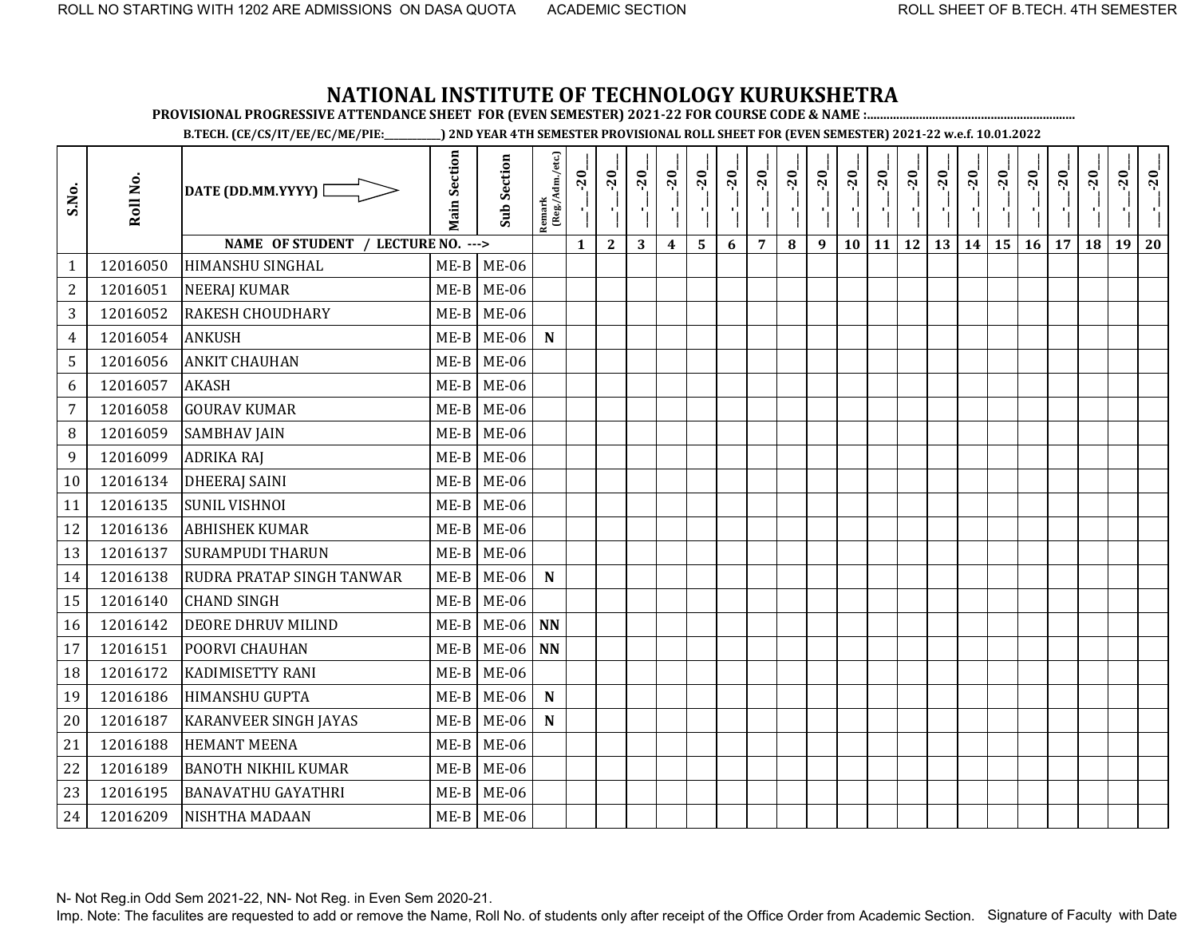ROLL NO STARTING WITH 1202 ARE ADMISSIONS ON DASA QUOTA ACADEMIC SECTION ROLL SHEET OF B.TECH. 4TH SEMESTER

# NATIONAL INSTITUTE OF TECHNOLOGY KURUKSHETRA

**PROVISIONAL PROGRESSIVE ATTENDANCE SHEET FOR (EVEN SEMESTER) 2021-22 FOR COURSE CODE & NAME :..............................................................**

**B.TECH. (CE/CS/IT/EE/EC/ME/PIE:___________) 2ND YEAR 4TH SEMESTER PROVISIONAL ROLL SHEET FOR (EVEN SEMESTER) 2021-22 w.e.f. 10.01.2022**

| S.No. | Roll No. | DATE (DD.MM.YYYY) ⇨ | Main Section | Sub Section | Remark (Reg./Adm./etc.) | __-__-20__ | __-__-20__ | __-__-20__ | __-__-20__ | __-__-20__ | __-__-20__ | __-__-20__ | __-__-20__ | __-__-20__ | __-__-20__ | __-__-20__ | __-__-20__ | __-__-20__ | __-__-20__ | __-__-20__ | __-__-20__ | __-__-20__ | __-__-20__ | __-__-20__ | __-__-20__ |
|---|---|---|---|---|---|---|---|---|---|---|---|---|---|---|---|---|---|---|---|---|---|---|---|---|---|
| | | NAME OF STUDENT / LECTURE NO. ---> | | | | 1 | 2 | 3 | 4 | 5 | 6 | 7 | 8 | 9 | 10 | 11 | 12 | 13 | 14 | 15 | 16 | 17 | 18 | 19 | 20 |
| 1 | 12016050 | HIMANSHU SINGHAL | ME-B | ME-06 | | | | | | | | | | | | | | | | | | | | | |
| 2 | 12016051 | NEERAJ KUMAR | ME-B | ME-06 | | | | | | | | | | | | | | | | | | | | | |
| 3 | 12016052 | RAKESH CHOUDHARY | ME-B | ME-06 | | | | | | | | | | | | | | | | | | | | | |
| 4 | 12016054 | ANKUSH | ME-B | ME-06 | N | | | | | | | | | | | | | | | | | | | | |
| 5 | 12016056 | ANKIT CHAUHAN | ME-B | ME-06 | | | | | | | | | | | | | | | | | | | | | |
| 6 | 12016057 | AKASH | ME-B | ME-06 | | | | | | | | | | | | | | | | | | | | | |
| 7 | 12016058 | GOURAV KUMAR | ME-B | ME-06 | | | | | | | | | | | | | | | | | | | | | |
| 8 | 12016059 | SAMBHAV JAIN | ME-B | ME-06 | | | | | | | | | | | | | | | | | | | | | |
| 9 | 12016099 | ADRIKA RAJ | ME-B | ME-06 | | | | | | | | | | | | | | | | | | | | | |
| 10 | 12016134 | DHEERAJ SAINI | ME-B | ME-06 | | | | | | | | | | | | | | | | | | | | | |
| 11 | 12016135 | SUNIL VISHNOI | ME-B | ME-06 | | | | | | | | | | | | | | | | | | | | | |
| 12 | 12016136 | ABHISHEK KUMAR | ME-B | ME-06 | | | | | | | | | | | | | | | | | | | | | |
| 13 | 12016137 | SURAMPUDI THARUN | ME-B | ME-06 | | | | | | | | | | | | | | | | | | | | | |
| 14 | 12016138 | RUDRA PRATAP SINGH TANWAR | ME-B | ME-06 | N | | | | | | | | | | | | | | | | | | | | |
| 15 | 12016140 | CHAND SINGH | ME-B | ME-06 | | | | | | | | | | | | | | | | | | | | | |
| 16 | 12016142 | DEORE DHRUV MILIND | ME-B | ME-06 | NN | | | | | | | | | | | | | | | | | | | | |
| 17 | 12016151 | POORVI CHAUHAN | ME-B | ME-06 | NN | | | | | | | | | | | | | | | | | | | | |
| 18 | 12016172 | KADIMISETTY RANI | ME-B | ME-06 | | | | | | | | | | | | | | | | | | | | | |
| 19 | 12016186 | HIMANSHU GUPTA | ME-B | ME-06 | N | | | | | | | | | | | | | | | | | | | | |
| 20 | 12016187 | KARANVEER SINGH JAYAS | ME-B | ME-06 | N | | | | | | | | | | | | | | | | | | | | |
| 21 | 12016188 | HEMANT MEENA | ME-B | ME-06 | | | | | | | | | | | | | | | | | | | | | |
| 22 | 12016189 | BANOTH NIKHIL KUMAR | ME-B | ME-06 | | | | | | | | | | | | | | | | | | | | | |
| 23 | 12016195 | BANAVATHU GAYATHRI | ME-B | ME-06 | | | | | | | | | | | | | | | | | | | | | |
| 24 | 12016209 | NISHTHA MADAAN | ME-B | ME-06 | | | | | | | | | | | | | | | | | | | | | |

N- Not Reg.in Odd Sem 2021-22, NN- Not Reg. in Even Sem 2020-21.

Imp. Note: The faculites are requested to add or remove the Name, Roll No. of students only after receipt of the Office Order from Academic Section. Signature of Faculty with Date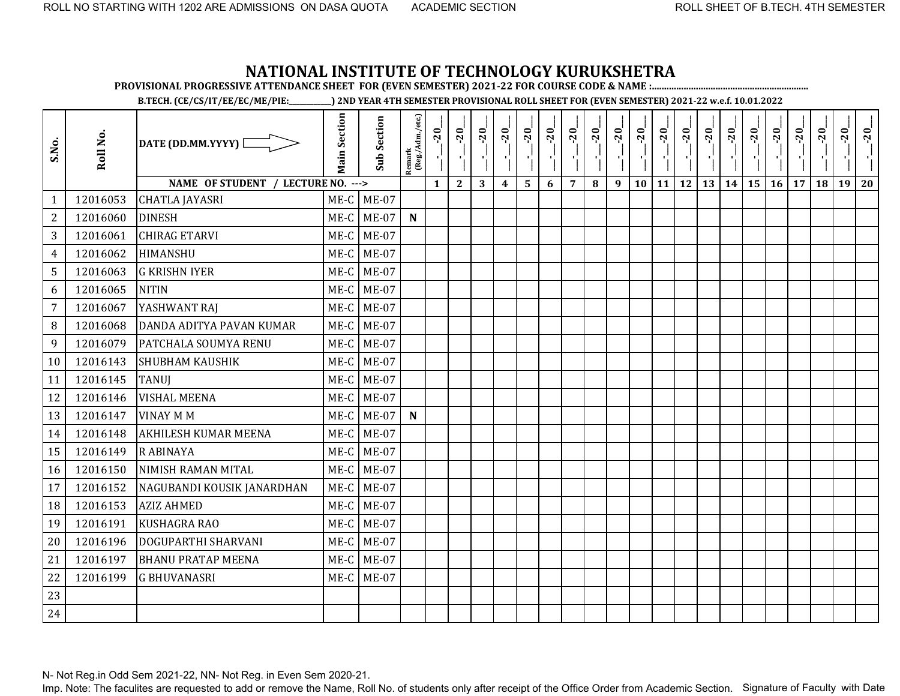ROLL NO STARTING WITH 1202 ARE ADMISSIONS ON DASA QUOTA ACADEMIC SECTION ROLL SHEET OF B.TECH. 4TH SEMESTER

# NATIONAL INSTITUTE OF TECHNOLOGY KURUKSHETRA

**PROVISIONAL PROGRESSIVE ATTENDANCE SHEET FOR (EVEN SEMESTER) 2021-22 FOR COURSE CODE & NAME :..............................................................**

**B.TECH. (CE/CS/IT/EE/EC/ME/PIE:___________) 2ND YEAR 4TH SEMESTER PROVISIONAL ROLL SHEET FOR (EVEN SEMESTER) 2021-22 w.e.f. 10.01.2022**

| S.No. | Roll No. | DATE (DD.MM.YYYY) ⇨ | Main Section | Sub Section | Remark (Reg./Adm./etc.) | __-__-20__ | __-__-20__ | __-__-20__ | __-__-20__ | __-__-20__ | __-__-20__ | __-__-20__ | __-__-20__ | __-__-20__ | __-__-20__ | __-__-20__ | __-__-20__ | __-__-20__ | __-__-20__ | __-__-20__ | __-__-20__ | __-__-20__ | __-__-20__ | __-__-20__ | __-__-20__ |
|---|---|---|---|---|---|---|---|---|---|---|---|---|---|---|---|---|---|---|---|---|---|---|---|---|---|
| | | NAME OF STUDENT / LECTURE NO. ---> | | | | 1 | 2 | 3 | 4 | 5 | 6 | 7 | 8 | 9 | 10 | 11 | 12 | 13 | 14 | 15 | 16 | 17 | 18 | 19 | 20 |
| 1 | 12016053 | CHATLA JAYASRI | ME-C | ME-07 | | | | | | | | | | | | | | | | | | | | | |
| 2 | 12016060 | DINESH | ME-C | ME-07 | N | | | | | | | | | | | | | | | | | | | | |
| 3 | 12016061 | CHIRAG ETARVI | ME-C | ME-07 | | | | | | | | | | | | | | | | | | | | | |
| 4 | 12016062 | HIMANSHU | ME-C | ME-07 | | | | | | | | | | | | | | | | | | | | | |
| 5 | 12016063 | G KRISHN IYER | ME-C | ME-07 | | | | | | | | | | | | | | | | | | | | | |
| 6 | 12016065 | NITIN | ME-C | ME-07 | | | | | | | | | | | | | | | | | | | | | |
| 7 | 12016067 | YASHWANT RAJ | ME-C | ME-07 | | | | | | | | | | | | | | | | | | | | | |
| 8 | 12016068 | DANDA ADITYA PAVAN KUMAR | ME-C | ME-07 | | | | | | | | | | | | | | | | | | | | | |
| 9 | 12016079 | PATCHALA SOUMYA RENU | ME-C | ME-07 | | | | | | | | | | | | | | | | | | | | | |
| 10 | 12016143 | SHUBHAM KAUSHIK | ME-C | ME-07 | | | | | | | | | | | | | | | | | | | | | |
| 11 | 12016145 | TANUJ | ME-C | ME-07 | | | | | | | | | | | | | | | | | | | | | |
| 12 | 12016146 | VISHAL MEENA | ME-C | ME-07 | | | | | | | | | | | | | | | | | | | | | |
| 13 | 12016147 | VINAY M M | ME-C | ME-07 | N | | | | | | | | | | | | | | | | | | | | |
| 14 | 12016148 | AKHILESH KUMAR MEENA | ME-C | ME-07 | | | | | | | | | | | | | | | | | | | | | |
| 15 | 12016149 | R ABINAYA | ME-C | ME-07 | | | | | | | | | | | | | | | | | | | | | |
| 16 | 12016150 | NIMISH RAMAN MITAL | ME-C | ME-07 | | | | | | | | | | | | | | | | | | | | | |
| 17 | 12016152 | NAGUBANDI KOUSIK JANARDHAN | ME-C | ME-07 | | | | | | | | | | | | | | | | | | | | | |
| 18 | 12016153 | AZIZ AHMED | ME-C | ME-07 | | | | | | | | | | | | | | | | | | | | | |
| 19 | 12016191 | KUSHAGRA RAO | ME-C | ME-07 | | | | | | | | | | | | | | | | | | | | | |
| 20 | 12016196 | DOGUPARTHI SHARVANI | ME-C | ME-07 | | | | | | | | | | | | | | | | | | | | | |
| 21 | 12016197 | BHANU PRATAP MEENA | ME-C | ME-07 | | | | | | | | | | | | | | | | | | | | | |
| 22 | 12016199 | G BHUVANASRI | ME-C | ME-07 | | | | | | | | | | | | | | | | | | | | | |
| 23 | | | | | | | | | | | | | | | | | | | | | | | | | |
| 24 | | | | | | | | | | | | | | | | | | | | | | | | | |

N- Not Reg.in Odd Sem 2021-22, NN- Not Reg. in Even Sem 2020-21.

Imp. Note: The faculites are requested to add or remove the Name, Roll No. of students only after receipt of the Office Order from Academic Section. Signature of Faculty with Date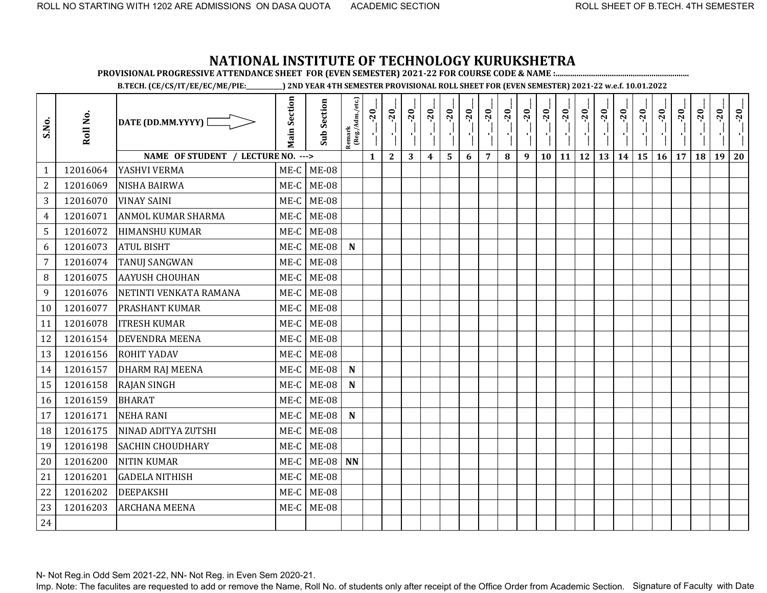# NATIONAL INSTITUTE OF TECHNOLOGY KURUKSHETRA

**PROVISIONAL PROGRESSIVE ATTENDANCE SHEET FOR (EVEN SEMESTER) 2021-22 FOR COURSE CODE & NAME :...............................................................**

**B.TECH. (CE/CS/IT/EE/EC/ME/PIE:___________) 2ND YEAR 4TH SEMESTER PROVISIONAL ROLL SHEET FOR (EVEN SEMESTER) 2021-22 w.e.f. 10.01.2022**

| S.No. | Roll No. | DATE (DD.MM.YYYY) ⇨ | Main Section | Sub Section | Remark (Reg./Adm./etc.) | __-__-20__ | __-__-20__ | __-__-20__ | __-__-20__ | __-__-20__ | __-__-20__ | __-__-20__ | __-__-20__ | __-__-20__ | __-__-20__ | __-__-20__ | __-__-20__ | __-__-20__ | __-__-20__ | __-__-20__ | __-__-20__ | __-__-20__ | __-__-20__ | __-__-20__ | __-__-20__ |
|---|---|---|---|---|---|---|---|---|---|---|---|---|---|---|---|---|---|---|---|---|---|---|---|---|---|
| | | **NAME OF STUDENT / LECTURE NO. --->** | | | | **1** | **2** | **3** | **4** | **5** | **6** | **7** | **8** | **9** | **10** | **11** | **12** | **13** | **14** | **15** | **16** | **17** | **18** | **19** | **20** |
| 1 | 12016064 | YASHVI VERMA | ME-C | ME-08 | | | | | | | | | | | | | | | | | | | | | |
| 2 | 12016069 | NISHA BAIRWA | ME-C | ME-08 | | | | | | | | | | | | | | | | | | | | | |
| 3 | 12016070 | VINAY SAINI | ME-C | ME-08 | | | | | | | | | | | | | | | | | | | | | |
| 4 | 12016071 | ANMOL KUMAR SHARMA | ME-C | ME-08 | | | | | | | | | | | | | | | | | | | | | |
| 5 | 12016072 | HIMANSHU KUMAR | ME-C | ME-08 | | | | | | | | | | | | | | | | | | | | | |
| 6 | 12016073 | ATUL BISHT | ME-C | ME-08 | **N** | | | | | | | | | | | | | | | | | | | | |
| 7 | 12016074 | TANUJ SANGWAN | ME-C | ME-08 | | | | | | | | | | | | | | | | | | | | | |
| 8 | 12016075 | AAYUSH CHOUHAN | ME-C | ME-08 | | | | | | | | | | | | | | | | | | | | | |
| 9 | 12016076 | NETINTI VENKATA RAMANA | ME-C | ME-08 | | | | | | | | | | | | | | | | | | | | | |
| 10 | 12016077 | PRASHANT KUMAR | ME-C | ME-08 | | | | | | | | | | | | | | | | | | | | | |
| 11 | 12016078 | ITRESH KUMAR | ME-C | ME-08 | | | | | | | | | | | | | | | | | | | | | |
| 12 | 12016154 | DEVENDRA MEENA | ME-C | ME-08 | | | | | | | | | | | | | | | | | | | | | |
| 13 | 12016156 | ROHIT YADAV | ME-C | ME-08 | | | | | | | | | | | | | | | | | | | | | |
| 14 | 12016157 | DHARM RAJ MEENA | ME-C | ME-08 | **N** | | | | | | | | | | | | | | | | | | | | |
| 15 | 12016158 | RAJAN SINGH | ME-C | ME-08 | **N** | | | | | | | | | | | | | | | | | | | | |
| 16 | 12016159 | BHARAT | ME-C | ME-08 | | | | | | | | | | | | | | | | | | | | | |
| 17 | 12016171 | NEHA RANI | ME-C | ME-08 | **N** | | | | | | | | | | | | | | | | | | | | |
| 18 | 12016175 | NINAD ADITYA ZUTSHI | ME-C | ME-08 | | | | | | | | | | | | | | | | | | | | | |
| 19 | 12016198 | SACHIN CHOUDHARY | ME-C | ME-08 | | | | | | | | | | | | | | | | | | | | | |
| 20 | 12016200 | NITIN KUMAR | ME-C | ME-08 | **NN** | | | | | | | | | | | | | | | | | | | | |
| 21 | 12016201 | GADELA NITHISH | ME-C | ME-08 | | | | | | | | | | | | | | | | | | | | | |
| 22 | 12016202 | DEEPAKSHI | ME-C | ME-08 | | | | | | | | | | | | | | | | | | | | | |
| 23 | 12016203 | ARCHANA MEENA | ME-C | ME-08 | | | | | | | | | | | | | | | | | | | | | |
| 24 | | | | | | | | | | | | | | | | | | | | | | | | | |

N- Not Reg.in Odd Sem 2021-22, NN- Not Reg. in Even Sem 2020-21.

Imp. Note: The faculites are requested to add or remove the Name, Roll No. of students only after receipt of the Office Order from Academic Section.

Signature of Faculty with Date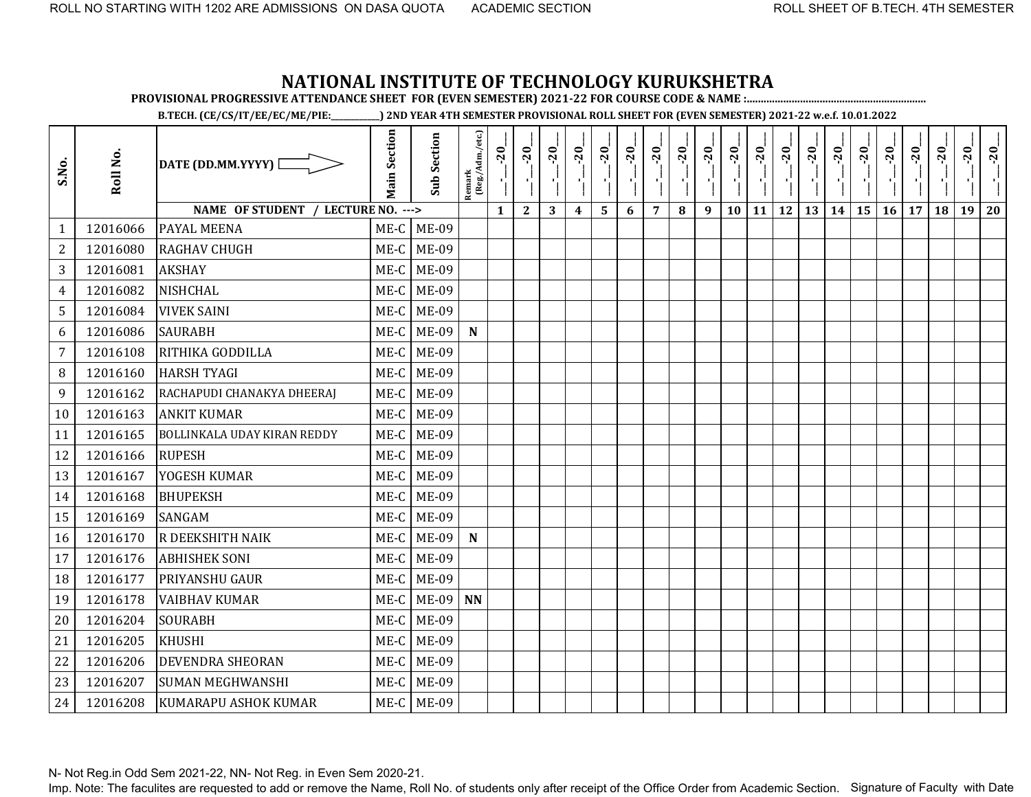# NATIONAL INSTITUTE OF TECHNOLOGY KURUKSHETRA

**PROVISIONAL PROGRESSIVE ATTENDANCE SHEET FOR (EVEN SEMESTER) 2021-22 FOR COURSE CODE & NAME :...............................................................**

**B.TECH. (CE/CS/IT/EE/EC/ME/PIE:___________) 2ND YEAR 4TH SEMESTER PROVISIONAL ROLL SHEET FOR (EVEN SEMESTER) 2021-22 w.e.f. 10.01.2022**

| S.No. | Roll No. | DATE (DD.MM.YYYY) ⇨ | Main Section | Sub Section | Remark (Reg./Adm./etc.) | __-__-20__ | __-__-20__ | __-__-20__ | __-__-20__ | __-__-20__ | __-__-20__ | __-__-20__ | __-__-20__ | __-__-20__ | __-__-20__ | __-__-20__ | __-__-20__ | __-__-20__ | __-__-20__ | __-__-20__ | __-__-20__ | __-__-20__ | __-__-20__ | __-__-20__ | __-__-20__ |
|---|---|---|---|---|---|---|---|---|---|---|---|---|---|---|---|---|---|---|---|---|---|---|---|---|---|
| | | **NAME OF STUDENT / LECTURE NO. --->** | | | | 1 | 2 | 3 | 4 | 5 | 6 | 7 | 8 | 9 | 10 | 11 | 12 | 13 | 14 | 15 | 16 | 17 | 18 | 19 | 20 |
| 1 | 12016066 | PAYAL MEENA | ME-C | ME-09 | | | | | | | | | | | | | | | | | | | | | |
| 2 | 12016080 | RAGHAV CHUGH | ME-C | ME-09 | | | | | | | | | | | | | | | | | | | | | |
| 3 | 12016081 | AKSHAY | ME-C | ME-09 | | | | | | | | | | | | | | | | | | | | | |
| 4 | 12016082 | NISHCHAL | ME-C | ME-09 | | | | | | | | | | | | | | | | | | | | | |
| 5 | 12016084 | VIVEK SAINI | ME-C | ME-09 | | | | | | | | | | | | | | | | | | | | | |
| 6 | 12016086 | SAURABH | ME-C | ME-09 | **N** | | | | | | | | | | | | | | | | | | | | |
| 7 | 12016108 | RITHIKA GODDILLA | ME-C | ME-09 | | | | | | | | | | | | | | | | | | | | | |
| 8 | 12016160 | HARSH TYAGI | ME-C | ME-09 | | | | | | | | | | | | | | | | | | | | | |
| 9 | 12016162 | RACHAPUDI CHANAKYA DHEERAJ | ME-C | ME-09 | | | | | | | | | | | | | | | | | | | | | |
| 10 | 12016163 | ANKIT KUMAR | ME-C | ME-09 | | | | | | | | | | | | | | | | | | | | | |
| 11 | 12016165 | BOLLINKALA UDAY KIRAN REDDY | ME-C | ME-09 | | | | | | | | | | | | | | | | | | | | | |
| 12 | 12016166 | RUPESH | ME-C | ME-09 | | | | | | | | | | | | | | | | | | | | | |
| 13 | 12016167 | YOGESH KUMAR | ME-C | ME-09 | | | | | | | | | | | | | | | | | | | | | |
| 14 | 12016168 | BHUPEKSH | ME-C | ME-09 | | | | | | | | | | | | | | | | | | | | | |
| 15 | 12016169 | SANGAM | ME-C | ME-09 | | | | | | | | | | | | | | | | | | | | | |
| 16 | 12016170 | R DEEKSHITH NAIK | ME-C | ME-09 | **N** | | | | | | | | | | | | | | | | | | | | |
| 17 | 12016176 | ABHISHEK SONI | ME-C | ME-09 | | | | | | | | | | | | | | | | | | | | | |
| 18 | 12016177 | PRIYANSHU GAUR | ME-C | ME-09 | | | | | | | | | | | | | | | | | | | | | |
| 19 | 12016178 | VAIBHAV KUMAR | ME-C | ME-09 | **NN** | | | | | | | | | | | | | | | | | | | | |
| 20 | 12016204 | SOURABH | ME-C | ME-09 | | | | | | | | | | | | | | | | | | | | | |
| 21 | 12016205 | KHUSHI | ME-C | ME-09 | | | | | | | | | | | | | | | | | | | | | |
| 22 | 12016206 | DEVENDRA SHEORAN | ME-C | ME-09 | | | | | | | | | | | | | | | | | | | | | |
| 23 | 12016207 | SUMAN MEGHWANSHI | ME-C | ME-09 | | | | | | | | | | | | | | | | | | | | | |
| 24 | 12016208 | KUMARAPU ASHOK KUMAR | ME-C | ME-09 | | | | | | | | | | | | | | | | | | | | | |

N- Not Reg.in Odd Sem 2021-22, NN- Not Reg. in Even Sem 2020-21.

Imp. Note: The faculites are requested to add or remove the Name, Roll No. of students only after receipt of the Office Order from Academic Section. Signature of Faculty with Date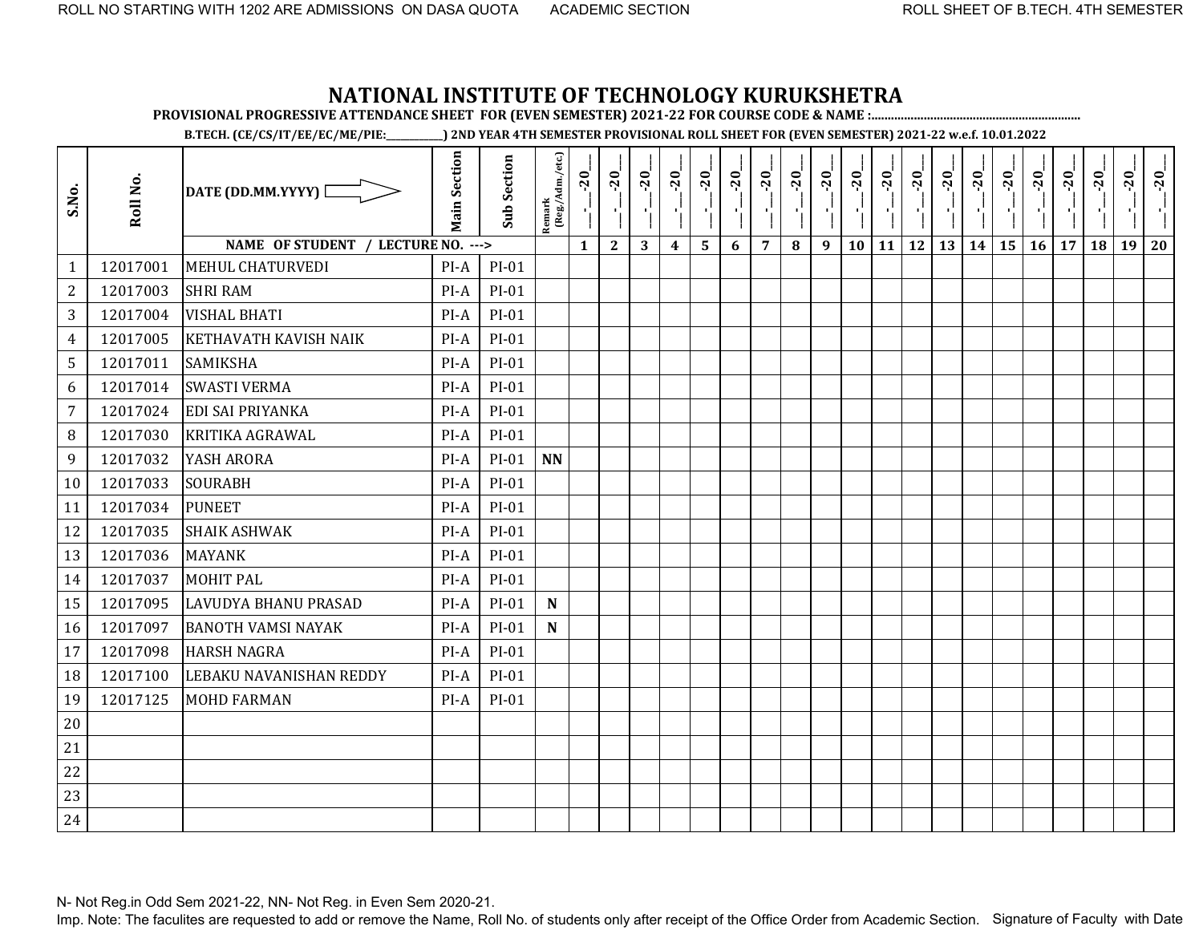ROLL NO STARTING WITH 1202 ARE ADMISSIONS ON DASA QUOTA ACADEMIC SECTION ROLL SHEET OF B.TECH. 4TH SEMESTER

# NATIONAL INSTITUTE OF TECHNOLOGY KURUKSHETRA

**PROVISIONAL PROGRESSIVE ATTENDANCE SHEET FOR (EVEN SEMESTER) 2021-22 FOR COURSE CODE & NAME :..............................................................**

**B.TECH. (CE/CS/IT/EE/EC/ME/PIE:___________) 2ND YEAR 4TH SEMESTER PROVISIONAL ROLL SHEET FOR (EVEN SEMESTER) 2021-22 w.e.f. 10.01.2022**

| S.No. | Roll No. | DATE (DD.MM.YYYY) ⇨ | Main Section | Sub Section | Remark (Reg./Adm./etc.) | __-__-20__ | __-__-20__ | __-__-20__ | __-__-20__ | __-__-20__ | __-__-20__ | __-__-20__ | __-__-20__ | __-__-20__ | __-__-20__ | __-__-20__ | __-__-20__ | __-__-20__ | __-__-20__ | __-__-20__ | __-__-20__ | __-__-20__ | __-__-20__ | __-__-20__ | __-__-20__ |
|---|---|---|---|---|---|---|---|---|---|---|---|---|---|---|---|---|---|---|---|---|---|---|---|---|---|
| | | **NAME OF STUDENT / LECTURE NO. --->** | | | | **1** | **2** | **3** | **4** | **5** | **6** | **7** | **8** | **9** | **10** | **11** | **12** | **13** | **14** | **15** | **16** | **17** | **18** | **19** | **20** |
| 1 | 12017001 | MEHUL CHATURVEDI | PI-A | PI-01 | | | | | | | | | | | | | | | | | | | | | |
| 2 | 12017003 | SHRI RAM | PI-A | PI-01 | | | | | | | | | | | | | | | | | | | | | |
| 3 | 12017004 | VISHAL BHATI | PI-A | PI-01 | | | | | | | | | | | | | | | | | | | | | |
| 4 | 12017005 | KETHAVATH KAVISH NAIK | PI-A | PI-01 | | | | | | | | | | | | | | | | | | | | | |
| 5 | 12017011 | SAMIKSHA | PI-A | PI-01 | | | | | | | | | | | | | | | | | | | | | |
| 6 | 12017014 | SWASTI VERMA | PI-A | PI-01 | | | | | | | | | | | | | | | | | | | | | |
| 7 | 12017024 | EDI SAI PRIYANKA | PI-A | PI-01 | | | | | | | | | | | | | | | | | | | | | |
| 8 | 12017030 | KRITIKA AGRAWAL | PI-A | PI-01 | | | | | | | | | | | | | | | | | | | | | |
| 9 | 12017032 | YASH ARORA | PI-A | PI-01 | **NN** | | | | | | | | | | | | | | | | | | | | |
| 10 | 12017033 | SOURABH | PI-A | PI-01 | | | | | | | | | | | | | | | | | | | | | |
| 11 | 12017034 | PUNEET | PI-A | PI-01 | | | | | | | | | | | | | | | | | | | | | |
| 12 | 12017035 | SHAIK ASHWAK | PI-A | PI-01 | | | | | | | | | | | | | | | | | | | | | |
| 13 | 12017036 | MAYANK | PI-A | PI-01 | | | | | | | | | | | | | | | | | | | | | |
| 14 | 12017037 | MOHIT PAL | PI-A | PI-01 | | | | | | | | | | | | | | | | | | | | | |
| 15 | 12017095 | LAVUDYA BHANU PRASAD | PI-A | PI-01 | **N** | | | | | | | | | | | | | | | | | | | | |
| 16 | 12017097 | BANOTH VAMSI NAYAK | PI-A | PI-01 | **N** | | | | | | | | | | | | | | | | | | | | |
| 17 | 12017098 | HARSH NAGRA | PI-A | PI-01 | | | | | | | | | | | | | | | | | | | | | |
| 18 | 12017100 | LEBAKU NAVANISHAN REDDY | PI-A | PI-01 | | | | | | | | | | | | | | | | | | | | | |
| 19 | 12017125 | MOHD FARMAN | PI-A | PI-01 | | | | | | | | | | | | | | | | | | | | | |
| 20 | | | | | | | | | | | | | | | | | | | | | | | | | |
| 21 | | | | | | | | | | | | | | | | | | | | | | | | | |
| 22 | | | | | | | | | | | | | | | | | | | | | | | | | |
| 23 | | | | | | | | | | | | | | | | | | | | | | | | | |
| 24 | | | | | | | | | | | | | | | | | | | | | | | | | |

N- Not Reg.in Odd Sem 2021-22, NN- Not Reg. in Even Sem 2020-21.

Imp. Note: The faculites are requested to add or remove the Name, Roll No. of students only after receipt of the Office Order from Academic Section. Signature of Faculty with Date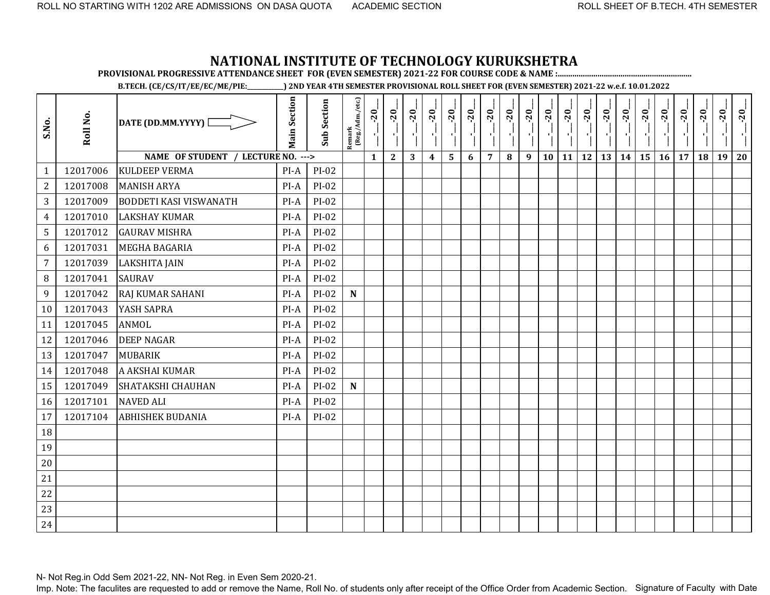ROLL NO STARTING WITH 1202 ARE ADMISSIONS ON DASA QUOTA ACADEMIC SECTION ROLL SHEET OF B.TECH. 4TH SEMESTER

# NATIONAL INSTITUTE OF TECHNOLOGY KURUKSHETRA

**PROVISIONAL PROGRESSIVE ATTENDANCE SHEET FOR (EVEN SEMESTER) 2021-22 FOR COURSE CODE & NAME :...............................................................**

**B.TECH. (CE/CS/IT/EE/EC/ME/PIE:___________) 2ND YEAR 4TH SEMESTER PROVISIONAL ROLL SHEET FOR (EVEN SEMESTER) 2021-22 w.e.f. 10.01.2022**

| S.No. | Roll No. | DATE (DD.MM.YYYY) ⇨ | Main Section | Sub Section | Remark (Reg./Adm./etc.) | __-__-20__ | __-__-20__ | __-__-20__ | __-__-20__ | __-__-20__ | __-__-20__ | __-__-20__ | __-__-20__ | __-__-20__ | __-__-20__ | __-__-20__ | __-__-20__ | __-__-20__ | __-__-20__ | __-__-20__ | __-__-20__ | __-__-20__ | __-__-20__ | __-__-20__ | __-__-20__ |
|---|---|---|---|---|---|---|---|---|---|---|---|---|---|---|---|---|---|---|---|---|---|---|---|---|---|
| | | NAME OF STUDENT / LECTURE NO. ---> | | | | 1 | 2 | 3 | 4 | 5 | 6 | 7 | 8 | 9 | 10 | 11 | 12 | 13 | 14 | 15 | 16 | 17 | 18 | 19 | 20 |
| 1 | 12017006 | KULDEEP VERMA | PI-A | PI-02 | | | | | | | | | | | | | | | | | | | | | |
| 2 | 12017008 | MANISH ARYA | PI-A | PI-02 | | | | | | | | | | | | | | | | | | | | | |
| 3 | 12017009 | BODDETI KASI VISWANATH | PI-A | PI-02 | | | | | | | | | | | | | | | | | | | | | |
| 4 | 12017010 | LAKSHAY KUMAR | PI-A | PI-02 | | | | | | | | | | | | | | | | | | | | | |
| 5 | 12017012 | GAURAV MISHRA | PI-A | PI-02 | | | | | | | | | | | | | | | | | | | | | |
| 6 | 12017031 | MEGHA BAGARIA | PI-A | PI-02 | | | | | | | | | | | | | | | | | | | | | |
| 7 | 12017039 | LAKSHITA JAIN | PI-A | PI-02 | | | | | | | | | | | | | | | | | | | | | |
| 8 | 12017041 | SAURAV | PI-A | PI-02 | | | | | | | | | | | | | | | | | | | | | |
| 9 | 12017042 | RAJ KUMAR SAHANI | PI-A | PI-02 | **N** | | | | | | | | | | | | | | | | | | | | |
| 10 | 12017043 | YASH SAPRA | PI-A | PI-02 | | | | | | | | | | | | | | | | | | | | | |
| 11 | 12017045 | ANMOL | PI-A | PI-02 | | | | | | | | | | | | | | | | | | | | | |
| 12 | 12017046 | DEEP NAGAR | PI-A | PI-02 | | | | | | | | | | | | | | | | | | | | | |
| 13 | 12017047 | MUBARIK | PI-A | PI-02 | | | | | | | | | | | | | | | | | | | | | |
| 14 | 12017048 | A AKSHAI KUMAR | PI-A | PI-02 | | | | | | | | | | | | | | | | | | | | | |
| 15 | 12017049 | SHATAKSHI CHAUHAN | PI-A | PI-02 | **N** | | | | | | | | | | | | | | | | | | | | |
| 16 | 12017101 | NAVED ALI | PI-A | PI-02 | | | | | | | | | | | | | | | | | | | | | |
| 17 | 12017104 | ABHISHEK BUDANIA | PI-A | PI-02 | | | | | | | | | | | | | | | | | | | | | |
| 18 | | | | | | | | | | | | | | | | | | | | | | | | | |
| 19 | | | | | | | | | | | | | | | | | | | | | | | | | |
| 20 | | | | | | | | | | | | | | | | | | | | | | | | | |
| 21 | | | | | | | | | | | | | | | | | | | | | | | | | |
| 22 | | | | | | | | | | | | | | | | | | | | | | | | | |
| 23 | | | | | | | | | | | | | | | | | | | | | | | | | |
| 24 | | | | | | | | | | | | | | | | | | | | | | | | | |

N- Not Reg.in Odd Sem 2021-22, NN- Not Reg. in Even Sem 2020-21.

Imp. Note: The faculites are requested to add or remove the Name, Roll No. of students only after receipt of the Office Order from Academic Section. Signature of Faculty with Date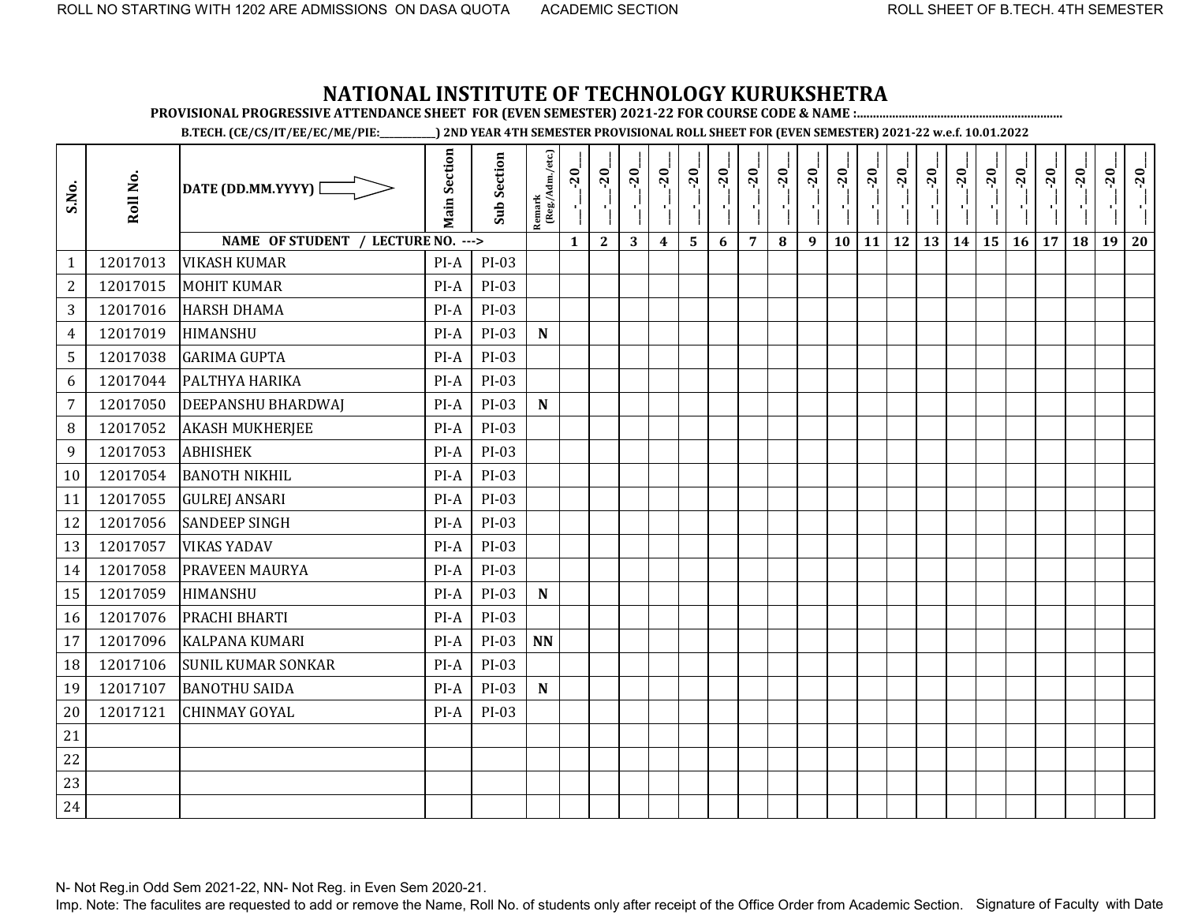ROLL NO STARTING WITH 1202 ARE ADMISSIONS ON DASA QUOTA ACADEMIC SECTION ROLL SHEET OF B.TECH. 4TH SEMESTER

# NATIONAL INSTITUTE OF TECHNOLOGY KURUKSHETRA

**PROVISIONAL PROGRESSIVE ATTENDANCE SHEET FOR (EVEN SEMESTER) 2021-22 FOR COURSE CODE & NAME :..............................................................**

**B.TECH. (CE/CS/IT/EE/EC/ME/PIE:___________) 2ND YEAR 4TH SEMESTER PROVISIONAL ROLL SHEET FOR (EVEN SEMESTER) 2021-22 w.e.f. 10.01.2022**

| S.No. | Roll No. | DATE (DD.MM.YYYY) ⇨ | Main Section | Sub Section | Remark (Reg./Adm./etc.) | __-__-20__ | __-__-20__ | __-__-20__ | __-__-20__ | __-__-20__ | __-__-20__ | __-__-20__ | __-__-20__ | __-__-20__ | __-__-20__ | __-__-20__ | __-__-20__ | __-__-20__ | __-__-20__ | __-__-20__ | __-__-20__ | __-__-20__ | __-__-20__ | __-__-20__ | __-__-20__ |
|---|---|---|---|---|---|---|---|---|---|---|---|---|---|---|---|---|---|---|---|---|---|---|---|---|---|
| | | **NAME OF STUDENT / LECTURE NO. --->** | | | | **1** | **2** | **3** | **4** | **5** | **6** | **7** | **8** | **9** | **10** | **11** | **12** | **13** | **14** | **15** | **16** | **17** | **18** | **19** | **20** |
| 1 | 12017013 | VIKASH KUMAR | PI-A | PI-03 | | | | | | | | | | | | | | | | | | | | | |
| 2 | 12017015 | MOHIT KUMAR | PI-A | PI-03 | | | | | | | | | | | | | | | | | | | | | |
| 3 | 12017016 | HARSH DHAMA | PI-A | PI-03 | | | | | | | | | | | | | | | | | | | | | |
| 4 | 12017019 | HIMANSHU | PI-A | PI-03 | **N** | | | | | | | | | | | | | | | | | | | | |
| 5 | 12017038 | GARIMA GUPTA | PI-A | PI-03 | | | | | | | | | | | | | | | | | | | | | |
| 6 | 12017044 | PALTHYA HARIKA | PI-A | PI-03 | | | | | | | | | | | | | | | | | | | | | |
| 7 | 12017050 | DEEPANSHU BHARDWAJ | PI-A | PI-03 | **N** | | | | | | | | | | | | | | | | | | | | |
| 8 | 12017052 | AKASH MUKHERJEE | PI-A | PI-03 | | | | | | | | | | | | | | | | | | | | | |
| 9 | 12017053 | ABHISHEK | PI-A | PI-03 | | | | | | | | | | | | | | | | | | | | | |
| 10 | 12017054 | BANOTH NIKHIL | PI-A | PI-03 | | | | | | | | | | | | | | | | | | | | | |
| 11 | 12017055 | GULREJ ANSARI | PI-A | PI-03 | | | | | | | | | | | | | | | | | | | | | |
| 12 | 12017056 | SANDEEP SINGH | PI-A | PI-03 | | | | | | | | | | | | | | | | | | | | | |
| 13 | 12017057 | VIKAS YADAV | PI-A | PI-03 | | | | | | | | | | | | | | | | | | | | | |
| 14 | 12017058 | PRAVEEN MAURYA | PI-A | PI-03 | | | | | | | | | | | | | | | | | | | | | |
| 15 | 12017059 | HIMANSHU | PI-A | PI-03 | **N** | | | | | | | | | | | | | | | | | | | | |
| 16 | 12017076 | PRACHI BHARTI | PI-A | PI-03 | | | | | | | | | | | | | | | | | | | | | |
| 17 | 12017096 | KALPANA KUMARI | PI-A | PI-03 | **NN** | | | | | | | | | | | | | | | | | | | | |
| 18 | 12017106 | SUNIL KUMAR SONKAR | PI-A | PI-03 | | | | | | | | | | | | | | | | | | | | | |
| 19 | 12017107 | BANOTHU SAIDA | PI-A | PI-03 | **N** | | | | | | | | | | | | | | | | | | | | |
| 20 | 12017121 | CHINMAY GOYAL | PI-A | PI-03 | | | | | | | | | | | | | | | | | | | | | |
| 21 | | | | | | | | | | | | | | | | | | | | | | | | | |
| 22 | | | | | | | | | | | | | | | | | | | | | | | | | |
| 23 | | | | | | | | | | | | | | | | | | | | | | | | | |
| 24 | | | | | | | | | | | | | | | | | | | | | | | | | |

N- Not Reg.in Odd Sem 2021-22, NN- Not Reg. in Even Sem 2020-21.

Imp. Note: The faculites are requested to add or remove the Name, Roll No. of students only after receipt of the Office Order from Academic Section. Signature of Faculty with Date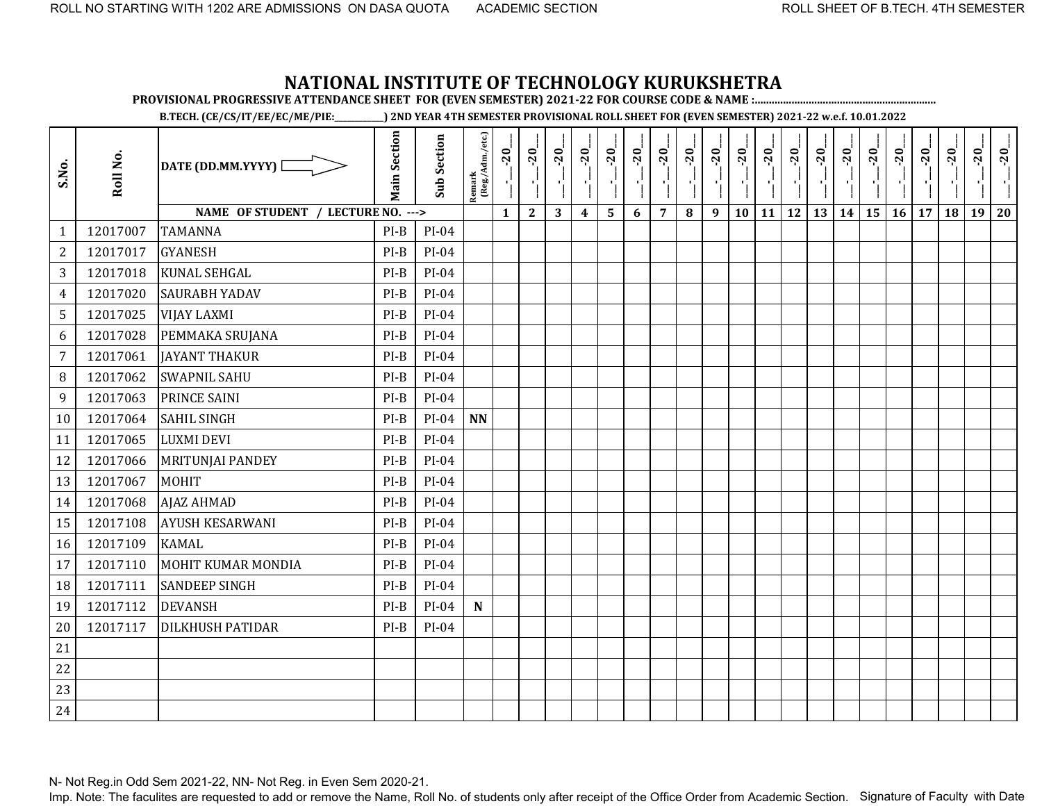ROLL NO STARTING WITH 1202 ARE ADMISSIONS ON DASA QUOTA ACADEMIC SECTION ROLL SHEET OF B.TECH. 4TH SEMESTER

# NATIONAL INSTITUTE OF TECHNOLOGY KURUKSHETRA

**PROVISIONAL PROGRESSIVE ATTENDANCE SHEET FOR (EVEN SEMESTER) 2021-22 FOR COURSE CODE & NAME :..............................................................**

**B.TECH. (CE/CS/IT/EE/EC/ME/PIE:\_\_\_\_\_\_\_\_\_\_\_) 2ND YEAR 4TH SEMESTER PROVISIONAL ROLL SHEET FOR (EVEN SEMESTER) 2021-22 w.e.f. 10.01.2022**

| S.No. | Roll No. | DATE (DD.MM.YYYY) ⇨ | Main Section | Sub Section | Remark (Reg./Adm./etc.) | \_\_.\_\_-20\_\_ | \_\_.\_\_-20\_\_ | \_\_.\_\_-20\_\_ | \_\_.\_\_-20\_\_ | \_\_.\_\_-20\_\_ | \_\_.\_\_-20\_\_ | \_\_.\_\_-20\_\_ | \_\_.\_\_-20\_\_ | \_\_.\_\_-20\_\_ | \_\_.\_\_-20\_\_ | \_\_.\_\_-20\_\_ | \_\_.\_\_-20\_\_ | \_\_.\_\_-20\_\_ | \_\_.\_\_-20\_\_ | \_\_.\_\_-20\_\_ | \_\_.\_\_-20\_\_ | \_\_.\_\_-20\_\_ | \_\_.\_\_-20\_\_ | \_\_.\_\_-20\_\_ | \_\_.\_\_-20\_\_ |
|---|---|---|---|---|---|---|---|---|---|---|---|---|---|---|---|---|---|---|---|---|---|---|---|---|---|
| | | NAME OF STUDENT / LECTURE NO. ---> | | | | 1 | 2 | 3 | 4 | 5 | 6 | 7 | 8 | 9 | 10 | 11 | 12 | 13 | 14 | 15 | 16 | 17 | 18 | 19 | 20 |
| 1 | 12017007 | TAMANNA | PI-B | PI-04 | | | | | | | | | | | | | | | | | | | | | |
| 2 | 12017017 | GYANESH | PI-B | PI-04 | | | | | | | | | | | | | | | | | | | | | |
| 3 | 12017018 | KUNAL SEHGAL | PI-B | PI-04 | | | | | | | | | | | | | | | | | | | | | |
| 4 | 12017020 | SAURABH YADAV | PI-B | PI-04 | | | | | | | | | | | | | | | | | | | | | |
| 5 | 12017025 | VIJAY LAXMI | PI-B | PI-04 | | | | | | | | | | | | | | | | | | | | | |
| 6 | 12017028 | PEMMAKA SRUJANA | PI-B | PI-04 | | | | | | | | | | | | | | | | | | | | | |
| 7 | 12017061 | JAYANT THAKUR | PI-B | PI-04 | | | | | | | | | | | | | | | | | | | | | |
| 8 | 12017062 | SWAPNIL SAHU | PI-B | PI-04 | | | | | | | | | | | | | | | | | | | | | |
| 9 | 12017063 | PRINCE SAINI | PI-B | PI-04 | | | | | | | | | | | | | | | | | | | | | |
| 10 | 12017064 | SAHIL SINGH | PI-B | PI-04 | **NN** | | | | | | | | | | | | | | | | | | | | |
| 11 | 12017065 | LUXMI DEVI | PI-B | PI-04 | | | | | | | | | | | | | | | | | | | | | |
| 12 | 12017066 | MRITUNJAI PANDEY | PI-B | PI-04 | | | | | | | | | | | | | | | | | | | | | |
| 13 | 12017067 | MOHIT | PI-B | PI-04 | | | | | | | | | | | | | | | | | | | | | |
| 14 | 12017068 | AJAZ AHMAD | PI-B | PI-04 | | | | | | | | | | | | | | | | | | | | | |
| 15 | 12017108 | AYUSH KESARWANI | PI-B | PI-04 | | | | | | | | | | | | | | | | | | | | | |
| 16 | 12017109 | KAMAL | PI-B | PI-04 | | | | | | | | | | | | | | | | | | | | | |
| 17 | 12017110 | MOHIT KUMAR MONDIA | PI-B | PI-04 | | | | | | | | | | | | | | | | | | | | | |
| 18 | 12017111 | SANDEEP SINGH | PI-B | PI-04 | | | | | | | | | | | | | | | | | | | | | |
| 19 | 12017112 | DEVANSH | PI-B | PI-04 | **N** | | | | | | | | | | | | | | | | | | | | |
| 20 | 12017117 | DILKHUSH PATIDAR | PI-B | PI-04 | | | | | | | | | | | | | | | | | | | | | |
| 21 | | | | | | | | | | | | | | | | | | | | | | | | | |
| 22 | | | | | | | | | | | | | | | | | | | | | | | | | |
| 23 | | | | | | | | | | | | | | | | | | | | | | | | | |
| 24 | | | | | | | | | | | | | | | | | | | | | | | | | |

N- Not Reg.in Odd Sem 2021-22, NN- Not Reg. in Even Sem 2020-21.

Imp. Note: The faculites are requested to add or remove the Name, Roll No. of students only after receipt of the Office Order from Academic Section. Signature of Faculty with Date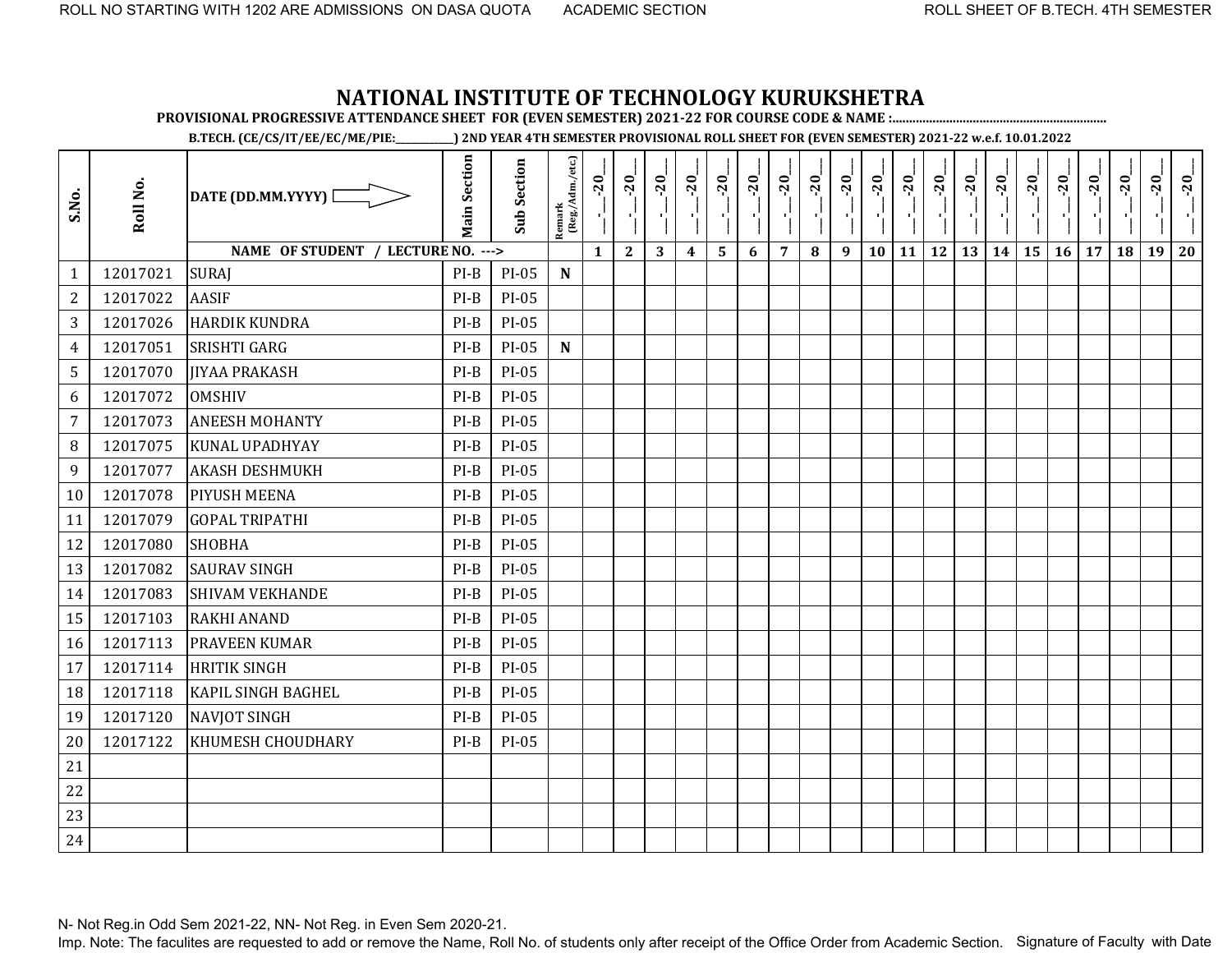# NATIONAL INSTITUTE OF TECHNOLOGY KURUKSHETRA

**PROVISIONAL PROGRESSIVE ATTENDANCE SHEET FOR (EVEN SEMESTER) 2021-22 FOR COURSE CODE & NAME :..............................................................**

**B.TECH. (CE/CS/IT/EE/EC/ME/PIE:___________) 2ND YEAR 4TH SEMESTER PROVISIONAL ROLL SHEET FOR (EVEN SEMESTER) 2021-22 w.e.f. 10.01.2022**

| S.No. | Roll No. | DATE (DD.MM.YYYY) | Main Section | Sub Section | Remark (Reg./Adm./etc.) | __-__-20__ | __-__-20__ | __-__-20__ | __-__-20__ | __-__-20__ | __-__-20__ | __-__-20__ | __-__-20__ | __-__-20__ | __-__-20__ | __-__-20__ | __-__-20__ | __-__-20__ | __-__-20__ | __-__-20__ | __-__-20__ | __-__-20__ | __-__-20__ | __-__-20__ | __-__-20__ |
|---|---|---|---|---|---|---|---|---|---|---|---|---|---|---|---|---|---|---|---|---|---|---|---|---|---|
| | | NAME OF STUDENT / LECTURE NO. ---> | | | | 1 | 2 | 3 | 4 | 5 | 6 | 7 | 8 | 9 | 10 | 11 | 12 | 13 | 14 | 15 | 16 | 17 | 18 | 19 | 20 |
| 1 | 12017021 | SURAJ | PI-B | PI-05 | N | | | | | | | | | | | | | | | | | | | | |
| 2 | 12017022 | AASIF | PI-B | PI-05 | | | | | | | | | | | | | | | | | | | | | |
| 3 | 12017026 | HARDIK KUNDRA | PI-B | PI-05 | | | | | | | | | | | | | | | | | | | | | |
| 4 | 12017051 | SRISHTI GARG | PI-B | PI-05 | N | | | | | | | | | | | | | | | | | | | | |
| 5 | 12017070 | JIYAA PRAKASH | PI-B | PI-05 | | | | | | | | | | | | | | | | | | | | | |
| 6 | 12017072 | OMSHIV | PI-B | PI-05 | | | | | | | | | | | | | | | | | | | | | |
| 7 | 12017073 | ANEESH MOHANTY | PI-B | PI-05 | | | | | | | | | | | | | | | | | | | | | |
| 8 | 12017075 | KUNAL UPADHYAY | PI-B | PI-05 | | | | | | | | | | | | | | | | | | | | | |
| 9 | 12017077 | AKASH DESHMUKH | PI-B | PI-05 | | | | | | | | | | | | | | | | | | | | | |
| 10 | 12017078 | PIYUSH MEENA | PI-B | PI-05 | | | | | | | | | | | | | | | | | | | | | |
| 11 | 12017079 | GOPAL TRIPATHI | PI-B | PI-05 | | | | | | | | | | | | | | | | | | | | | |
| 12 | 12017080 | SHOBHA | PI-B | PI-05 | | | | | | | | | | | | | | | | | | | | | |
| 13 | 12017082 | SAURAV SINGH | PI-B | PI-05 | | | | | | | | | | | | | | | | | | | | | |
| 14 | 12017083 | SHIVAM VEKHANDE | PI-B | PI-05 | | | | | | | | | | | | | | | | | | | | | |
| 15 | 12017103 | RAKHI ANAND | PI-B | PI-05 | | | | | | | | | | | | | | | | | | | | | |
| 16 | 12017113 | PRAVEEN KUMAR | PI-B | PI-05 | | | | | | | | | | | | | | | | | | | | | |
| 17 | 12017114 | HRITIK SINGH | PI-B | PI-05 | | | | | | | | | | | | | | | | | | | | | |
| 18 | 12017118 | KAPIL SINGH BAGHEL | PI-B | PI-05 | | | | | | | | | | | | | | | | | | | | | |
| 19 | 12017120 | NAVJOT SINGH | PI-B | PI-05 | | | | | | | | | | | | | | | | | | | | | |
| 20 | 12017122 | KHUMESH CHOUDHARY | PI-B | PI-05 | | | | | | | | | | | | | | | | | | | | | |
| 21 | | | | | | | | | | | | | | | | | | | | | | | | | |
| 22 | | | | | | | | | | | | | | | | | | | | | | | | | |
| 23 | | | | | | | | | | | | | | | | | | | | | | | | | |
| 24 | | | | | | | | | | | | | | | | | | | | | | | | | |

N- Not Reg.in Odd Sem 2021-22, NN- Not Reg. in Even Sem 2020-21.

Imp. Note: The faculites are requested to add or remove the Name, Roll No. of students only after receipt of the Office Order from Academic Section. Signature of Faculty with Date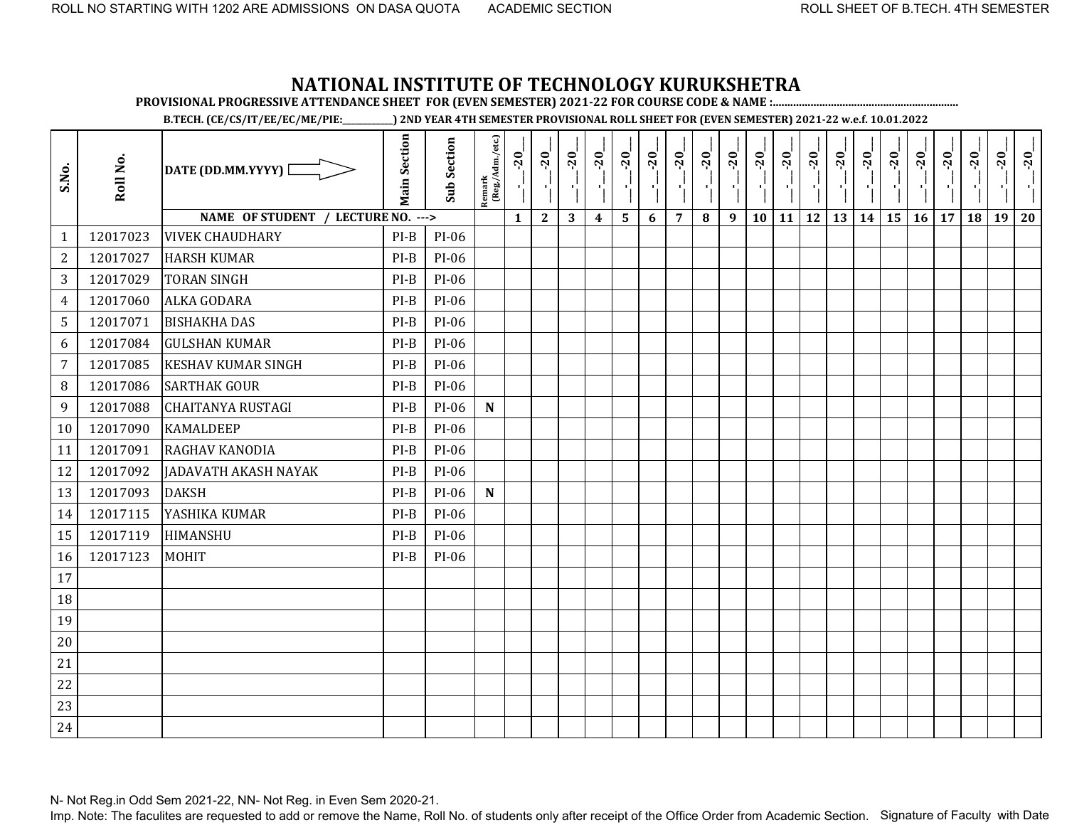# NATIONAL INSTITUTE OF TECHNOLOGY KURUKSHETRA

**PROVISIONAL PROGRESSIVE ATTENDANCE SHEET FOR (EVEN SEMESTER) 2021-22 FOR COURSE CODE & NAME :...............................................................**

**B.TECH. (CE/CS/IT/EE/EC/ME/PIE:___________) 2ND YEAR 4TH SEMESTER PROVISIONAL ROLL SHEET FOR (EVEN SEMESTER) 2021-22 w.e.f. 10.01.2022**

| S.No. | Roll No. | DATE (DD.MM.YYYY) | Main Section | Sub Section | Remark (Reg./Adm./etc.) | __-__-20__ | __-__-20__ | __-__-20__ | __-__-20__ | __-__-20__ | __-__-20__ | __-__-20__ | __-__-20__ | __-__-20__ | __-__-20__ | __-__-20__ | __-__-20__ | __-__-20__ | __-__-20__ | __-__-20__ | __-__-20__ | __-__-20__ | __-__-20__ | __-__-20__ | __-__-20__ |
|---|---|---|---|---|---|---|---|---|---|---|---|---|---|---|---|---|---|---|---|---|---|---|---|---|---|
| | | NAME OF STUDENT / LECTURE NO. ---> | | | | 1 | 2 | 3 | 4 | 5 | 6 | 7 | 8 | 9 | 10 | 11 | 12 | 13 | 14 | 15 | 16 | 17 | 18 | 19 | 20 |
| 1 | 12017023 | VIVEK CHAUDHARY | PI-B | PI-06 | | | | | | | | | | | | | | | | | | | | | |
| 2 | 12017027 | HARSH KUMAR | PI-B | PI-06 | | | | | | | | | | | | | | | | | | | | | |
| 3 | 12017029 | TORAN SINGH | PI-B | PI-06 | | | | | | | | | | | | | | | | | | | | | |
| 4 | 12017060 | ALKA GODARA | PI-B | PI-06 | | | | | | | | | | | | | | | | | | | | | |
| 5 | 12017071 | BISHAKHA DAS | PI-B | PI-06 | | | | | | | | | | | | | | | | | | | | | |
| 6 | 12017084 | GULSHAN KUMAR | PI-B | PI-06 | | | | | | | | | | | | | | | | | | | | | |
| 7 | 12017085 | KESHAV KUMAR SINGH | PI-B | PI-06 | | | | | | | | | | | | | | | | | | | | | |
| 8 | 12017086 | SARTHAK GOUR | PI-B | PI-06 | | | | | | | | | | | | | | | | | | | | | |
| 9 | 12017088 | CHAITANYA RUSTAGI | PI-B | PI-06 | **N** | | | | | | | | | | | | | | | | | | | | |
| 10 | 12017090 | KAMALDEEP | PI-B | PI-06 | | | | | | | | | | | | | | | | | | | | | |
| 11 | 12017091 | RAGHAV KANODIA | PI-B | PI-06 | | | | | | | | | | | | | | | | | | | | | |
| 12 | 12017092 | JADAVATH AKASH NAYAK | PI-B | PI-06 | | | | | | | | | | | | | | | | | | | | | |
| 13 | 12017093 | DAKSH | PI-B | PI-06 | **N** | | | | | | | | | | | | | | | | | | | | |
| 14 | 12017115 | YASHIKA KUMAR | PI-B | PI-06 | | | | | | | | | | | | | | | | | | | | | |
| 15 | 12017119 | HIMANSHU | PI-B | PI-06 | | | | | | | | | | | | | | | | | | | | | |
| 16 | 12017123 | MOHIT | PI-B | PI-06 | | | | | | | | | | | | | | | | | | | | | |
| 17 | | | | | | | | | | | | | | | | | | | | | | | | | |
| 18 | | | | | | | | | | | | | | | | | | | | | | | | | |
| 19 | | | | | | | | | | | | | | | | | | | | | | | | | |
| 20 | | | | | | | | | | | | | | | | | | | | | | | | | |
| 21 | | | | | | | | | | | | | | | | | | | | | | | | | |
| 22 | | | | | | | | | | | | | | | | | | | | | | | | | |
| 23 | | | | | | | | | | | | | | | | | | | | | | | | | |
| 24 | | | | | | | | | | | | | | | | | | | | | | | | | |

N- Not Reg.in Odd Sem 2021-22, NN- Not Reg. in Even Sem 2020-21.

Imp. Note: The faculites are requested to add or remove the Name, Roll No. of students only after receipt of the Office Order from Academic Section. Signature of Faculty with Date